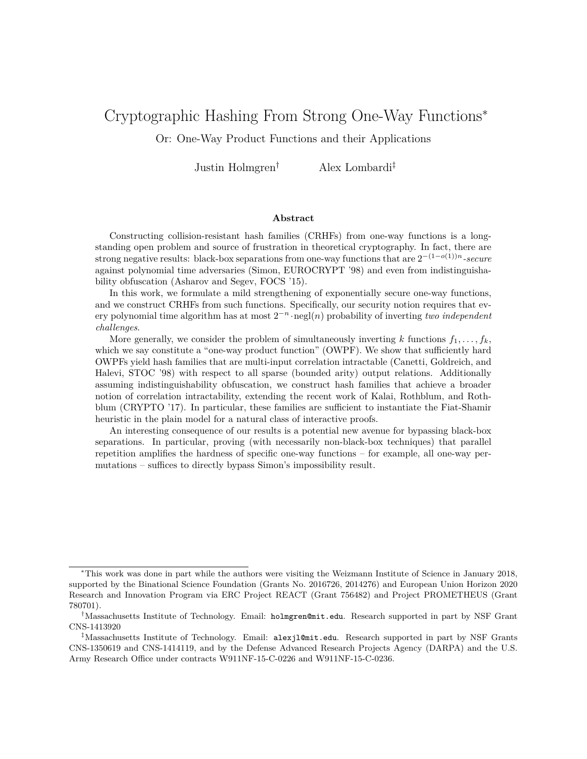# Cryptographic Hashing From Strong One-Way Functions*

Or: One-Way Product Functions and their Applications

Justin Holmgren[†] Alex Lombardi[‡]

## Abstract

Constructing collision-resistant hash families (CRHFs) from one-way functions is a long-standing open problem and source of frustration in theoretical cryptography. In fact, there are strong negative results: black-box separations from one-way functions that are $2^{-(1-o(1))n}$*-secure* against polynomial time adversaries (Simon, EUROCRYPT '98) and even from indistinguishability obfuscation (Asharov and Segev, FOCS '15).

In this work, we formulate a mild strengthening of exponentially secure one-way functions, and we construct CRHFs from such functions. Specifically, our security notion requires that every polynomial time algorithm has at most $2^{-n} \cdot \mathrm{negl}(n)$ probability of inverting *two independent challenges*.

More generally, we consider the problem of simultaneously inverting $k$ functions $f_1, \ldots, f_k$, which we say constitute a "one-way product function" (OWPF). We show that sufficiently hard OWPFs yield hash families that are multi-input correlation intractable (Canetti, Goldreich, and Halevi, STOC '98) with respect to all sparse (bounded arity) output relations. Additionally assuming indistinguishability obfuscation, we construct hash families that achieve a broader notion of correlation intractability, extending the recent work of Kalai, Rothblum, and Rothblum (CRYPTO '17). In particular, these families are sufficient to instantiate the Fiat-Shamir heuristic in the plain model for a natural class of interactive proofs.

An interesting consequence of our results is a potential new avenue for bypassing black-box separations. In particular, proving (with necessarily non-black-box techniques) that parallel repetition amplifies the hardness of specific one-way functions – for example, all one-way permutations – suffices to directly bypass Simon's impossibility result.

---

*This work was done in part while the authors were visiting the Weizmann Institute of Science in January 2018, supported by the Binational Science Foundation (Grants No. 2016726, 2014276) and European Union Horizon 2020 Research and Innovation Program via ERC Project REACT (Grant 756482) and Project PROMETHEUS (Grant 780701).

[†]Massachusetts Institute of Technology. Email: `holmgren@mit.edu`. Research supported in part by NSF Grant CNS-1413920

[‡]Massachusetts Institute of Technology. Email: `alexjl@mit.edu`. Research supported in part by NSF Grants CNS-1350619 and CNS-1414119, and by the Defense Advanced Research Projects Agency (DARPA) and the U.S. Army Research Office under contracts W911NF-15-C-0226 and W911NF-15-C-0236.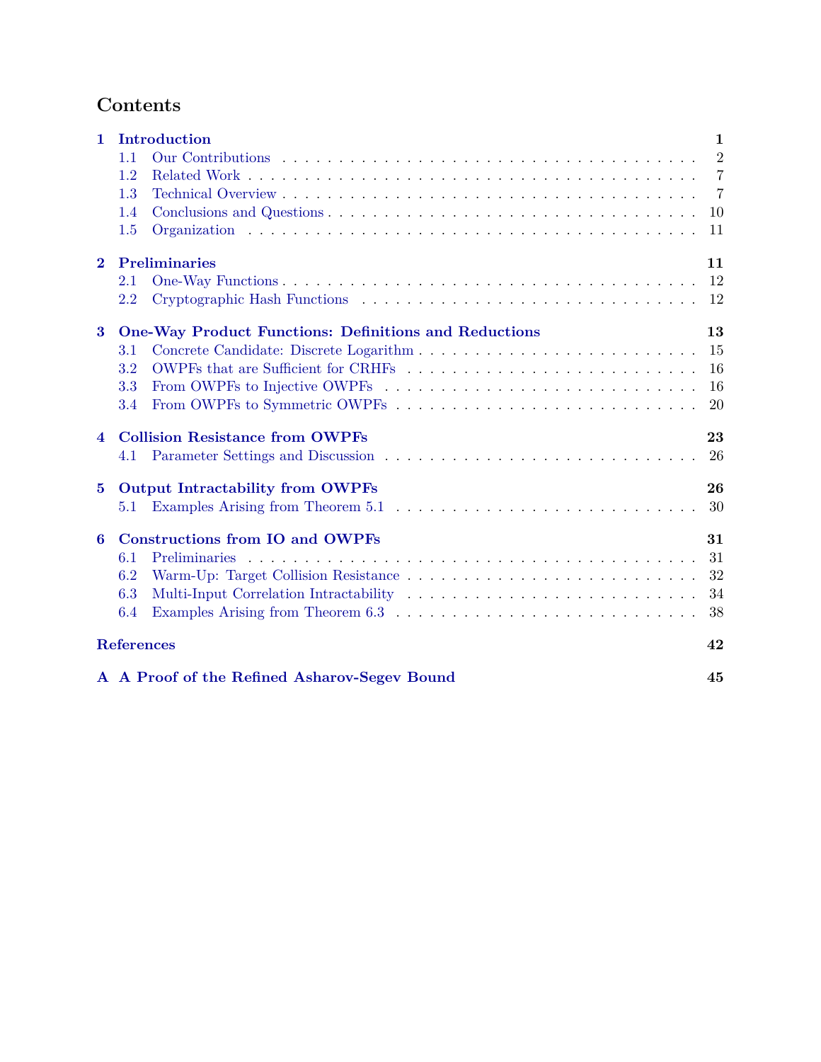# Contents

**1 Introduction** — 1
- 1.1 Our Contributions — 2
- 1.2 Related Work — 7
- 1.3 Technical Overview — 7
- 1.4 Conclusions and Questions — 10
- 1.5 Organization — 11

**2 Preliminaries** — 11
- 2.1 One-Way Functions — 12
- 2.2 Cryptographic Hash Functions — 12

**3 One-Way Product Functions: Definitions and Reductions** — 13
- 3.1 Concrete Candidate: Discrete Logarithm — 15
- 3.2 OWPFs that are Sufficient for CRHFs — 16
- 3.3 From OWPFs to Injective OWPFs — 16
- 3.4 From OWPFs to Symmetric OWPFs — 20

**4 Collision Resistance from OWPFs** — 23
- 4.1 Parameter Settings and Discussion — 26

**5 Output Intractability from OWPFs** — 26
- 5.1 Examples Arising from Theorem 5.1 — 30

**6 Constructions from IO and OWPFs** — 31
- 6.1 Preliminaries — 31
- 6.2 Warm-Up: Target Collision Resistance — 32
- 6.3 Multi-Input Correlation Intractability — 34
- 6.4 Examples Arising from Theorem 6.3 — 38

**References** — 42

**A A Proof of the Refined Asharov-Segev Bound** — 45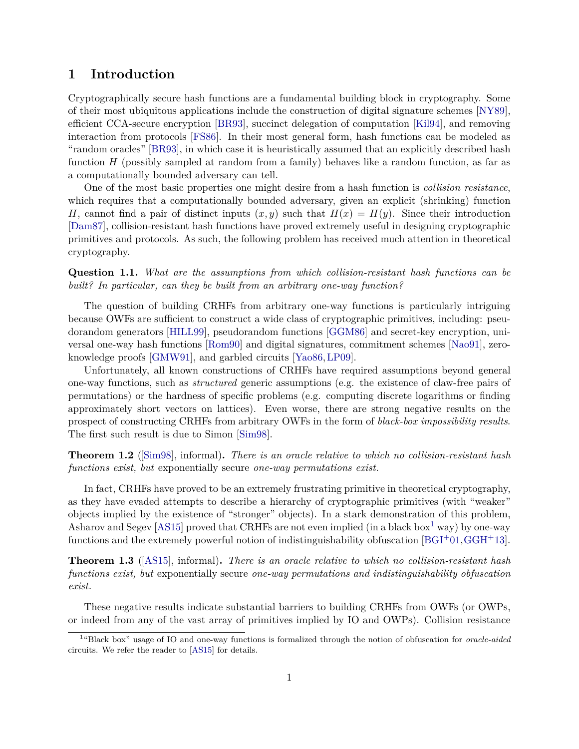## 1 Introduction

Cryptographically secure hash functions are a fundamental building block in cryptography. Some of their most ubiquitous applications include the construction of digital signature schemes [NY89], efficient CCA-secure encryption [BR93], succinct delegation of computation [Kil94], and removing interaction from protocols [FS86]. In their most general form, hash functions can be modeled as "random oracles" [BR93], in which case it is heuristically assumed that an explicitly described hash function $H$ (possibly sampled at random from a family) behaves like a random function, as far as a computationally bounded adversary can tell.

One of the most basic properties one might desire from a hash function is *collision resistance*, which requires that a computationally bounded adversary, given an explicit (shrinking) function $H$, cannot find a pair of distinct inputs $(x, y)$ such that $H(x) = H(y)$. Since their introduction [Dam87], collision-resistant hash functions have proved extremely useful in designing cryptographic primitives and protocols. As such, the following problem has received much attention in theoretical cryptography.

**Question 1.1.** *What are the assumptions from which collision-resistant hash functions can be built? In particular, can they be built from an arbitrary one-way function?*

The question of building CRHFs from arbitrary one-way functions is particularly intriguing because OWFs are sufficient to construct a wide class of cryptographic primitives, including: pseudorandom generators [HILL99], pseudorandom functions [GGM86] and secret-key encryption, universal one-way hash functions [Rom90] and digital signatures, commitment schemes [Nao91], zero-knowledge proofs [GMW91], and garbled circuits [Yao86, LP09].

Unfortunately, all known constructions of CRHFs have required assumptions beyond general one-way functions, such as *structured* generic assumptions (e.g. the existence of claw-free pairs of permutations) or the hardness of specific problems (e.g. computing discrete logarithms or finding approximately short vectors on lattices). Even worse, there are strong negative results on the prospect of constructing CRHFs from arbitrary OWFs in the form of *black-box impossibility results*. The first such result is due to Simon [Sim98].

**Theorem 1.2** ([Sim98], informal)**.** *There is an oracle relative to which no collision-resistant hash functions exist, but* exponentially secure *one-way permutations exist.*

In fact, CRHFs have proved to be an extremely frustrating primitive in theoretical cryptography, as they have evaded attempts to describe a hierarchy of cryptographic primitives (with "weaker" objects implied by the existence of "stronger" objects). In a stark demonstration of this problem, Asharov and Segev [AS15] proved that CRHFs are not even implied (in a black box[1] way) by one-way functions and the extremely powerful notion of indistinguishability obfuscation [BGI+01, GGH+13].

**Theorem 1.3** ([AS15], informal)**.** *There is an oracle relative to which no collision-resistant hash functions exist, but* exponentially secure *one-way permutations and indistinguishability obfuscation exist.*

These negative results indicate substantial barriers to building CRHFs from OWFs (or OWPs, or indeed from any of the vast array of primitives implied by IO and OWPs). Collision resistance

[1] "Black box" usage of IO and one-way functions is formalized through the notion of obfuscation for *oracle-aided* circuits. We refer the reader to [AS15] for details.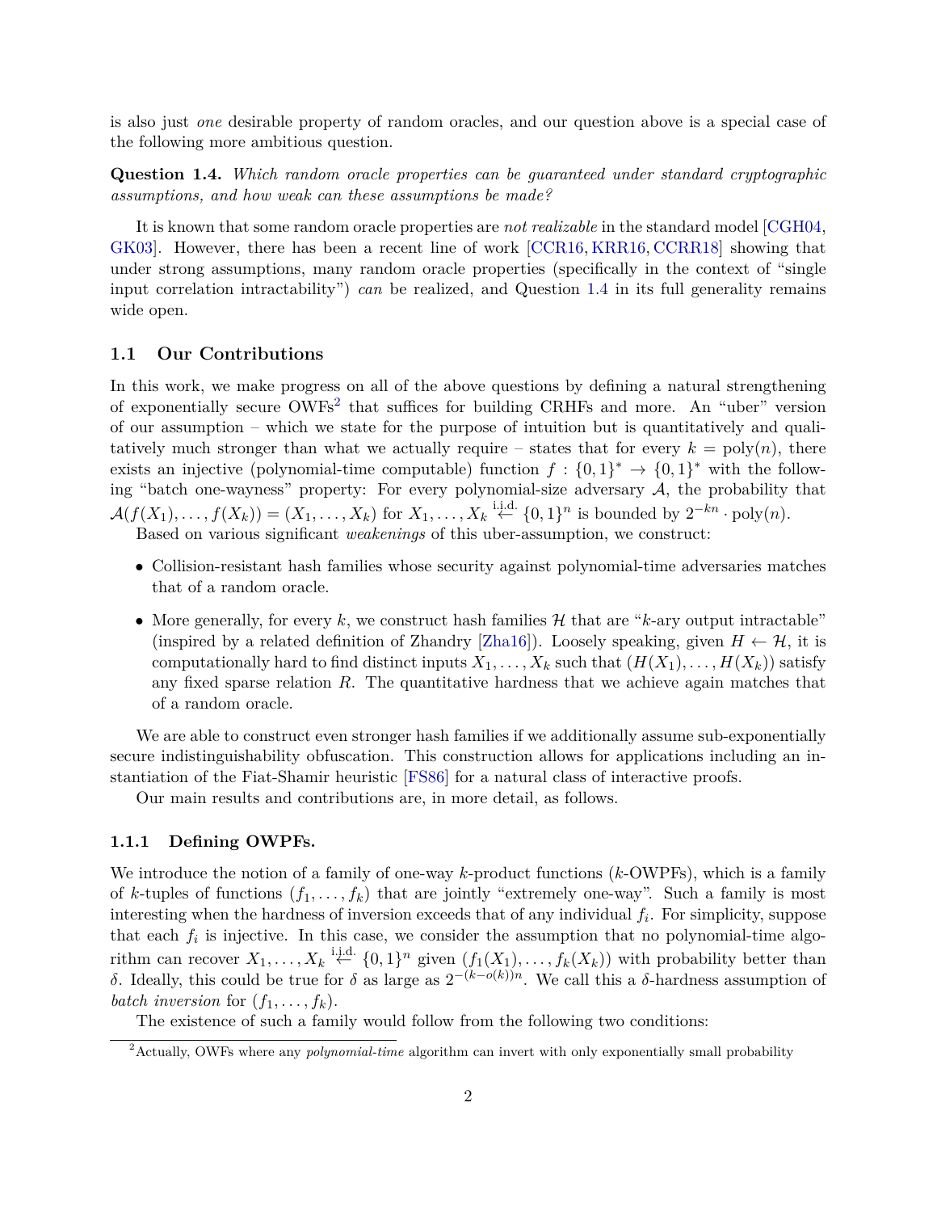is also just *one* desirable property of random oracles, and our question above is a special case of the following more ambitious question.

**Question 1.4.** *Which random oracle properties can be guaranteed under standard cryptographic assumptions, and how weak can these assumptions be made?*

It is known that some random oracle properties are *not realizable* in the standard model [CGH04, GK03]. However, there has been a recent line of work [CCR16, KRR16, CCRR18] showing that under strong assumptions, many random oracle properties (specifically in the context of "single input correlation intractability") *can* be realized, and Question 1.4 in its full generality remains wide open.

### 1.1 Our Contributions

In this work, we make progress on all of the above questions by defining a natural strengthening of exponentially secure OWFs[2] that suffices for building CRHFs and more. An "uber" version of our assumption – which we state for the purpose of intuition but is quantitatively and qualitatively much stronger than what we actually require – states that for every $k = \mathrm{poly}(n)$, there exists an injective (polynomial-time computable) function $f : \{0,1\}^* \to \{0,1\}^*$ with the following "batch one-wayness" property: For every polynomial-size adversary $\mathcal{A}$, the probability that $\mathcal{A}(f(X_1), \ldots, f(X_k)) = (X_1, \ldots, X_k)$ for $X_1, \ldots, X_k \stackrel{\text{i.i.d.}}{\leftarrow} \{0,1\}^n$ is bounded by $2^{-kn} \cdot \mathrm{poly}(n)$.

Based on various significant *weakenings* of this uber-assumption, we construct:

- Collision-resistant hash families whose security against polynomial-time adversaries matches that of a random oracle.
- More generally, for every $k$, we construct hash families $\mathcal{H}$ that are "$k$-ary output intractable" (inspired by a related definition of Zhandry [Zha16]). Loosely speaking, given $H \leftarrow \mathcal{H}$, it is computationally hard to find distinct inputs $X_1, \ldots, X_k$ such that $(H(X_1), \ldots, H(X_k))$ satisfy any fixed sparse relation $R$. The quantitative hardness that we achieve again matches that of a random oracle.

We are able to construct even stronger hash families if we additionally assume sub-exponentially secure indistinguishability obfuscation. This construction allows for applications including an instantiation of the Fiat-Shamir heuristic [FS86] for a natural class of interactive proofs.

Our main results and contributions are, in more detail, as follows.

#### 1.1.1 Defining OWPFs.

We introduce the notion of a family of one-way $k$-product functions ($k$-OWPFs), which is a family of $k$-tuples of functions $(f_1, \ldots, f_k)$ that are jointly "extremely one-way". Such a family is most interesting when the hardness of inversion exceeds that of any individual $f_i$. For simplicity, suppose that each $f_i$ is injective. In this case, we consider the assumption that no polynomial-time algorithm can recover $X_1, \ldots, X_k \stackrel{\text{i.i.d.}}{\leftarrow} \{0,1\}^n$ given $(f_1(X_1), \ldots, f_k(X_k))$ with probability better than $\delta$. Ideally, this could be true for $\delta$ as large as $2^{-(k-o(k))n}$. We call this a $\delta$-hardness assumption of *batch inversion* for $(f_1, \ldots, f_k)$.

The existence of such a family would follow from the following two conditions:

[2] Actually, OWFs where any *polynomial-time* algorithm can invert with only exponentially small probability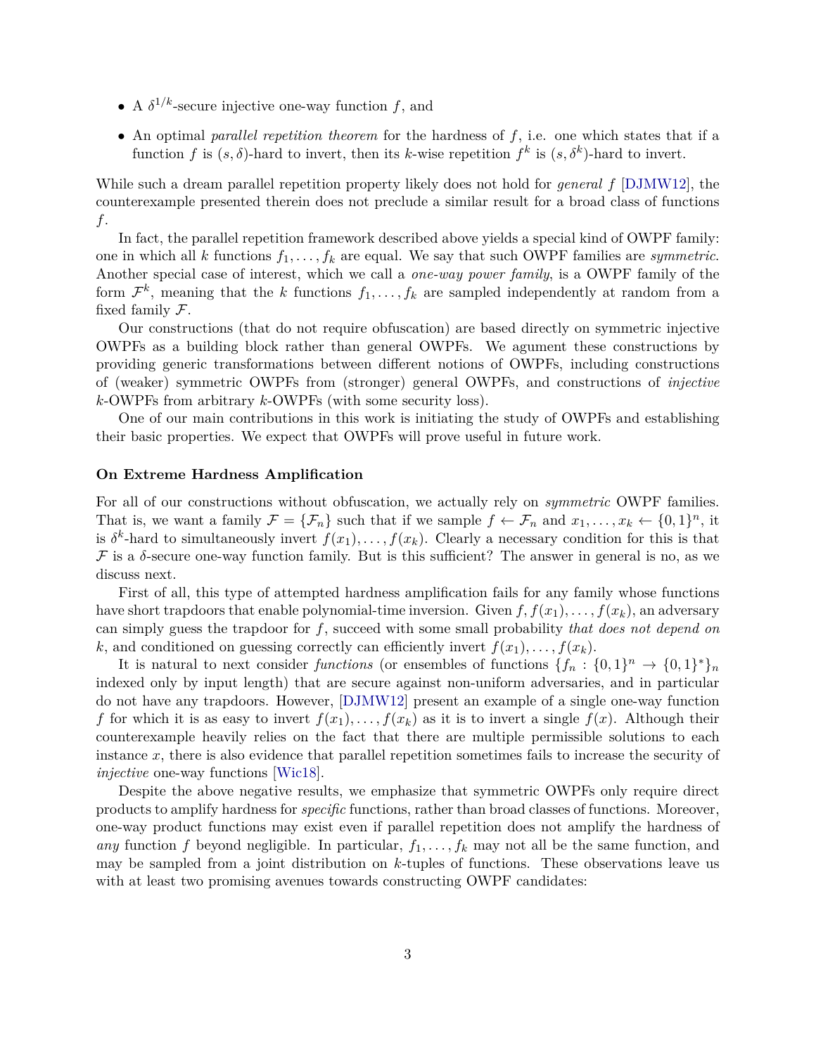- A $\delta^{1/k}$-secure injective one-way function $f$, and
- An optimal *parallel repetition theorem* for the hardness of $f$, i.e. one which states that if a function $f$ is $(s, \delta)$-hard to invert, then its $k$-wise repetition $f^k$ is $(s, \delta^k)$-hard to invert.

While such a dream parallel repetition property likely does not hold for *general* $f$ [DJMW12], the counterexample presented therein does not preclude a similar result for a broad class of functions $f$.

In fact, the parallel repetition framework described above yields a special kind of OWPF family: one in which all $k$ functions $f_1, \ldots, f_k$ are equal. We say that such OWPF families are *symmetric*. Another special case of interest, which we call a *one-way power family*, is a OWPF family of the form $\mathcal{F}^k$, meaning that the $k$ functions $f_1, \ldots, f_k$ are sampled independently at random from a fixed family $\mathcal{F}$.

Our constructions (that do not require obfuscation) are based directly on symmetric injective OWPFs as a building block rather than general OWPFs. We agument these constructions by providing generic transformations between different notions of OWPFs, including constructions of (weaker) symmetric OWPFs from (stronger) general OWPFs, and constructions of *injective* $k$-OWPFs from arbitrary $k$-OWPFs (with some security loss).

One of our main contributions in this work is initiating the study of OWPFs and establishing their basic properties. We expect that OWPFs will prove useful in future work.

**On Extreme Hardness Amplification**

For all of our constructions without obfuscation, we actually rely on *symmetric* OWPF families. That is, we want a family $\mathcal{F} = \{\mathcal{F}_n\}$ such that if we sample $f \leftarrow \mathcal{F}_n$ and $x_1, \ldots, x_k \leftarrow \{0,1\}^n$, it is $\delta^k$-hard to simultaneously invert $f(x_1), \ldots, f(x_k)$. Clearly a necessary condition for this is that $\mathcal{F}$ is a $\delta$-secure one-way function family. But is this sufficient? The answer in general is no, as we discuss next.

First of all, this type of attempted hardness amplification fails for any family whose functions have short trapdoors that enable polynomial-time inversion. Given $f, f(x_1), \ldots, f(x_k)$, an adversary can simply guess the trapdoor for $f$, succeed with some small probability *that does not depend on* $k$, and conditioned on guessing correctly can efficiently invert $f(x_1), \ldots, f(x_k)$.

It is natural to next consider *functions* (or ensembles of functions $\{f_n : \{0,1\}^n \to \{0,1\}^*\}_n$ indexed only by input length) that are secure against non-uniform adversaries, and in particular do not have any trapdoors. However, [DJMW12] present an example of a single one-way function $f$ for which it is as easy to invert $f(x_1), \ldots, f(x_k)$ as it is to invert a single $f(x)$. Although their counterexample heavily relies on the fact that there are multiple permissible solutions to each instance $x$, there is also evidence that parallel repetition sometimes fails to increase the security of *injective* one-way functions [Wic18].

Despite the above negative results, we emphasize that symmetric OWPFs only require direct products to amplify hardness for *specific* functions, rather than broad classes of functions. Moreover, one-way product functions may exist even if parallel repetition does not amplify the hardness of *any* function $f$ beyond negligible. In particular, $f_1, \ldots, f_k$ may not all be the same function, and may be sampled from a joint distribution on $k$-tuples of functions. These observations leave us with at least two promising avenues towards constructing OWPF candidates: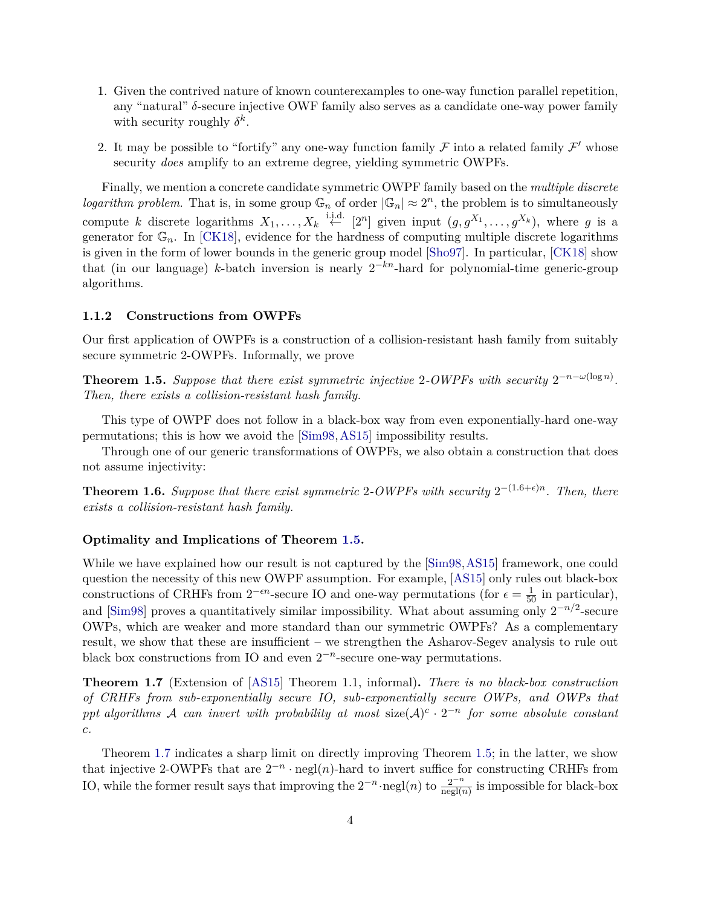1. Given the contrived nature of known counterexamples to one-way function parallel repetition, any "natural" $\delta$-secure injective OWF family also serves as a candidate one-way power family with security roughly $\delta^k$.

2. It may be possible to "fortify" any one-way function family $\mathcal{F}$ into a related family $\mathcal{F}'$ whose security *does* amplify to an extreme degree, yielding symmetric OWPFs.

Finally, we mention a concrete candidate symmetric OWPF family based on the *multiple discrete logarithm problem.* That is, in some group $\mathbb{G}_n$ of order $|\mathbb{G}_n| \approx 2^n$, the problem is to simultaneously compute $k$ discrete logarithms $X_1, \ldots, X_k \stackrel{\text{i.i.d.}}{\leftarrow} [2^n]$ given input $(g, g^{X_1}, \ldots, g^{X_k})$, where $g$ is a generator for $\mathbb{G}_n$. In [CK18], evidence for the hardness of computing multiple discrete logarithms is given in the form of lower bounds in the generic group model [Sho97]. In particular, [CK18] show that (in our language) $k$-batch inversion is nearly $2^{-kn}$-hard for polynomial-time generic-group algorithms.

### 1.1.2 Constructions from OWPFs

Our first application of OWPFs is a construction of a collision-resistant hash family from suitably secure symmetric 2-OWPFs. Informally, we prove

**Theorem 1.5.** *Suppose that there exist symmetric injective* 2*-OWPFs with security* $2^{-n-\omega(\log n)}$*. Then, there exists a collision-resistant hash family.*

This type of OWPF does not follow in a black-box way from even exponentially-hard one-way permutations; this is how we avoid the [Sim98, AS15] impossibility results.

Through one of our generic transformations of OWPFs, we also obtain a construction that does not assume injectivity:

**Theorem 1.6.** *Suppose that there exist symmetric* 2*-OWPFs with security* $2^{-(1.6+\epsilon)n}$*. Then, there exists a collision-resistant hash family.*

#### Optimality and Implications of Theorem 1.5.

While we have explained how our result is not captured by the [Sim98, AS15] framework, one could question the necessity of this new OWPF assumption. For example, [AS15] only rules out black-box constructions of CRHFs from $2^{-\epsilon n}$-secure IO and one-way permutations (for $\epsilon = \frac{1}{50}$ in particular), and [Sim98] proves a quantitatively similar impossibility. What about assuming only $2^{-n/2}$-secure OWPs, which are weaker and more standard than our symmetric OWPFs? As a complementary result, we show that these are insufficient – we strengthen the Asharov-Segev analysis to rule out black box constructions from IO and even $2^{-n}$-secure one-way permutations.

**Theorem 1.7** (Extension of [AS15] Theorem 1.1, informal)**.** *There is no black-box construction of CRHFs from sub-exponentially secure IO, sub-exponentially secure OWPs, and OWPs that ppt algorithms* $\mathcal{A}$ *can invert with probability at most* $\text{size}(\mathcal{A})^c \cdot 2^{-n}$ *for some absolute constant* $c$*.*

Theorem 1.7 indicates a sharp limit on directly improving Theorem 1.5; in the latter, we show that injective 2-OWPFs that are $2^{-n} \cdot \text{negl}(n)$-hard to invert suffice for constructing CRHFs from IO, while the former result says that improving the $2^{-n} \cdot \text{negl}(n)$ to $\frac{2^{-n}}{\text{negl}(n)}$ is impossible for black-box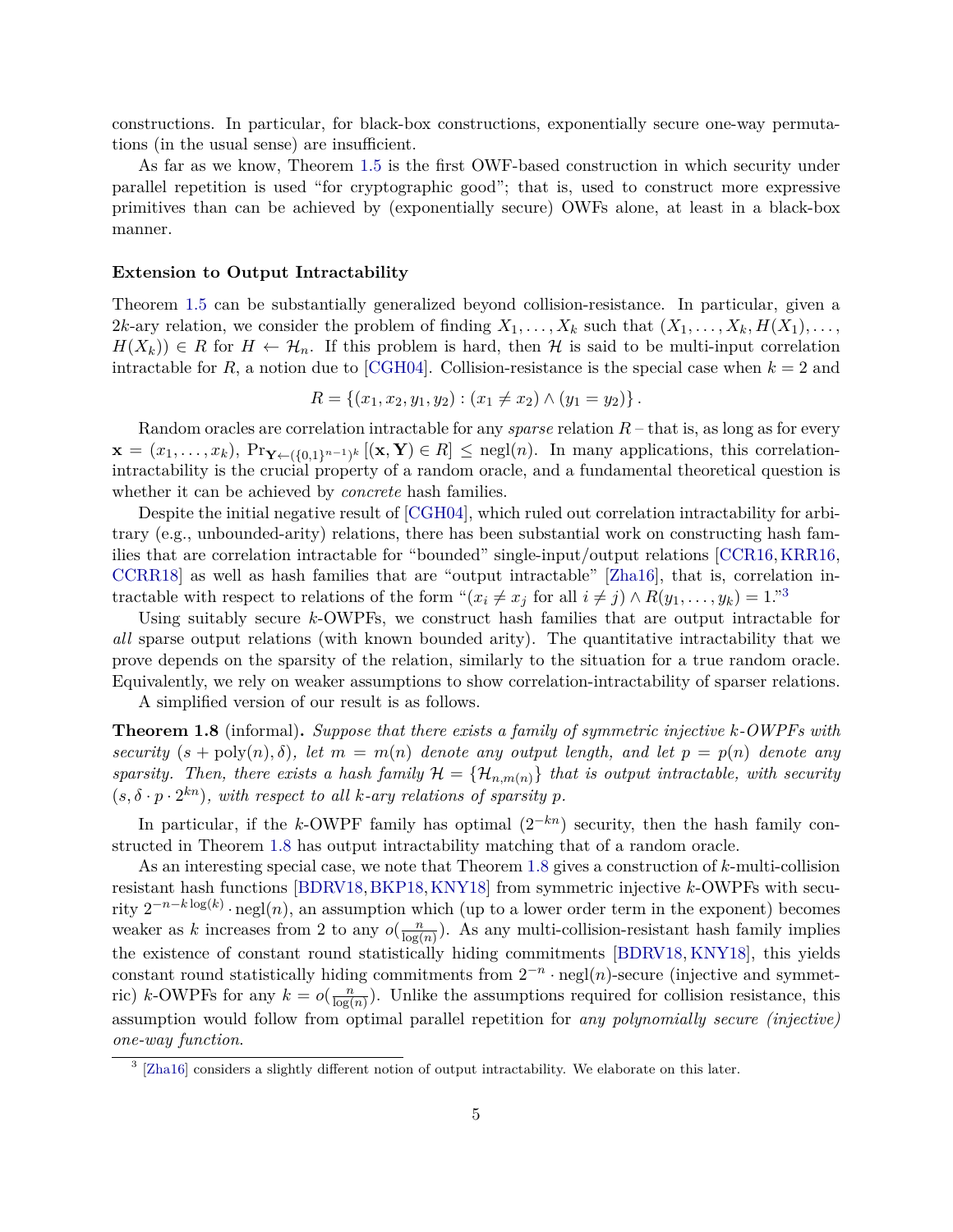constructions. In particular, for black-box constructions, exponentially secure one-way permutations (in the usual sense) are insufficient.

As far as we know, Theorem 1.5 is the first OWF-based construction in which security under parallel repetition is used "for cryptographic good"; that is, used to construct more expressive primitives than can be achieved by (exponentially secure) OWFs alone, at least in a black-box manner.

### Extension to Output Intractability

Theorem 1.5 can be substantially generalized beyond collision-resistance. In particular, given a $2k$-ary relation, we consider the problem of finding $X_1, \ldots, X_k$ such that $(X_1, \ldots, X_k, H(X_1), \ldots, H(X_k)) \in R$ for $H \leftarrow \mathcal{H}_n$. If this problem is hard, then $\mathcal{H}$ is said to be multi-input correlation intractable for $R$, a notion due to [CGH04]. Collision-resistance is the special case when $k = 2$ and

$$R = \{(x_1, x_2, y_1, y_2) : (x_1 \neq x_2) \wedge (y_1 = y_2)\}.$$

Random oracles are correlation intractable for any *sparse* relation $R$ – that is, as long as for every $\mathbf{x} = (x_1, \ldots, x_k)$, $\Pr_{\mathbf{Y} \leftarrow (\{0,1\}^{n-1})^k} [(\mathbf{x}, \mathbf{Y}) \in R] \leq \mathrm{negl}(n)$. In many applications, this correlation-intractability is the crucial property of a random oracle, and a fundamental theoretical question is whether it can be achieved by *concrete* hash families.

Despite the initial negative result of [CGH04], which ruled out correlation intractability for arbitrary (e.g., unbounded-arity) relations, there has been substantial work on constructing hash families that are correlation intractable for "bounded" single-input/output relations [CCR16, KRR16, CCRR18] as well as hash families that are "output intractable" [Zha16], that is, correlation intractable with respect to relations of the form "$(x_i \neq x_j$ for all $i \neq j) \wedge R(y_1, \ldots, y_k) = 1$."[3]

Using suitably secure $k$-OWPFs, we construct hash families that are output intractable for *all* sparse output relations (with known bounded arity). The quantitative intractability that we prove depends on the sparsity of the relation, similarly to the situation for a true random oracle. Equivalently, we rely on weaker assumptions to show correlation-intractability of sparser relations.

A simplified version of our result is as follows.

**Theorem 1.8** (informal)**.** *Suppose that there exists a family of symmetric injective $k$-OWPFs with security $(s + \mathrm{poly}(n), \delta)$, let $m = m(n)$ denote any output length, and let $p = p(n)$ denote any sparsity. Then, there exists a hash family $\mathcal{H} = \{\mathcal{H}_{n,m(n)}\}$ that is output intractable, with security $(s, \delta \cdot p \cdot 2^{kn})$, with respect to all $k$-ary relations of sparsity $p$.*

In particular, if the $k$-OWPF family has optimal $(2^{-kn})$ security, then the hash family constructed in Theorem 1.8 has output intractability matching that of a random oracle.

As an interesting special case, we note that Theorem 1.8 gives a construction of $k$-multi-collision resistant hash functions [BDRV18, BKP18, KNY18] from symmetric injective $k$-OWPFs with security $2^{-n-k\log(k)} \cdot \mathrm{negl}(n)$, an assumption which (up to a lower order term in the exponent) becomes weaker as $k$ increases from 2 to any $o(\frac{n}{\log(n)})$. As any multi-collision-resistant hash family implies the existence of constant round statistically hiding commitments [BDRV18, KNY18], this yields constant round statistically hiding commitments from $2^{-n} \cdot \mathrm{negl}(n)$-secure (injective and symmetric) $k$-OWPFs for any $k = o(\frac{n}{\log(n)})$. Unlike the assumptions required for collision resistance, this assumption would follow from optimal parallel repetition for *any polynomially secure (injective) one-way function.*

[3] [Zha16] considers a slightly different notion of output intractability. We elaborate on this later.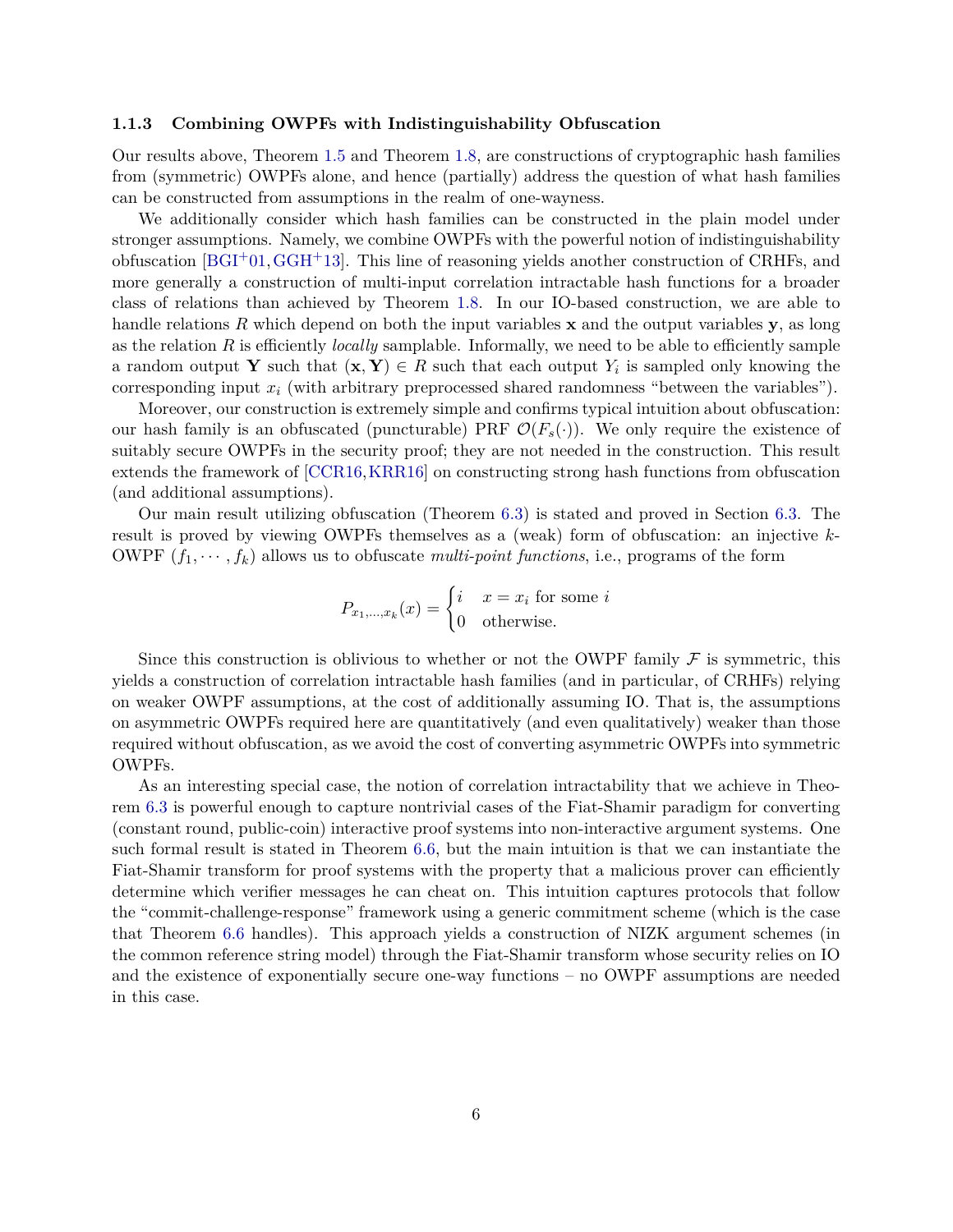### 1.1.3 Combining OWPFs with Indistinguishability Obfuscation

Our results above, Theorem 1.5 and Theorem 1.8, are constructions of cryptographic hash families from (symmetric) OWPFs alone, and hence (partially) address the question of what hash families can be constructed from assumptions in the realm of one-wayness.

We additionally consider which hash families can be constructed in the plain model under stronger assumptions. Namely, we combine OWPFs with the powerful notion of indistinguishability obfuscation [BGI+01, GGH+13]. This line of reasoning yields another construction of CRHFs, and more generally a construction of multi-input correlation intractable hash functions for a broader class of relations than achieved by Theorem 1.8. In our IO-based construction, we are able to handle relations $R$ which depend on both the input variables $\mathbf{x}$ and the output variables $\mathbf{y}$, as long as the relation $R$ is efficiently *locally* samplable. Informally, we need to be able to efficiently sample a random output $\mathbf{Y}$ such that $(\mathbf{x}, \mathbf{Y}) \in R$ such that each output $Y_i$ is sampled only knowing the corresponding input $x_i$ (with arbitrary preprocessed shared randomness "between the variables").

Moreover, our construction is extremely simple and confirms typical intuition about obfuscation: our hash family is an obfuscated (puncturable) PRF $\mathcal{O}(F_s(\cdot))$. We only require the existence of suitably secure OWPFs in the security proof; they are not needed in the construction. This result extends the framework of [CCR16, KRR16] on constructing strong hash functions from obfuscation (and additional assumptions).

Our main result utilizing obfuscation (Theorem 6.3) is stated and proved in Section 6.3. The result is proved by viewing OWPFs themselves as a (weak) form of obfuscation: an injective $k$-OWPF $(f_1, \cdots, f_k)$ allows us to obfuscate *multi-point functions*, i.e., programs of the form

$$P_{x_1,\ldots,x_k}(x) = \begin{cases} i & x = x_i \text{ for some } i \\ 0 & \text{otherwise.} \end{cases}$$

Since this construction is oblivious to whether or not the OWPF family $\mathcal{F}$ is symmetric, this yields a construction of correlation intractable hash families (and in particular, of CRHFs) relying on weaker OWPF assumptions, at the cost of additionally assuming IO. That is, the assumptions on asymmetric OWPFs required here are quantitatively (and even qualitatively) weaker than those required without obfuscation, as we avoid the cost of converting asymmetric OWPFs into symmetric OWPFs.

As an interesting special case, the notion of correlation intractability that we achieve in Theorem 6.3 is powerful enough to capture nontrivial cases of the Fiat-Shamir paradigm for converting (constant round, public-coin) interactive proof systems into non-interactive argument systems. One such formal result is stated in Theorem 6.6, but the main intuition is that we can instantiate the Fiat-Shamir transform for proof systems with the property that a malicious prover can efficiently determine which verifier messages he can cheat on. This intuition captures protocols that follow the "commit-challenge-response" framework using a generic commitment scheme (which is the case that Theorem 6.6 handles). This approach yields a construction of NIZK argument schemes (in the common reference string model) through the Fiat-Shamir transform whose security relies on IO and the existence of exponentially secure one-way functions – no OWPF assumptions are needed in this case.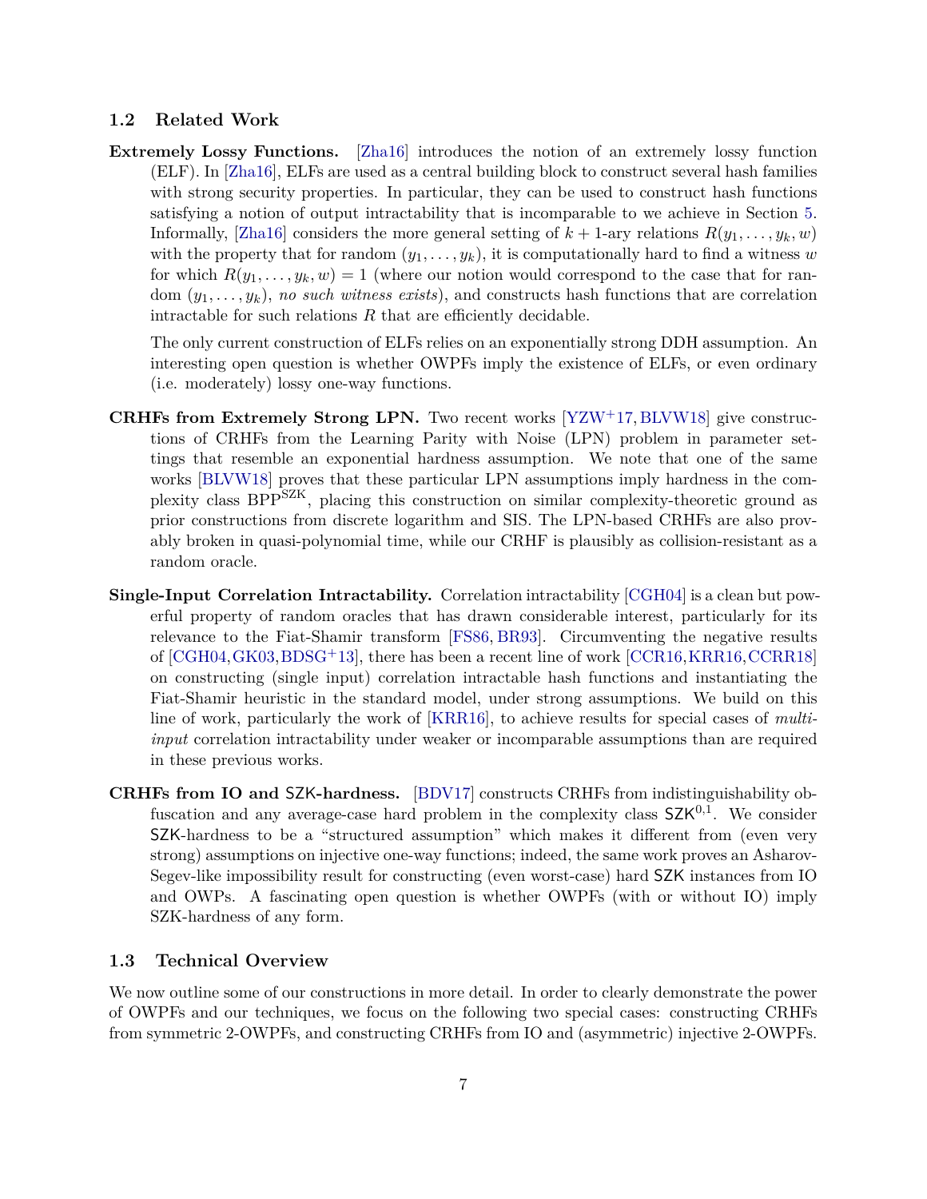### 1.2 Related Work

**Extremely Lossy Functions.** [Zha16] introduces the notion of an extremely lossy function (ELF). In [Zha16], ELFs are used as a central building block to construct several hash families with strong security properties. In particular, they can be used to construct hash functions satisfying a notion of output intractability that is incomparable to we achieve in Section 5. Informally, [Zha16] considers the more general setting of $k+1$-ary relations $R(y_1, \ldots, y_k, w)$ with the property that for random $(y_1, \ldots, y_k)$, it is computationally hard to find a witness $w$ for which $R(y_1, \ldots, y_k, w) = 1$ (where our notion would correspond to the case that for random $(y_1, \ldots, y_k)$, *no such witness exists*), and constructs hash functions that are correlation intractable for such relations $R$ that are efficiently decidable.

The only current construction of ELFs relies on an exponentially strong DDH assumption. An interesting open question is whether OWPFs imply the existence of ELFs, or even ordinary (i.e. moderately) lossy one-way functions.

**CRHFs from Extremely Strong LPN.** Two recent works [YZW+17, BLVW18] give constructions of CRHFs from the Learning Parity with Noise (LPN) problem in parameter settings that resemble an exponential hardness assumption. We note that one of the same works [BLVW18] proves that these particular LPN assumptions imply hardness in the complexity class $\text{BPP}^{\text{SZK}}$, placing this construction on similar complexity-theoretic ground as prior constructions from discrete logarithm and SIS. The LPN-based CRHFs are also provably broken in quasi-polynomial time, while our CRHF is plausibly as collision-resistant as a random oracle.

**Single-Input Correlation Intractability.** Correlation intractability [CGH04] is a clean but powerful property of random oracles that has drawn considerable interest, particularly for its relevance to the Fiat-Shamir transform [FS86, BR93]. Circumventing the negative results of [CGH04, GK03, BDSG+13], there has been a recent line of work [CCR16, KRR16, CCRR18] on constructing (single input) correlation intractable hash functions and instantiating the Fiat-Shamir heuristic in the standard model, under strong assumptions. We build on this line of work, particularly the work of [KRR16], to achieve results for special cases of *multi-input* correlation intractability under weaker or incomparable assumptions than are required in these previous works.

**CRHFs from IO and SZK-hardness.** [BDV17] constructs CRHFs from indistinguishability obfuscation and any average-case hard problem in the complexity class $\mathsf{SZK}^{0,1}$. We consider $\mathsf{SZK}$-hardness to be a "structured assumption" which makes it different from (even very strong) assumptions on injective one-way functions; indeed, the same work proves an Asharov-Segev-like impossibility result for constructing (even worst-case) hard $\mathsf{SZK}$ instances from IO and OWPs. A fascinating open question is whether OWPFs (with or without IO) imply SZK-hardness of any form.

### 1.3 Technical Overview

We now outline some of our constructions in more detail. In order to clearly demonstrate the power of OWPFs and our techniques, we focus on the following two special cases: constructing CRHFs from symmetric 2-OWPFs, and constructing CRHFs from IO and (asymmetric) injective 2-OWPFs.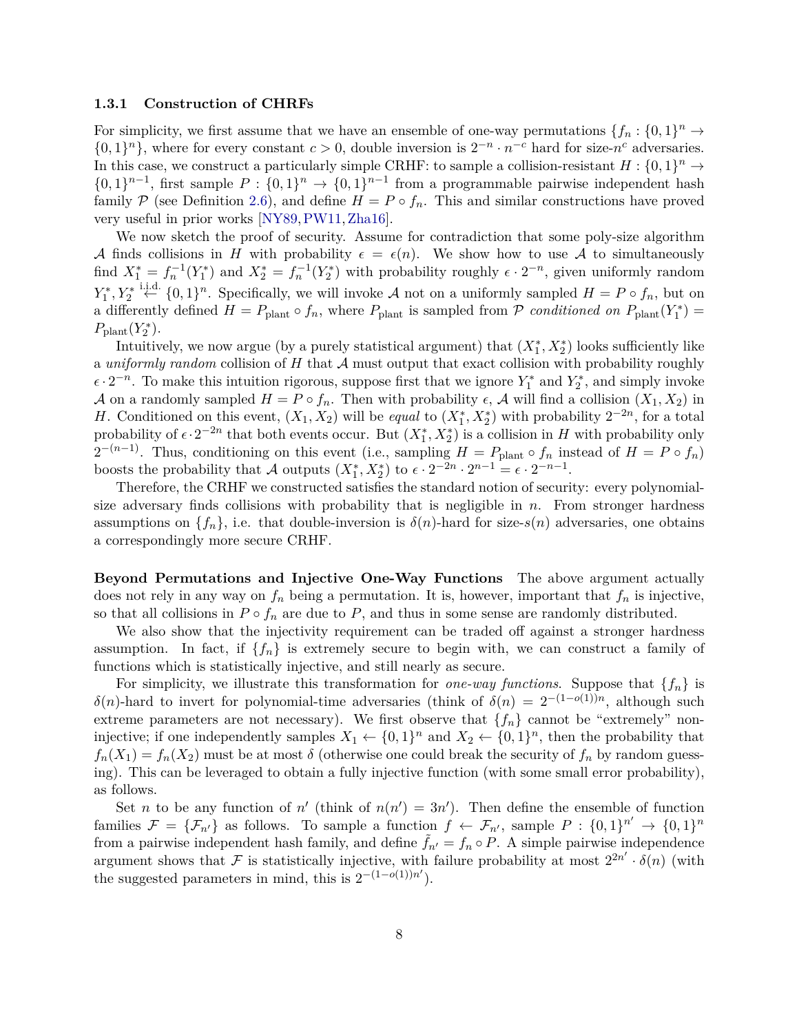### 1.3.1 Construction of CHRFs

For simplicity, we first assume that we have an ensemble of one-way permutations $\{f_n : \{0,1\}^n \to \{0,1\}^n\}$, where for every constant $c > 0$, double inversion is $2^{-n} \cdot n^{-c}$ hard for size-$n^c$ adversaries. In this case, we construct a particularly simple CRHF: to sample a collision-resistant $H : \{0,1\}^n \to \{0,1\}^{n-1}$, first sample $P : \{0,1\}^n \to \{0,1\}^{n-1}$ from a programmable pairwise independent hash family $\mathcal{P}$ (see Definition 2.6), and define $H = P \circ f_n$. This and similar constructions have proved very useful in prior works [NY89, PW11, Zha16].

We now sketch the proof of security. Assume for contradiction that some poly-size algorithm $\mathcal{A}$ finds collisions in $H$ with probability $\epsilon = \epsilon(n)$. We show how to use $\mathcal{A}$ to simultaneously find $X_1^* = f_n^{-1}(Y_1^*)$ and $X_2^* = f_n^{-1}(Y_2^*)$ with probability roughly $\epsilon \cdot 2^{-n}$, given uniformly random $Y_1^*, Y_2^* \overset{\text{i.i.d.}}{\leftarrow} \{0,1\}^n$. Specifically, we will invoke $\mathcal{A}$ not on a uniformly sampled $H = P \circ f_n$, but on a differently defined $H = P_{\text{plant}} \circ f_n$, where $P_{\text{plant}}$ is sampled from $\mathcal{P}$ *conditioned on* $P_{\text{plant}}(Y_1^*) = P_{\text{plant}}(Y_2^*)$.

Intuitively, we now argue (by a purely statistical argument) that $(X_1^*, X_2^*)$ looks sufficiently like a *uniformly random* collision of $H$ that $\mathcal{A}$ must output that exact collision with probability roughly $\epsilon \cdot 2^{-n}$. To make this intuition rigorous, suppose first that we ignore $Y_1^*$ and $Y_2^*$, and simply invoke $\mathcal{A}$ on a randomly sampled $H = P \circ f_n$. Then with probability $\epsilon$, $\mathcal{A}$ will find a collision $(X_1, X_2)$ in $H$. Conditioned on this event, $(X_1, X_2)$ will be *equal* to $(X_1^*, X_2^*)$ with probability $2^{-2n}$, for a total probability of $\epsilon \cdot 2^{-2n}$ that both events occur. But $(X_1^*, X_2^*)$ is a collision in $H$ with probability only $2^{-(n-1)}$. Thus, conditioning on this event (i.e., sampling $H = P_{\text{plant}} \circ f_n$ instead of $H = P \circ f_n$) boosts the probability that $\mathcal{A}$ outputs $(X_1^*, X_2^*)$ to $\epsilon \cdot 2^{-2n} \cdot 2^{n-1} = \epsilon \cdot 2^{-n-1}$.

Therefore, the CRHF we constructed satisfies the standard notion of security: every polynomial-size adversary finds collisions with probability that is negligible in $n$. From stronger hardness assumptions on $\{f_n\}$, i.e. that double-inversion is $\delta(n)$-hard for size-$s(n)$ adversaries, one obtains a correspondingly more secure CRHF.

**Beyond Permutations and Injective One-Way Functions** The above argument actually does not rely in any way on $f_n$ being a permutation. It is, however, important that $f_n$ is injective, so that all collisions in $P \circ f_n$ are due to $P$, and thus in some sense are randomly distributed.

We also show that the injectivity requirement can be traded off against a stronger hardness assumption. In fact, if $\{f_n\}$ is extremely secure to begin with, we can construct a family of functions which is statistically injective, and still nearly as secure.

For simplicity, we illustrate this transformation for *one-way functions*. Suppose that $\{f_n\}$ is $\delta(n)$-hard to invert for polynomial-time adversaries (think of $\delta(n) = 2^{-(1-o(1))n}$, although such extreme parameters are not necessary). We first observe that $\{f_n\}$ cannot be "extremely" non-injective; if one independently samples $X_1 \leftarrow \{0,1\}^n$ and $X_2 \leftarrow \{0,1\}^n$, then the probability that $f_n(X_1) = f_n(X_2)$ must be at most $\delta$ (otherwise one could break the security of $f_n$ by random guessing). This can be leveraged to obtain a fully injective function (with some small error probability), as follows.

Set $n$ to be any function of $n'$ (think of $n(n') = 3n'$). Then define the ensemble of function families $\mathcal{F} = \{\mathcal{F}_{n'}\}$ as follows. To sample a function $f \leftarrow \mathcal{F}_{n'}$, sample $P : \{0,1\}^{n'} \to \{0,1\}^n$ from a pairwise independent hash family, and define $\tilde{f}_{n'} = f_n \circ P$. A simple pairwise independence argument shows that $\mathcal{F}$ is statistically injective, with failure probability at most $2^{2n'} \cdot \delta(n)$ (with the suggested parameters in mind, this is $2^{-(1-o(1))n'}$).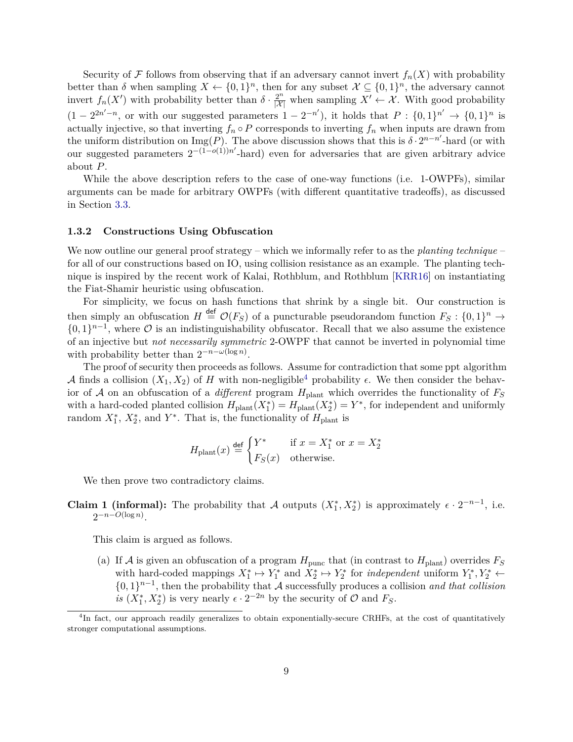Security of $\mathcal{F}$ follows from observing that if an adversary cannot invert $f_n(X)$ with probability better than $\delta$ when sampling $X \leftarrow \{0,1\}^n$, then for any subset $\mathcal{X} \subseteq \{0,1\}^n$, the adversary cannot invert $f_n(X')$ with probability better than $\delta \cdot \frac{2^n}{|\mathcal{X}|}$ when sampling $X' \leftarrow \mathcal{X}$. With good probability $(1 - 2^{2n'-n}$, or with our suggested parameters $1 - 2^{-n'})$, it holds that $P : \{0,1\}^{n'} \to \{0,1\}^n$ is actually injective, so that inverting $f_n \circ P$ corresponds to inverting $f_n$ when inputs are drawn from the uniform distribution on $\mathrm{Img}(P)$. The above discussion shows that this is $\delta \cdot 2^{n-n'}$-hard (or with our suggested parameters $2^{-(1-o(1))n'}$-hard) even for adversaries that are given arbitrary advice about $P$.

While the above description refers to the case of one-way functions (i.e. 1-OWPFs), similar arguments can be made for arbitrary OWPFs (with different quantitative tradeoffs), as discussed in Section 3.3.

### 1.3.2 Constructions Using Obfuscation

We now outline our general proof strategy – which we informally refer to as the *planting technique* – for all of our constructions based on IO, using collision resistance as an example. The planting technique is inspired by the recent work of Kalai, Rothblum, and Rothblum [KRR16] on instantiating the Fiat-Shamir heuristic using obfuscation.

For simplicity, we focus on hash functions that shrink by a single bit. Our construction is then simply an obfuscation $H \stackrel{\mathsf{def}}{=} \mathcal{O}(F_S)$ of a puncturable pseudorandom function $F_S : \{0,1\}^n \to \{0,1\}^{n-1}$, where $\mathcal{O}$ is an indistinguishability obfuscator. Recall that we also assume the existence of an injective but *not necessarily symmetric* 2-OWPF that cannot be inverted in polynomial time with probability better than $2^{-n-\omega(\log n)}$.

The proof of security then proceeds as follows. Assume for contradiction that some ppt algorithm $\mathcal{A}$ finds a collision $(X_1, X_2)$ of $H$ with non-negligible[4] probability $\epsilon$. We then consider the behavior of $\mathcal{A}$ on an obfuscation of a *different* program $H_{\text{plant}}$ which overrides the functionality of $F_S$ with a hard-coded planted collision $H_{\text{plant}}(X_1^*) = H_{\text{plant}}(X_2^*) = Y^*$, for independent and uniformly random $X_1^*$, $X_2^*$, and $Y^*$. That is, the functionality of $H_{\text{plant}}$ is

$$H_{\text{plant}}(x) \stackrel{\mathsf{def}}{=} \begin{cases} Y^* & \text{if } x = X_1^* \text{ or } x = X_2^* \\ F_S(x) & \text{otherwise.} \end{cases}$$

We then prove two contradictory claims.

**Claim 1 (informal):** The probability that $\mathcal{A}$ outputs $(X_1^*, X_2^*)$ is approximately $\epsilon \cdot 2^{-n-1}$, i.e. $2^{-n-O(\log n)}$.

This claim is argued as follows.

(a) If $\mathcal{A}$ is given an obfuscation of a program $H_{\text{punc}}$ that (in contrast to $H_{\text{plant}}$) overrides $F_S$ with hard-coded mappings $X_1^* \mapsto Y_1^*$ and $X_2^* \mapsto Y_2^*$ for *independent* uniform $Y_1^*, Y_2^* \leftarrow \{0,1\}^{n-1}$, then the probability that $\mathcal{A}$ successfully produces a collision *and that collision is* $(X_1^*, X_2^*)$ is very nearly $\epsilon \cdot 2^{-2n}$ by the security of $\mathcal{O}$ and $F_S$.

[4] In fact, our approach readily generalizes to obtain exponentially-secure CRHFs, at the cost of quantitatively stronger computational assumptions.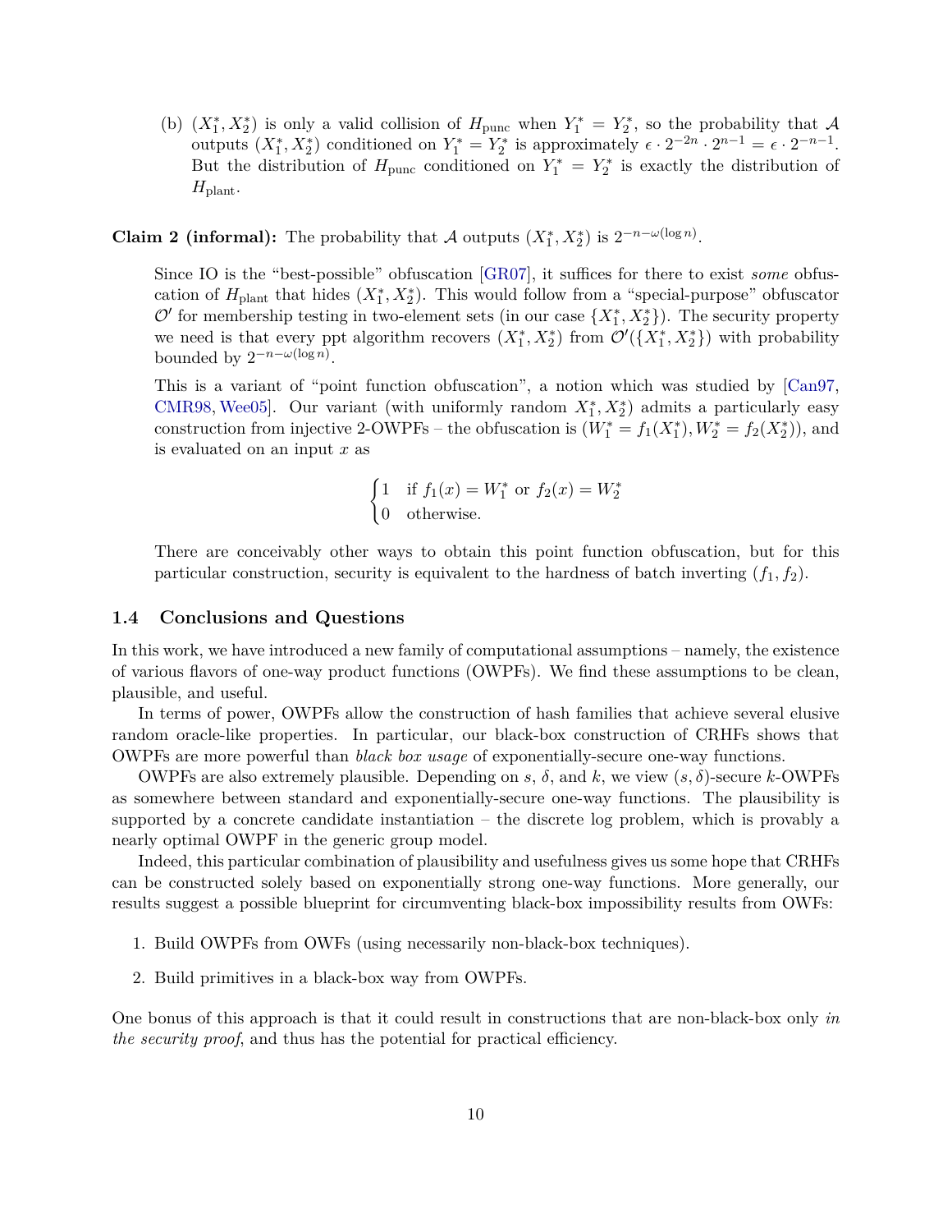(b) $(X_1^*, X_2^*)$ is only a valid collision of $H_{\text{punc}}$ when $Y_1^* = Y_2^*$, so the probability that $\mathcal{A}$ outputs $(X_1^*, X_2^*)$ conditioned on $Y_1^* = Y_2^*$ is approximately $\epsilon \cdot 2^{-2n} \cdot 2^{n-1} = \epsilon \cdot 2^{-n-1}$. But the distribution of $H_{\text{punc}}$ conditioned on $Y_1^* = Y_2^*$ is exactly the distribution of $H_{\text{plant}}$.

**Claim 2 (informal):** The probability that $\mathcal{A}$ outputs $(X_1^*, X_2^*)$ is $2^{-n-\omega(\log n)}$.

Since IO is the "best-possible" obfuscation [GR07], it suffices for there to exist *some* obfuscation of $H_{\text{plant}}$ that hides $(X_1^*, X_2^*)$. This would follow from a "special-purpose" obfuscator $\mathcal{O}'$ for membership testing in two-element sets (in our case $\{X_1^*, X_2^*\}$). The security property we need is that every ppt algorithm recovers $(X_1^*, X_2^*)$ from $\mathcal{O}'(\{X_1^*, X_2^*\})$ with probability bounded by $2^{-n-\omega(\log n)}$.

This is a variant of "point function obfuscation", a notion which was studied by [Can97, CMR98, Wee05]. Our variant (with uniformly random $X_1^*, X_2^*$) admits a particularly easy construction from injective 2-OWPFs – the obfuscation is $(W_1^* = f_1(X_1^*), W_2^* = f_2(X_2^*))$, and is evaluated on an input $x$ as

$$\begin{cases} 1 & \text{if } f_1(x) = W_1^* \text{ or } f_2(x) = W_2^* \\ 0 & \text{otherwise.} \end{cases}$$

There are conceivably other ways to obtain this point function obfuscation, but for this particular construction, security is equivalent to the hardness of batch inverting $(f_1, f_2)$.

### 1.4 Conclusions and Questions

In this work, we have introduced a new family of computational assumptions – namely, the existence of various flavors of one-way product functions (OWPFs). We find these assumptions to be clean, plausible, and useful.

In terms of power, OWPFs allow the construction of hash families that achieve several elusive random oracle-like properties. In particular, our black-box construction of CRHFs shows that OWPFs are more powerful than *black box usage* of exponentially-secure one-way functions.

OWPFs are also extremely plausible. Depending on $s$, $\delta$, and $k$, we view $(s, \delta)$-secure $k$-OWPFs as somewhere between standard and exponentially-secure one-way functions. The plausibility is supported by a concrete candidate instantiation – the discrete log problem, which is provably a nearly optimal OWPF in the generic group model.

Indeed, this particular combination of plausibility and usefulness gives us some hope that CRHFs can be constructed solely based on exponentially strong one-way functions. More generally, our results suggest a possible blueprint for circumventing black-box impossibility results from OWFs:

1. Build OWPFs from OWFs (using necessarily non-black-box techniques).
2. Build primitives in a black-box way from OWPFs.

One bonus of this approach is that it could result in constructions that are non-black-box only *in the security proof*, and thus has the potential for practical efficiency.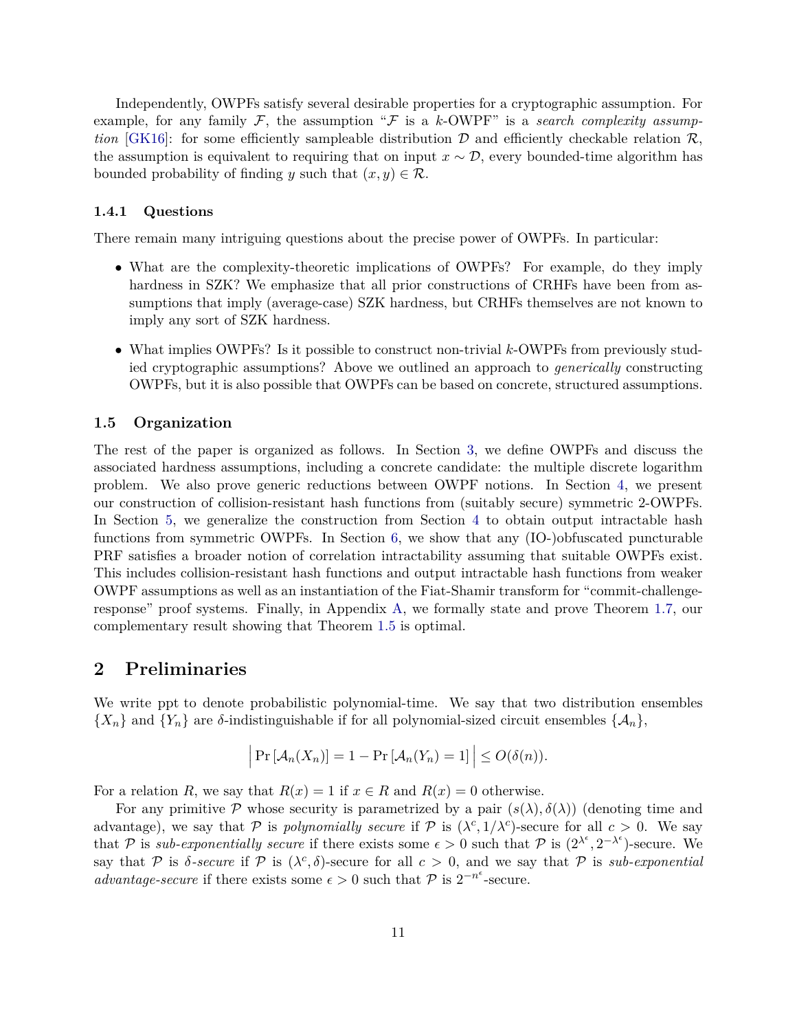Independently, OWPFs satisfy several desirable properties for a cryptographic assumption. For example, for any family $\mathcal{F}$, the assumption "$\mathcal{F}$ is a $k$-OWPF" is a *search complexity assumption* [GK16]: for some efficiently sampleable distribution $\mathcal{D}$ and efficiently checkable relation $\mathcal{R}$, the assumption is equivalent to requiring that on input $x \sim \mathcal{D}$, every bounded-time algorithm has bounded probability of finding $y$ such that $(x, y) \in \mathcal{R}$.

#### 1.4.1 Questions

There remain many intriguing questions about the precise power of OWPFs. In particular:

- What are the complexity-theoretic implications of OWPFs? For example, do they imply hardness in SZK? We emphasize that all prior constructions of CRHFs have been from assumptions that imply (average-case) SZK hardness, but CRHFs themselves are not known to imply any sort of SZK hardness.
- What implies OWPFs? Is it possible to construct non-trivial $k$-OWPFs from previously studied cryptographic assumptions? Above we outlined an approach to *generically* constructing OWPFs, but it is also possible that OWPFs can be based on concrete, structured assumptions.

### 1.5 Organization

The rest of the paper is organized as follows. In Section 3, we define OWPFs and discuss the associated hardness assumptions, including a concrete candidate: the multiple discrete logarithm problem. We also prove generic reductions between OWPF notions. In Section 4, we present our construction of collision-resistant hash functions from (suitably secure) symmetric 2-OWPFs. In Section 5, we generalize the construction from Section 4 to obtain output intractable hash functions from symmetric OWPFs. In Section 6, we show that any (IO-)obfuscated puncturable PRF satisfies a broader notion of correlation intractability assuming that suitable OWPFs exist. This includes collision-resistant hash functions and output intractable hash functions from weaker OWPF assumptions as well as an instantiation of the Fiat-Shamir transform for "commit-challenge-response" proof systems. Finally, in Appendix A, we formally state and prove Theorem 1.7, our complementary result showing that Theorem 1.5 is optimal.

## 2 Preliminaries

We write ppt to denote probabilistic polynomial-time. We say that two distribution ensembles $\{X_n\}$ and $\{Y_n\}$ are $\delta$-indistinguishable if for all polynomial-sized circuit ensembles $\{\mathcal{A}_n\}$,

$$\Big| \Pr\left[\mathcal{A}_n(X_n)\right] = 1 - \Pr\left[\mathcal{A}_n(Y_n) = 1\right] \Big| \leq O(\delta(n)).$$

For a relation $R$, we say that $R(x) = 1$ if $x \in R$ and $R(x) = 0$ otherwise.

For any primitive $\mathcal{P}$ whose security is parametrized by a pair $(s(\lambda), \delta(\lambda))$ (denoting time and advantage), we say that $\mathcal{P}$ is *polynomially secure* if $\mathcal{P}$ is $(\lambda^c, 1/\lambda^c)$-secure for all $c > 0$. We say that $\mathcal{P}$ is *sub-exponentially secure* if there exists some $\epsilon > 0$ such that $\mathcal{P}$ is $(2^{\lambda^\epsilon}, 2^{-\lambda^\epsilon})$-secure. We say that $\mathcal{P}$ is *$\delta$-secure* if $\mathcal{P}$ is $(\lambda^c, \delta)$-secure for all $c > 0$, and we say that $\mathcal{P}$ is *sub-exponential advantage-secure* if there exists some $\epsilon > 0$ such that $\mathcal{P}$ is $2^{-n^\epsilon}$-secure.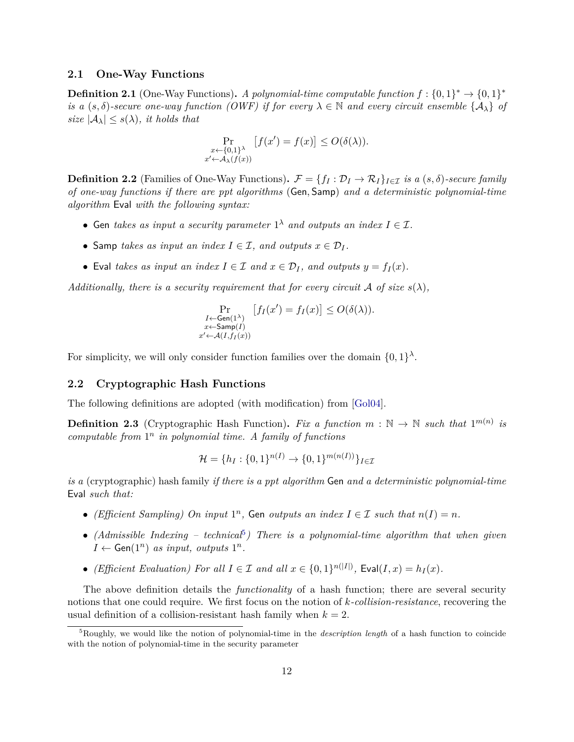### 2.1 One-Way Functions

**Definition 2.1** (One-Way Functions)**.** *A polynomial-time computable function $f : \{0,1\}^* \to \{0,1\}^*$ is a $(s, \delta)$-secure one-way function (OWF) if for every $\lambda \in \mathbb{N}$ and every circuit ensemble $\{\mathcal{A}_\lambda\}$ of size $|\mathcal{A}_\lambda| \leq s(\lambda)$, it holds that*

$$\Pr_{\substack{x \leftarrow \{0,1\}^\lambda \\ x' \leftarrow \mathcal{A}_\lambda(f(x))}} \big[f(x') = f(x)\big] \leq O(\delta(\lambda)).$$

**Definition 2.2** (Families of One-Way Functions)**.** *$\mathcal{F} = \{f_I : \mathcal{D}_I \to \mathcal{R}_I\}_{I \in \mathcal{I}}$ is a $(s, \delta)$-secure family of one-way functions if there are ppt algorithms $(\mathsf{Gen}, \mathsf{Samp})$ and a deterministic polynomial-time algorithm $\mathsf{Eval}$ with the following syntax:*

- $\mathsf{Gen}$ *takes as input a security parameter $1^\lambda$ and outputs an index $I \in \mathcal{I}$.*
- $\mathsf{Samp}$ *takes as input an index $I \in \mathcal{I}$, and outputs $x \in \mathcal{D}_I$.*
- $\mathsf{Eval}$ *takes as input an index $I \in \mathcal{I}$ and $x \in \mathcal{D}_I$, and outputs $y = f_I(x)$.*

*Additionally, there is a security requirement that for every circuit $\mathcal{A}$ of size $s(\lambda)$,*

$$\Pr_{\substack{I \leftarrow \mathsf{Gen}(1^\lambda) \\ x \leftarrow \mathsf{Samp}(I) \\ x' \leftarrow \mathcal{A}(I, f_I(x))}} \big[f_I(x') = f_I(x)\big] \leq O(\delta(\lambda)).$$

For simplicity, we will only consider function families over the domain $\{0,1\}^\lambda$.

### 2.2 Cryptographic Hash Functions

The following definitions are adopted (with modification) from [Gol04].

**Definition 2.3** (Cryptographic Hash Function)**.** *Fix a function $m : \mathbb{N} \to \mathbb{N}$ such that $1^{m(n)}$ is computable from $1^n$ in polynomial time. A family of functions*

$$\mathcal{H} = \{h_I : \{0,1\}^{n(I)} \to \{0,1\}^{m(n(I))}\}_{I \in \mathcal{I}}$$

*is a* (cryptographic) hash family *if there is a ppt algorithm* $\mathsf{Gen}$ *and a deterministic polynomial-time* $\mathsf{Eval}$ *such that:*

- *(Efficient Sampling) On input $1^n$,* $\mathsf{Gen}$ *outputs an index $I \in \mathcal{I}$ such that $n(I) = n$.*
- *(Admissible Indexing – technical[5]) There is a polynomial-time algorithm that when given $I \leftarrow \mathsf{Gen}(1^n)$ as input, outputs $1^n$.*
- *(Efficient Evaluation) For all $I \in \mathcal{I}$ and all $x \in \{0,1\}^{n(|I|)}$, $\mathsf{Eval}(I, x) = h_I(x)$.*

The above definition details the *functionality* of a hash function; there are several security notions that one could require. We first focus on the notion of *$k$-collision-resistance*, recovering the usual definition of a collision-resistant hash family when $k = 2$.

[5] Roughly, we would like the notion of polynomial-time in the *description length* of a hash function to coincide with the notion of polynomial-time in the security parameter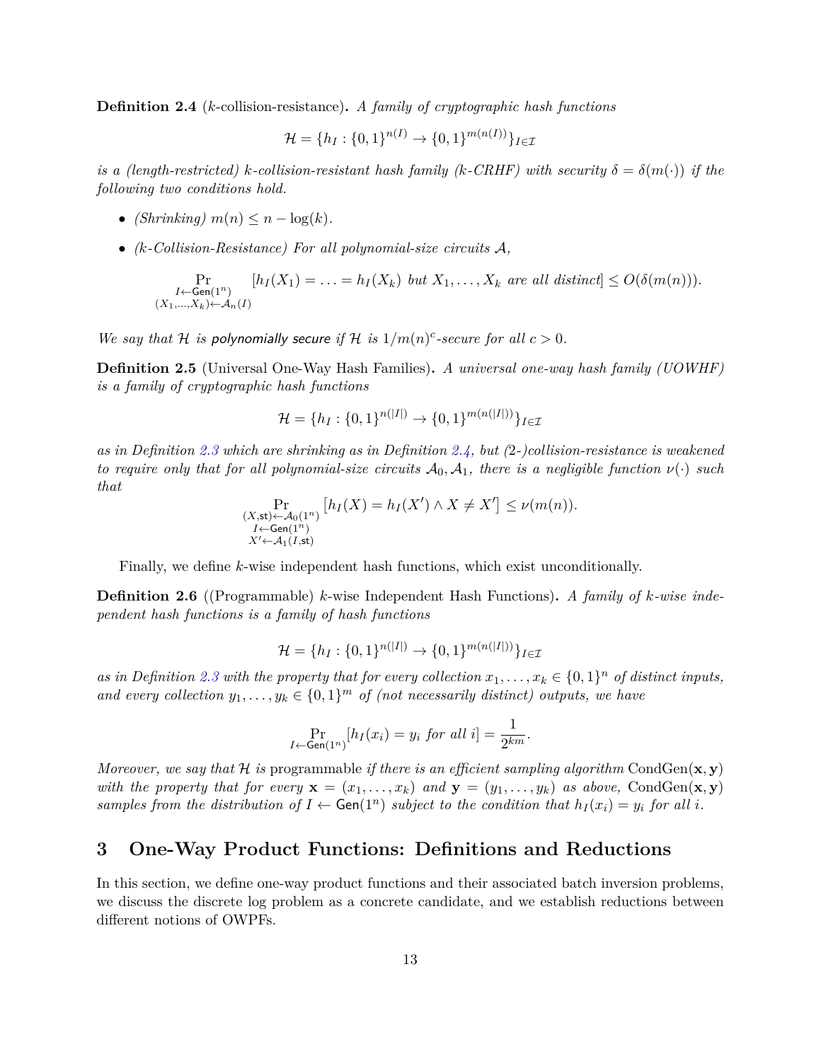**Definition 2.4** ($k$-collision-resistance)**.** *A family of cryptographic hash functions*

$$\mathcal{H} = \{h_I : \{0,1\}^{n(I)} \to \{0,1\}^{m(n(I))}\}_{I \in \mathcal{I}}$$

*is a (length-restricted) $k$-collision-resistant hash family ($k$-CRHF) with security $\delta = \delta(m(\cdot))$ if the following two conditions hold.*

- *(Shrinking) $m(n) \leq n - \log(k)$.*
- *($k$-Collision-Resistance) For all polynomial-size circuits $\mathcal{A}$,*

$$\Pr_{\substack{I \leftarrow \mathsf{Gen}(1^n) \\ (X_1,\ldots,X_k) \leftarrow \mathcal{A}_n(I)}} [h_I(X_1) = \ldots = h_I(X_k) \text{ but } X_1, \ldots, X_k \text{ are all distinct}] \leq O(\delta(m(n))).$$

*We say that $\mathcal{H}$ is* polynomially secure *if $\mathcal{H}$ is $1/m(n)^c$-secure for all $c > 0$.*

**Definition 2.5** (Universal One-Way Hash Families)**.** *A universal one-way hash family (UOWHF) is a family of cryptographic hash functions*

$$\mathcal{H} = \{h_I : \{0,1\}^{n(|I|)} \to \{0,1\}^{m(n(|I|))}\}_{I \in \mathcal{I}}$$

*as in Definition 2.3 which are shrinking as in Definition 2.4, but (2-)collision-resistance is weakened to require only that for all polynomial-size circuits $\mathcal{A}_0, \mathcal{A}_1$, there is a negligible function $\nu(\cdot)$ such that*

$$\Pr_{\substack{(X,\mathsf{st}) \leftarrow \mathcal{A}_0(1^n) \\ I \leftarrow \mathsf{Gen}(1^n) \\ X' \leftarrow \mathcal{A}_1(I,\mathsf{st})}} \left[h_I(X) = h_I(X') \wedge X \neq X'\right] \leq \nu(m(n)).$$

Finally, we define $k$-wise independent hash functions, which exist unconditionally.

**Definition 2.6** ((Programmable) $k$-wise Independent Hash Functions)**.** *A family of $k$-wise independent hash functions is a family of hash functions*

$$\mathcal{H} = \{h_I : \{0,1\}^{n(|I|)} \to \{0,1\}^{m(n(|I|))}\}_{I \in \mathcal{I}}$$

*as in Definition 2.3 with the property that for every collection $x_1, \ldots, x_k \in \{0,1\}^n$ of distinct inputs, and every collection $y_1, \ldots, y_k \in \{0,1\}^m$ of (not necessarily distinct) outputs, we have*

$$\Pr_{I \leftarrow \mathsf{Gen}(1^n)}[h_I(x_i) = y_i \text{ for all } i] = \frac{1}{2^{km}}.$$

*Moreover, we say that $\mathcal{H}$ is* programmable *if there is an efficient sampling algorithm* $\mathrm{CondGen}(\mathbf{x}, \mathbf{y})$ *with the property that for every $\mathbf{x} = (x_1, \ldots, x_k)$ and $\mathbf{y} = (y_1, \ldots, y_k)$ as above,* $\mathrm{CondGen}(\mathbf{x}, \mathbf{y})$ *samples from the distribution of $I \leftarrow \mathsf{Gen}(1^n)$ subject to the condition that $h_I(x_i) = y_i$ for all $i$.*

# 3 One-Way Product Functions: Definitions and Reductions

In this section, we define one-way product functions and their associated batch inversion problems, we discuss the discrete log problem as a concrete candidate, and we establish reductions between different notions of OWPFs.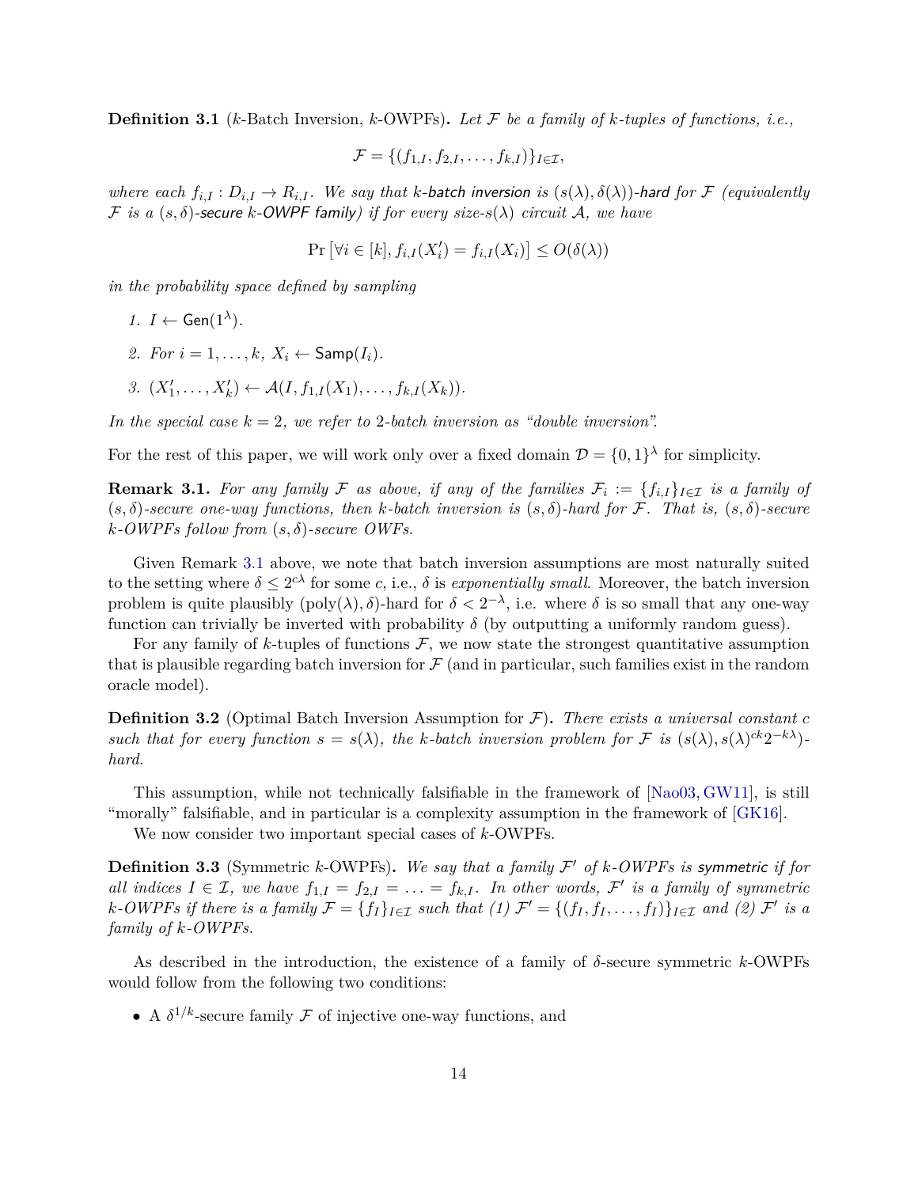**Definition 3.1** ($k$-Batch Inversion, $k$-OWPFs)**.** *Let $\mathcal{F}$ be a family of $k$-tuples of functions, i.e.,*

$$\mathcal{F} = \{(f_{1,I}, f_{2,I}, \ldots, f_{k,I})\}_{I \in \mathcal{I}},$$

*where each $f_{i,I} : D_{i,I} \to R_{i,I}$. We say that $k$-batch inversion is $(s(\lambda), \delta(\lambda))$-hard for $\mathcal{F}$ (equivalently $\mathcal{F}$ is a $(s, \delta)$-secure $k$-OWPF family) if for every size-$s(\lambda)$ circuit $\mathcal{A}$, we have*

$$\Pr\left[\forall i \in [k], f_{i,I}(X'_i) = f_{i,I}(X_i)\right] \leq O(\delta(\lambda))$$

*in the probability space defined by sampling*

1. *$I \leftarrow \mathsf{Gen}(1^\lambda)$.*
2. *For $i = 1, \ldots, k$, $X_i \leftarrow \mathsf{Samp}(I_i)$.*
3. *$(X'_1, \ldots, X'_k) \leftarrow \mathcal{A}(I, f_{1,I}(X_1), \ldots, f_{k,I}(X_k))$.*

*In the special case $k = 2$, we refer to 2-batch inversion as "double inversion".*

For the rest of this paper, we will work only over a fixed domain $\mathcal{D} = \{0, 1\}^\lambda$ for simplicity.

**Remark 3.1.** *For any family $\mathcal{F}$ as above, if any of the families $\mathcal{F}_i := \{f_{i,I}\}_{I \in \mathcal{I}}$ is a family of $(s, \delta)$-secure one-way functions, then $k$-batch inversion is $(s, \delta)$-hard for $\mathcal{F}$. That is, $(s, \delta)$-secure $k$-OWPFs follow from $(s, \delta)$-secure OWFs.*

Given Remark 3.1 above, we note that batch inversion assumptions are most naturally suited to the setting where $\delta \leq 2^{c\lambda}$ for some $c$, i.e., $\delta$ is *exponentially small*. Moreover, the batch inversion problem is quite plausibly $(\text{poly}(\lambda), \delta)$-hard for $\delta < 2^{-\lambda}$, i.e. where $\delta$ is so small that any one-way function can trivially be inverted with probability $\delta$ (by outputting a uniformly random guess).

For any family of $k$-tuples of functions $\mathcal{F}$, we now state the strongest quantitative assumption that is plausible regarding batch inversion for $\mathcal{F}$ (and in particular, such families exist in the random oracle model).

**Definition 3.2** (Optimal Batch Inversion Assumption for $\mathcal{F}$)**.** *There exists a universal constant $c$ such that for every function $s = s(\lambda)$, the $k$-batch inversion problem for $\mathcal{F}$ is $(s(\lambda), s(\lambda)^{ck} 2^{-k\lambda})$-hard.*

This assumption, while not technically falsifiable in the framework of [Nao03, GW11], is still "morally" falsifiable, and in particular is a complexity assumption in the framework of [GK16].

We now consider two important special cases of $k$-OWPFs.

**Definition 3.3** (Symmetric $k$-OWPFs)**.** *We say that a family $\mathcal{F}'$ of $k$-OWPFs is symmetric if for all indices $I \in \mathcal{I}$, we have $f_{1,I} = f_{2,I} = \ldots = f_{k,I}$. In other words, $\mathcal{F}'$ is a family of symmetric $k$-OWPFs if there is a family $\mathcal{F} = \{f_I\}_{I \in \mathcal{I}}$ such that (1) $\mathcal{F}' = \{(f_I, f_I, \ldots, f_I)\}_{I \in \mathcal{I}}$ and (2) $\mathcal{F}'$ is a family of $k$-OWPFs.*

As described in the introduction, the existence of a family of $\delta$-secure symmetric $k$-OWPFs would follow from the following two conditions:

- A $\delta^{1/k}$-secure family $\mathcal{F}$ of injective one-way functions, and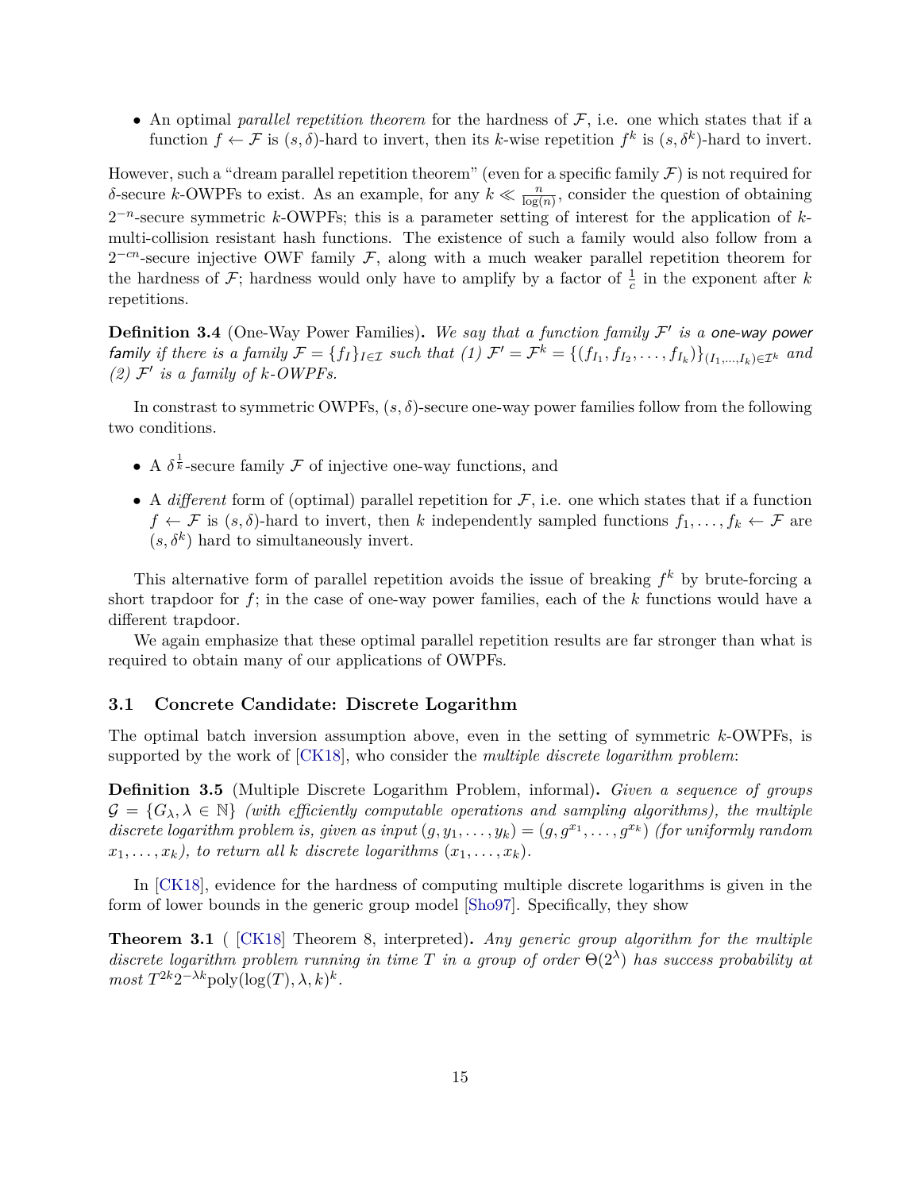- An optimal *parallel repetition theorem* for the hardness of $\mathcal{F}$, i.e. one which states that if a function $f \leftarrow \mathcal{F}$ is $(s, \delta)$-hard to invert, then its $k$-wise repetition $f^k$ is $(s, \delta^k)$-hard to invert.

However, such a "dream parallel repetition theorem" (even for a specific family $\mathcal{F}$) is not required for $\delta$-secure $k$-OWPFs to exist. As an example, for any $k \ll \frac{n}{\log(n)}$, consider the question of obtaining $2^{-n}$-secure symmetric $k$-OWPFs; this is a parameter setting of interest for the application of $k$-multi-collision resistant hash functions. The existence of such a family would also follow from a $2^{-cn}$-secure injective OWF family $\mathcal{F}$, along with a much weaker parallel repetition theorem for the hardness of $\mathcal{F}$; hardness would only have to amplify by a factor of $\frac{1}{c}$ in the exponent after $k$ repetitions.

**Definition 3.4** (One-Way Power Families)**.** *We say that a function family $\mathcal{F}'$ is a one-way power family if there is a family $\mathcal{F} = \{f_I\}_{I \in \mathcal{I}}$ such that (1) $\mathcal{F}' = \mathcal{F}^k = \{(f_{I_1}, f_{I_2}, \ldots, f_{I_k})\}_{(I_1,\ldots,I_k) \in \mathcal{I}^k}$ and (2) $\mathcal{F}'$ is a family of $k$-OWPFs.*

In constrast to symmetric OWPFs, $(s, \delta)$-secure one-way power families follow from the following two conditions.

- A $\delta^{\frac{1}{k}}$-secure family $\mathcal{F}$ of injective one-way functions, and
- A *different* form of (optimal) parallel repetition for $\mathcal{F}$, i.e. one which states that if a function $f \leftarrow \mathcal{F}$ is $(s, \delta)$-hard to invert, then $k$ independently sampled functions $f_1, \ldots, f_k \leftarrow \mathcal{F}$ are $(s, \delta^k)$ hard to simultaneously invert.

This alternative form of parallel repetition avoids the issue of breaking $f^k$ by brute-forcing a short trapdoor for $f$; in the case of one-way power families, each of the $k$ functions would have a different trapdoor.

We again emphasize that these optimal parallel repetition results are far stronger than what is required to obtain many of our applications of OWPFs.

### 3.1 Concrete Candidate: Discrete Logarithm

The optimal batch inversion assumption above, even in the setting of symmetric $k$-OWPFs, is supported by the work of [CK18], who consider the *multiple discrete logarithm problem*:

**Definition 3.5** (Multiple Discrete Logarithm Problem, informal)**.** *Given a sequence of groups $\mathcal{G} = \{G_\lambda, \lambda \in \mathbb{N}\}$ (with efficiently computable operations and sampling algorithms), the multiple discrete logarithm problem is, given as input $(g, y_1, \ldots, y_k) = (g, g^{x_1}, \ldots, g^{x_k})$ (for uniformly random $x_1, \ldots, x_k$), to return all $k$ discrete logarithms $(x_1, \ldots, x_k)$.*

In [CK18], evidence for the hardness of computing multiple discrete logarithms is given in the form of lower bounds in the generic group model [Sho97]. Specifically, they show

**Theorem 3.1** ( [CK18] Theorem 8, interpreted)**.** *Any generic group algorithm for the multiple discrete logarithm problem running in time $T$ in a group of order $\Theta(2^\lambda)$ has success probability at most $T^{2k} 2^{-\lambda k} \mathrm{poly}(\log(T), \lambda, k)^k$.*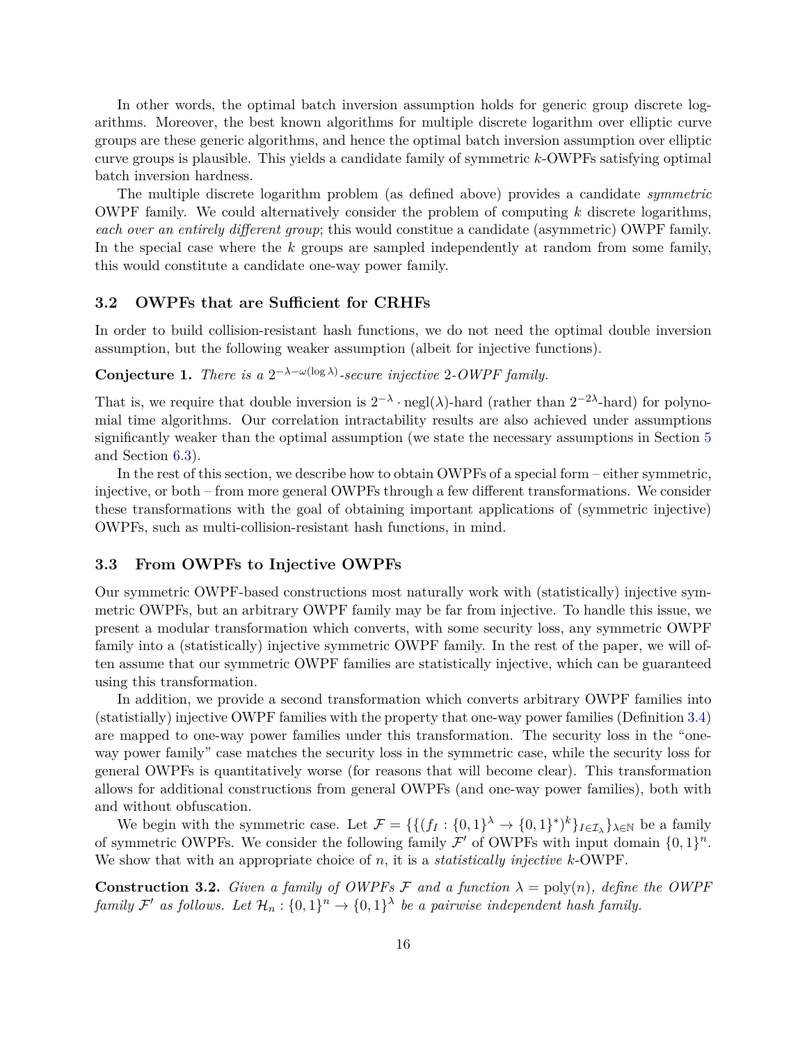In other words, the optimal batch inversion assumption holds for generic group discrete logarithms. Moreover, the best known algorithms for multiple discrete logarithm over elliptic curve groups are these generic algorithms, and hence the optimal batch inversion assumption over elliptic curve groups is plausible. This yields a candidate family of symmetric $k$-OWPFs satisfying optimal batch inversion hardness.

The multiple discrete logarithm problem (as defined above) provides a candidate *symmetric* OWPF family. We could alternatively consider the problem of computing $k$ discrete logarithms, *each over an entirely different group*; this would constitue a candidate (asymmetric) OWPF family. In the special case where the $k$ groups are sampled independently at random from some family, this would constitute a candidate one-way power family.

## 3.2 OWPFs that are Sufficient for CRHFs

In order to build collision-resistant hash functions, we do not need the optimal double inversion assumption, but the following weaker assumption (albeit for injective functions).

**Conjecture 1.** *There is a $2^{-\lambda-\omega(\log \lambda)}$-secure injective 2-OWPF family.*

That is, we require that double inversion is $2^{-\lambda} \cdot \mathrm{negl}(\lambda)$-hard (rather than $2^{-2\lambda}$-hard) for polynomial time algorithms. Our correlation intractability results are also achieved under assumptions significantly weaker than the optimal assumption (we state the necessary assumptions in Section 5 and Section 6.3).

In the rest of this section, we describe how to obtain OWPFs of a special form – either symmetric, injective, or both – from more general OWPFs through a few different transformations. We consider these transformations with the goal of obtaining important applications of (symmetric injective) OWPFs, such as multi-collision-resistant hash functions, in mind.

## 3.3 From OWPFs to Injective OWPFs

Our symmetric OWPF-based constructions most naturally work with (statistically) injective symmetric OWPFs, but an arbitrary OWPF family may be far from injective. To handle this issue, we present a modular transformation which converts, with some security loss, any symmetric OWPF family into a (statistically) injective symmetric OWPF family. In the rest of the paper, we will often assume that our symmetric OWPF families are statistically injective, which can be guaranteed using this transformation.

In addition, we provide a second transformation which converts arbitrary OWPF families into (statistially) injective OWPF families with the property that one-way power families (Definition 3.4) are mapped to one-way power families under this transformation. The security loss in the "one-way power family" case matches the security loss in the symmetric case, while the security loss for general OWPFs is quantitatively worse (for reasons that will become clear). This transformation allows for additional constructions from general OWPFs (and one-way power families), both with and without obfuscation.

We begin with the symmetric case. Let $\mathcal{F} = \{\{(f_I : \{0,1\}^\lambda \to \{0,1\}^*)^k\}_{I \in \mathcal{I}_\lambda}\}_{\lambda \in \mathbb{N}}$ be a family of symmetric OWPFs. We consider the following family $\mathcal{F}'$ of OWPFs with input domain $\{0,1\}^n$. We show that with an appropriate choice of $n$, it is a *statistically injective* $k$-OWPF.

**Construction 3.2.** *Given a family of OWPFs $\mathcal{F}$ and a function $\lambda = \mathrm{poly}(n)$, define the OWPF family $\mathcal{F}'$ as follows. Let $\mathcal{H}_n : \{0,1\}^n \to \{0,1\}^\lambda$ be a pairwise independent hash family.*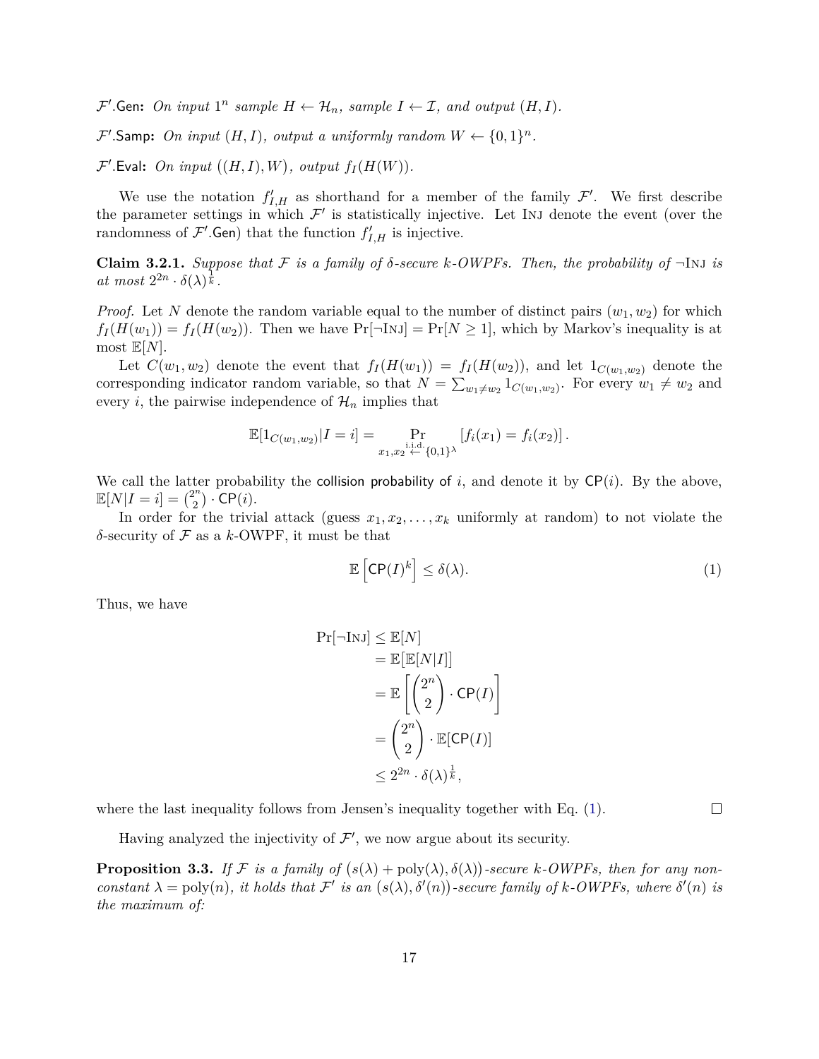$\mathcal{F}'$.Gen**:** *On input* $1^n$ *sample* $H \leftarrow \mathcal{H}_n$*, sample* $I \leftarrow \mathcal{I}$*, and output* $(H, I)$*.*

$\mathcal{F}'$.Samp**:** *On input* $(H, I)$*, output a uniformly random* $W \leftarrow \{0,1\}^n$*.*

$\mathcal{F}'$.Eval**:** *On input* $((H, I), W)$*, output* $f_I(H(W))$*.*

We use the notation $f'_{I,H}$ as shorthand for a member of the family $\mathcal{F}'$. We first describe the parameter settings in which $\mathcal{F}'$ is statistically injective. Let Inj denote the event (over the randomness of $\mathcal{F}'$.Gen) that the function $f'_{I,H}$ is injective.

**Claim 3.2.1.** *Suppose that* $\mathcal{F}$ *is a family of* $\delta$*-secure* $k$*-OWPFs. Then, the probability of* $\neg$Inj *is at most* $2^{2n} \cdot \delta(\lambda)^{\frac{1}{k}}$*.*

*Proof.* Let $N$ denote the random variable equal to the number of distinct pairs $(w_1, w_2)$ for which $f_I(H(w_1)) = f_I(H(w_2))$. Then we have $\Pr[\neg\text{Inj}] = \Pr[N \geq 1]$, which by Markov's inequality is at most $\mathbb{E}[N]$.

Let $C(w_1, w_2)$ denote the event that $f_I(H(w_1)) = f_I(H(w_2))$, and let $1_{C(w_1,w_2)}$ denote the corresponding indicator random variable, so that $N = \sum_{w_1 \neq w_2} 1_{C(w_1,w_2)}$. For every $w_1 \neq w_2$ and every $i$, the pairwise independence of $\mathcal{H}_n$ implies that

$$\mathbb{E}[1_{C(w_1,w_2)} | I = i] = \Pr_{x_1, x_2 \overset{\text{i.i.d.}}{\leftarrow} \{0,1\}^\lambda} [f_i(x_1) = f_i(x_2)] .$$

We call the latter probability the collision probability of $i$, and denote it by $\mathsf{CP}(i)$. By the above, $\mathbb{E}[N | I = i] = \binom{2^n}{2} \cdot \mathsf{CP}(i)$.

In order for the trivial attack (guess $x_1, x_2, \ldots, x_k$ uniformly at random) to not violate the $\delta$-security of $\mathcal{F}$ as a $k$-OWPF, it must be that

$$\mathbb{E}\left[\mathsf{CP}(I)^k\right] \leq \delta(\lambda). \tag{1}$$

Thus, we have

$$\begin{aligned}
\Pr[\neg\text{Inj}] &\leq \mathbb{E}[N] \\
&= \mathbb{E}[\mathbb{E}[N|I]] \\
&= \mathbb{E}\left[\binom{2^n}{2} \cdot \mathsf{CP}(I)\right] \\
&= \binom{2^n}{2} \cdot \mathbb{E}[\mathsf{CP}(I)] \\
&\leq 2^{2n} \cdot \delta(\lambda)^{\frac{1}{k}},
\end{aligned}$$

where the last inequality follows from Jensen's inequality together with Eq. (1). $\square$

Having analyzed the injectivity of $\mathcal{F}'$, we now argue about its security.

**Proposition 3.3.** *If* $\mathcal{F}$ *is a family of* $(s(\lambda) + \text{poly}(\lambda), \delta(\lambda))$*-secure* $k$*-OWPFs, then for any non-constant* $\lambda = \text{poly}(n)$*, it holds that* $\mathcal{F}'$ *is an* $(s(\lambda), \delta'(n))$*-secure family of* $k$*-OWPFs, where* $\delta'(n)$ *is the maximum of:*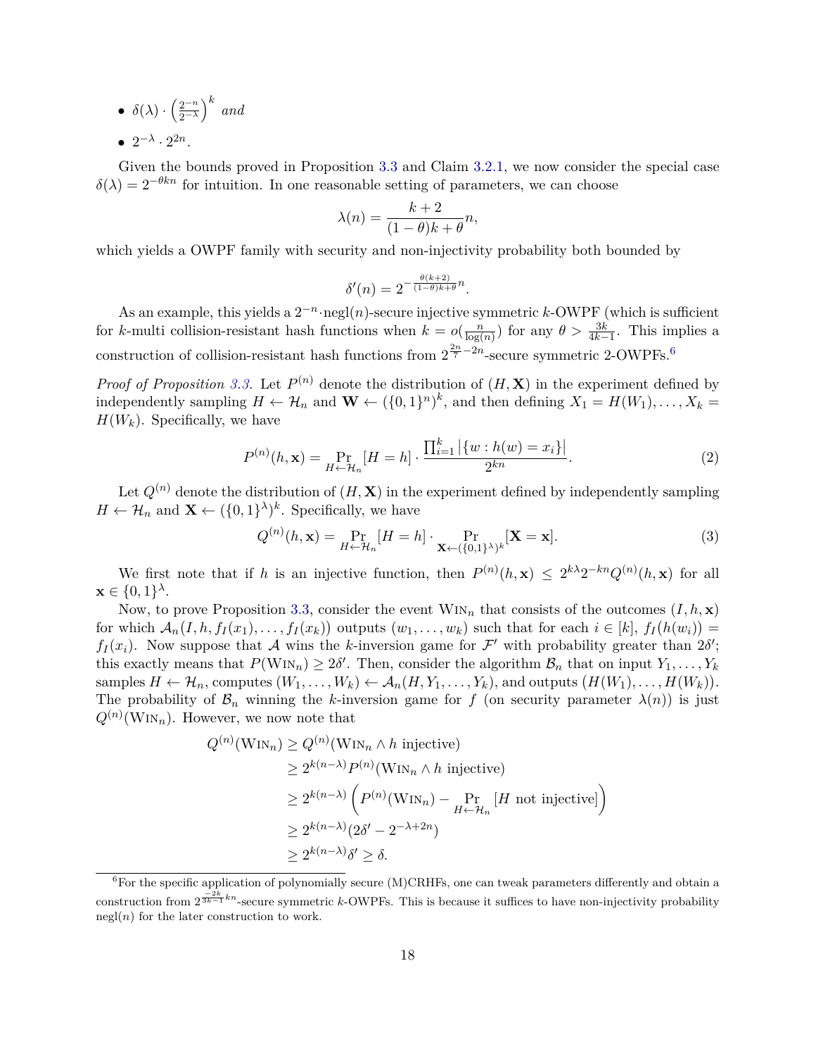- $\delta(\lambda) \cdot \left(\frac{2^{-n}}{2^{-\lambda}}\right)^k$ *and*
- $2^{-\lambda} \cdot 2^{2n}$.

Given the bounds proved in Proposition 3.3 and Claim 3.2.1, we now consider the special case $\delta(\lambda) = 2^{-\theta kn}$ for intuition. In one reasonable setting of parameters, we can choose

$$\lambda(n) = \frac{k+2}{(1-\theta)k+\theta} n,$$

which yields a OWPF family with security and non-injectivity probability both bounded by

$$\delta'(n) = 2^{-\frac{\theta(k+2)}{(1-\theta)k+\theta} n}.$$

As an example, this yields a $2^{-n} \cdot \text{negl}(n)$-secure injective symmetric $k$-OWPF (which is sufficient for $k$-multi collision-resistant hash functions when $k = o(\frac{n}{\log(n)})$ for any $\theta > \frac{3k}{4k-1}$. This implies a construction of collision-resistant hash functions from $2^{\frac{2n}{7} - 2n}$-secure symmetric 2-OWPFs.[6]

*Proof of Proposition 3.3.* Let $P^{(n)}$ denote the distribution of $(H, \mathbf{X})$ in the experiment defined by independently sampling $H \leftarrow \mathcal{H}_n$ and $\mathbf{W} \leftarrow (\{0,1\}^n)^k$, and then defining $X_1 = H(W_1), \ldots, X_k = H(W_k)$. Specifically, we have

$$P^{(n)}(h, \mathbf{x}) = \Pr_{H \leftarrow \mathcal{H}_n}[H = h] \cdot \frac{\prod_{i=1}^k |\{w : h(w) = x_i\}|}{2^{kn}}. \tag{2}$$

Let $Q^{(n)}$ denote the distribution of $(H, \mathbf{X})$ in the experiment defined by independently sampling $H \leftarrow \mathcal{H}_n$ and $\mathbf{X} \leftarrow (\{0,1\}^\lambda)^k$. Specifically, we have

$$Q^{(n)}(h, \mathbf{x}) = \Pr_{H \leftarrow \mathcal{H}_n}[H = h] \cdot \Pr_{\mathbf{X} \leftarrow (\{0,1\}^\lambda)^k}[\mathbf{X} = \mathbf{x}]. \tag{3}$$

We first note that if $h$ is an injective function, then $P^{(n)}(h, \mathbf{x}) \leq 2^{k\lambda} 2^{-kn} Q^{(n)}(h, \mathbf{x})$ for all $\mathbf{x} \in \{0,1\}^\lambda$.

Now, to prove Proposition 3.3, consider the event $\text{Win}_n$ that consists of the outcomes $(I, h, \mathbf{x})$ for which $\mathcal{A}_n(I, h, f_I(x_1), \ldots, f_I(x_k))$ outputs $(w_1, \ldots, w_k)$ such that for each $i \in [k]$, $f_I(h(w_i)) = f_I(x_i)$. Now suppose that $\mathcal{A}$ wins the $k$-inversion game for $\mathcal{F}'$ with probability greater than $2\delta'$; this exactly means that $P(\text{Win}_n) \geq 2\delta'$. Then, consider the algorithm $\mathcal{B}_n$ that on input $Y_1, \ldots, Y_k$ samples $H \leftarrow \mathcal{H}_n$, computes $(W_1, \ldots, W_k) \leftarrow \mathcal{A}_n(H, Y_1, \ldots, Y_k)$, and outputs $(H(W_1), \ldots, H(W_k))$. The probability of $\mathcal{B}_n$ winning the $k$-inversion game for $f$ (on security parameter $\lambda(n)$) is just $Q^{(n)}(\text{Win}_n)$. However, we now note that

$$\begin{aligned}
Q^{(n)}(\text{Win}_n) &\geq Q^{(n)}(\text{Win}_n \wedge h \text{ injective}) \\
&\geq 2^{k(n-\lambda)} P^{(n)}(\text{Win}_n \wedge h \text{ injective}) \\
&\geq 2^{k(n-\lambda)} \left(P^{(n)}(\text{Win}_n) - \Pr_{H \leftarrow \mathcal{H}_n}[H \text{ not injective}]\right) \\
&\geq 2^{k(n-\lambda)}(2\delta' - 2^{-\lambda+2n}) \\
&\geq 2^{k(n-\lambda)}\delta' \geq \delta.
\end{aligned}$$

[6]For the specific application of polynomially secure (M)CRHFs, one can tweak parameters differently and obtain a construction from $2^{\frac{-2k}{3k-1}kn}$-secure symmetric $k$-OWPFs. This is because it suffices to have non-injectivity probability $\text{negl}(n)$ for the later construction to work.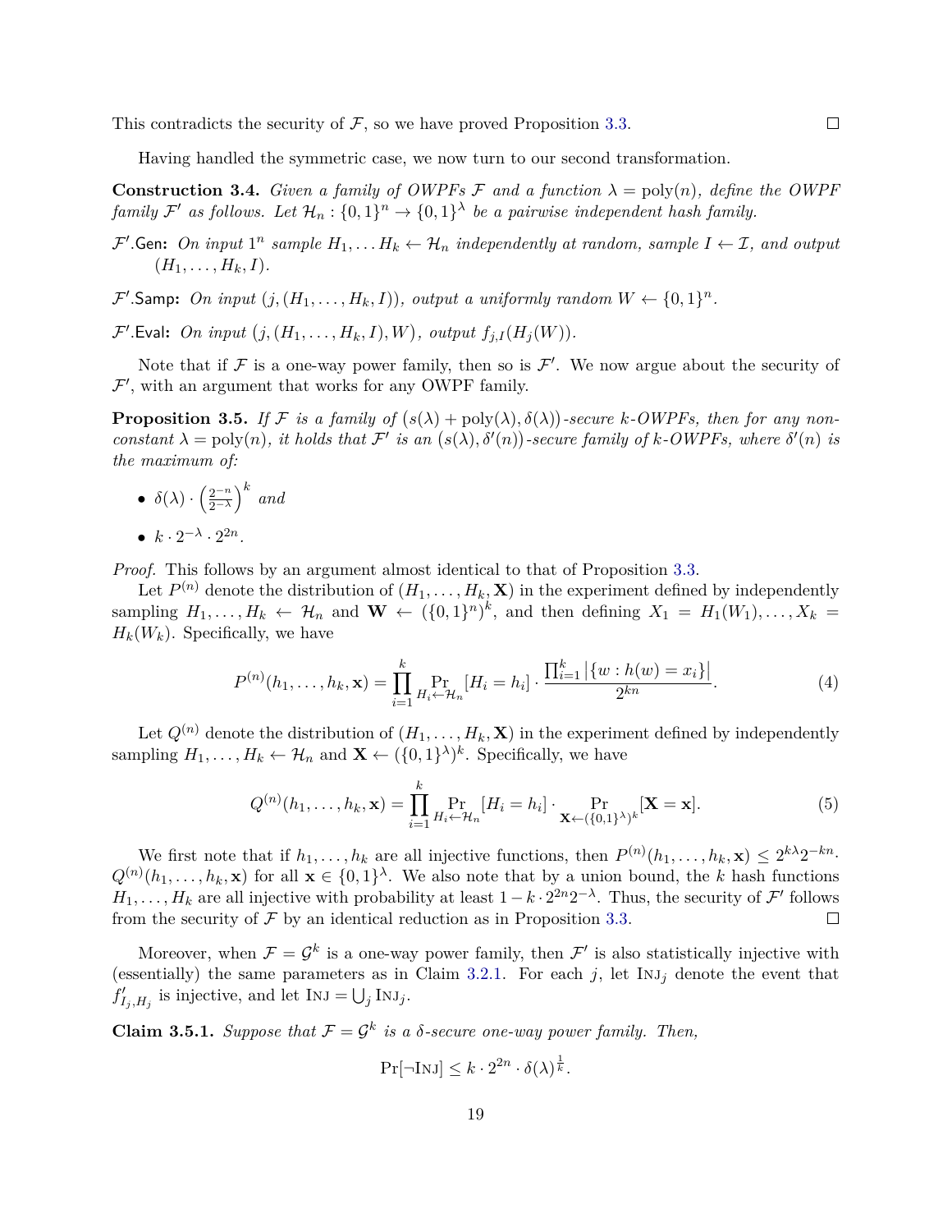This contradicts the security of $\mathcal{F}$, so we have proved Proposition 3.3. ∎

Having handled the symmetric case, we now turn to our second transformation.

**Construction 3.4.** *Given a family of OWPFs $\mathcal{F}$ and a function $\lambda = \mathrm{poly}(n)$, define the OWPF family $\mathcal{F}'$ as follows. Let $\mathcal{H}_n : \{0,1\}^n \to \{0,1\}^\lambda$ be a pairwise independent hash family.*

$\mathcal{F}'.\mathsf{Gen}$**:** *On input $1^n$ sample $H_1, \dots H_k \leftarrow \mathcal{H}_n$ independently at random, sample $I \leftarrow \mathcal{I}$, and output $(H_1, \dots, H_k, I)$.*

$\mathcal{F}'.\mathsf{Samp}$**:** *On input $(j, (H_1, \dots, H_k, I))$, output a uniformly random $W \leftarrow \{0,1\}^n$.*

$\mathcal{F}'.\mathsf{Eval}$**:** *On input $\big(j, (H_1, \dots, H_k, I), W\big)$, output $f_{j,I}(H_j(W))$.*

Note that if $\mathcal{F}$ is a one-way power family, then so is $\mathcal{F}'$. We now argue about the security of $\mathcal{F}'$, with an argument that works for any OWPF family.

**Proposition 3.5.** *If $\mathcal{F}$ is a family of $\big(s(\lambda) + \mathrm{poly}(\lambda), \delta(\lambda)\big)$-secure $k$-OWPFs, then for any non-constant $\lambda = \mathrm{poly}(n)$, it holds that $\mathcal{F}'$ is an $\big(s(\lambda), \delta'(n)\big)$-secure family of $k$-OWPFs, where $\delta'(n)$ is the maximum of:*

- $\delta(\lambda) \cdot \left(\frac{2^{-n}}{2^{-\lambda}}\right)^k$ *and*
- $k \cdot 2^{-\lambda} \cdot 2^{2n}$.

*Proof.* This follows by an argument almost identical to that of Proposition 3.3.

Let $P^{(n)}$ denote the distribution of $(H_1, \dots, H_k, \mathbf{X})$ in the experiment defined by independently sampling $H_1, \dots, H_k \leftarrow \mathcal{H}_n$ and $\mathbf{W} \leftarrow (\{0,1\}^n)^k$, and then defining $X_1 = H_1(W_1), \dots, X_k = H_k(W_k)$. Specifically, we have

$$P^{(n)}(h_1, \dots, h_k, \mathbf{x}) = \prod_{i=1}^{k} \Pr_{H_i \leftarrow \mathcal{H}_n}[H_i = h_i] \cdot \frac{\prod_{i=1}^{k} \big|\{w : h(w) = x_i\}\big|}{2^{kn}}. \tag{4}$$

Let $Q^{(n)}$ denote the distribution of $(H_1, \dots, H_k, \mathbf{X})$ in the experiment defined by independently sampling $H_1, \dots, H_k \leftarrow \mathcal{H}_n$ and $\mathbf{X} \leftarrow (\{0,1\}^\lambda)^k$. Specifically, we have

$$Q^{(n)}(h_1, \dots, h_k, \mathbf{x}) = \prod_{i=1}^{k} \Pr_{H_i \leftarrow \mathcal{H}_n}[H_i = h_i] \cdot \Pr_{\mathbf{X} \leftarrow (\{0,1\}^\lambda)^k}[\mathbf{X} = \mathbf{x}]. \tag{5}$$

We first note that if $h_1, \dots, h_k$ are all injective functions, then $P^{(n)}(h_1, \dots, h_k, \mathbf{x}) \le 2^{k\lambda} 2^{-kn} \cdot Q^{(n)}(h_1, \dots, h_k, \mathbf{x})$ for all $\mathbf{x} \in \{0,1\}^\lambda$. We also note that by a union bound, the $k$ hash functions $H_1, \dots, H_k$ are all injective with probability at least $1 - k \cdot 2^{2n} 2^{-\lambda}$. Thus, the security of $\mathcal{F}'$ follows from the security of $\mathcal{F}$ by an identical reduction as in Proposition 3.3. ∎

Moreover, when $\mathcal{F} = \mathcal{G}^k$ is a one-way power family, then $\mathcal{F}'$ is also statistically injective with (essentially) the same parameters as in Claim 3.2.1. For each $j$, let $\textsc{Inj}_j$ denote the event that $f'_{I_j, H_j}$ is injective, and let $\textsc{Inj} = \bigcup_j \textsc{Inj}_j$.

**Claim 3.5.1.** *Suppose that $\mathcal{F} = \mathcal{G}^k$ is a $\delta$-secure one-way power family. Then,*

$$\Pr[\neg\textsc{Inj}] \le k \cdot 2^{2n} \cdot \delta(\lambda)^{\frac{1}{k}}.$$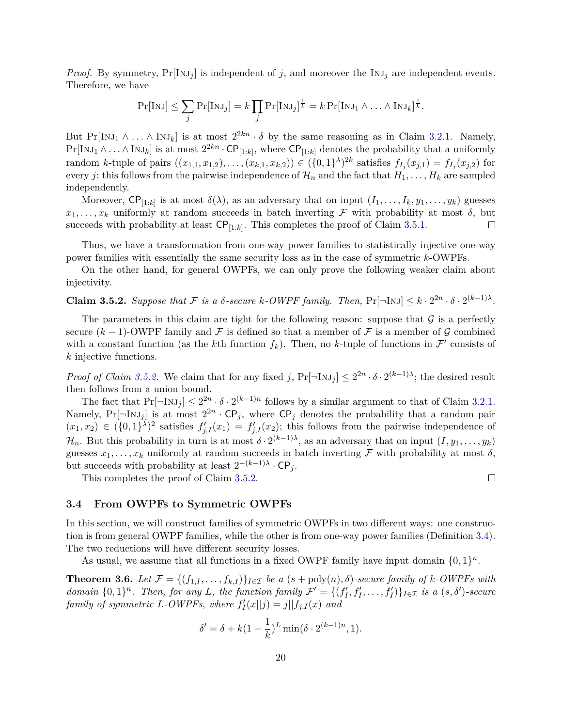*Proof.* By symmetry, $\Pr[\textsc{Inj}_j]$ is independent of $j$, and moreover the $\textsc{Inj}_j$ are independent events. Therefore, we have

$$\Pr[\textsc{Inj}] \leq \sum_j \Pr[\textsc{Inj}_j] = k \prod_j \Pr[\textsc{Inj}_j]^{\frac{1}{k}} = k \Pr[\textsc{Inj}_1 \wedge \ldots \wedge \textsc{Inj}_k]^{\frac{1}{k}}.$$

But $\Pr[\textsc{Inj}_1 \wedge \ldots \wedge \textsc{Inj}_k]$ is at most $2^{2kn} \cdot \delta$ by the same reasoning as in Claim 3.2.1. Namely, $\Pr[\textsc{Inj}_1 \wedge \ldots \wedge \textsc{Inj}_k]$ is at most $2^{2kn} \cdot \mathsf{CP}_{[1:k]}$, where $\mathsf{CP}_{[1:k]}$ denotes the probability that a uniformly random $k$-tuple of pairs $((x_{1,1}, x_{1,2}), \ldots, (x_{k,1}, x_{k,2})) \in (\{0,1\}^\lambda)^{2k}$ satisfies $f_{I_j}(x_{j,1}) = f_{I_j}(x_{j,2})$ for every $j$; this follows from the pairwise independence of $\mathcal{H}_n$ and the fact that $H_1, \ldots, H_k$ are sampled independently.

Moreover, $\mathsf{CP}_{[1:k]}$ is at most $\delta(\lambda)$, as an adversary that on input $(I_1, \ldots, I_k, y_1, \ldots, y_k)$ guesses $x_1, \ldots, x_k$ uniformly at random succeeds in batch inverting $\mathcal{F}$ with probability at most $\delta$, but succeeds with probability at least $\mathsf{CP}_{[1:k]}$. This completes the proof of Claim 3.5.1. $\square$

Thus, we have a transformation from one-way power families to statistically injective one-way power families with essentially the same security loss as in the case of symmetric $k$-OWPFs.

On the other hand, for general OWPFs, we can only prove the following weaker claim about injectivity.

**Claim 3.5.2.** *Suppose that $\mathcal{F}$ is a $\delta$-secure $k$-OWPF family. Then, $\Pr[\neg\textsc{Inj}] \leq k \cdot 2^{2n} \cdot \delta \cdot 2^{(k-1)\lambda}$.*

The parameters in this claim are tight for the following reason: suppose that $\mathcal{G}$ is a perfectly secure $(k-1)$-OWPF family and $\mathcal{F}$ is defined so that a member of $\mathcal{F}$ is a member of $\mathcal{G}$ combined with a constant function (as the $k$th function $f_k$). Then, no $k$-tuple of functions in $\mathcal{F}'$ consists of $k$ injective functions.

*Proof of Claim 3.5.2.* We claim that for any fixed $j$, $\Pr[\neg\textsc{Inj}_j] \leq 2^{2n} \cdot \delta \cdot 2^{(k-1)\lambda}$; the desired result then follows from a union bound.

The fact that $\Pr[\neg\textsc{Inj}_j] \leq 2^{2n} \cdot \delta \cdot 2^{(k-1)n}$ follows by a similar argument to that of Claim 3.2.1. Namely, $\Pr[\neg\textsc{Inj}_j]$ is at most $2^{2n} \cdot \mathsf{CP}_j$, where $\mathsf{CP}_j$ denotes the probability that a random pair $(x_1, x_2) \in (\{0,1\}^\lambda)^2$ satisfies $f'_{j,I}(x_1) = f'_{j,I}(x_2)$; this follows from the pairwise independence of $\mathcal{H}_n$. But this probability in turn is at most $\delta \cdot 2^{(k-1)\lambda}$, as an adversary that on input $(I, y_1, \ldots, y_k)$ guesses $x_1, \ldots, x_k$ uniformly at random succeeds in batch inverting $\mathcal{F}$ with probability at most $\delta$, but succeeds with probability at least $2^{-(k-1)\lambda} \cdot \mathsf{CP}_j$.

This completes the proof of Claim 3.5.2. $\square$

### 3.4 From OWPFs to Symmetric OWPFs

In this section, we will construct families of symmetric OWPFs in two different ways: one construction is from general OWPF families, while the other is from one-way power families (Definition 3.4). The two reductions will have different security losses.

As usual, we assume that all functions in a fixed OWPF family have input domain $\{0,1\}^n$.

**Theorem 3.6.** *Let $\mathcal{F} = \{(f_{1,I}, \ldots, f_{k,I})\}_{I \in \mathcal{I}}$ be a $(s + \mathrm{poly}(n), \delta)$-secure family of $k$-OWPFs with domain $\{0,1\}^n$. Then, for any $L$, the function family $\mathcal{F}' = \{(f'_I, f'_I, \ldots, f'_I)\}_{I \in \mathcal{I}}$ is a $(s, \delta')$-secure family of symmetric $L$-OWPFs, where $f'_I(x||j) = j||f_{j,I}(x)$ and*

$$\delta' = \delta + k(1 - \frac{1}{k})^L \min(\delta \cdot 2^{(k-1)n}, 1).$$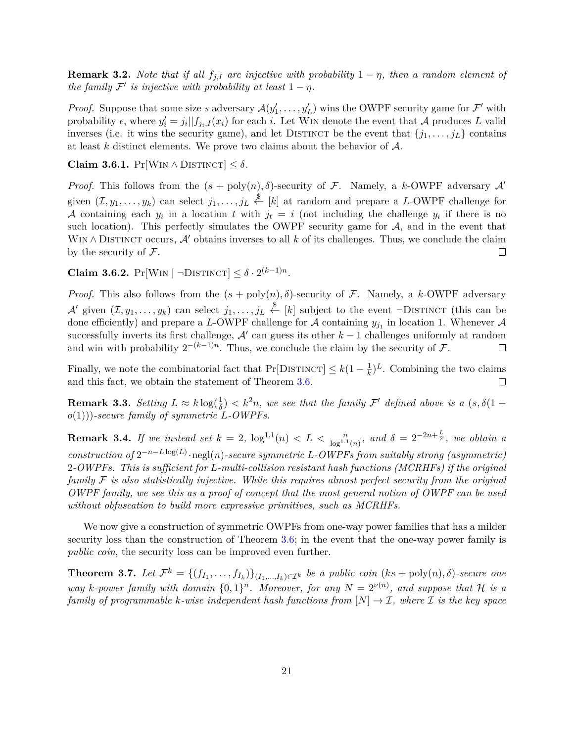**Remark 3.2.** *Note that if all $f_{j,I}$ are injective with probability $1-\eta$, then a random element of the family $\mathcal{F}'$ is injective with probability at least $1-\eta$.*

*Proof.* Suppose that some size $s$ adversary $\mathcal{A}(y'_1, \ldots, y'_L)$ wins the OWPF security game for $\mathcal{F}'$ with probability $\epsilon$, where $y'_i = j_i || f_{j_i,I}(x_i)$ for each $i$. Let Win denote the event that $\mathcal{A}$ produces $L$ valid inverses (i.e. it wins the security game), and let Distinct be the event that $\{j_1, \ldots, j_L\}$ contains at least $k$ distinct elements. We prove two claims about the behavior of $\mathcal{A}$.

**Claim 3.6.1.** $\Pr[\text{Win} \wedge \text{Distinct}] \leq \delta$.

*Proof.* This follows from the $(s + \text{poly}(n), \delta)$-security of $\mathcal{F}$. Namely, a $k$-OWPF adversary $\mathcal{A}'$ given $(\mathcal{I}, y_1, \ldots, y_k)$ can select $j_1, \ldots, j_L \xleftarrow{\$} [k]$ at random and prepare a $L$-OWPF challenge for $\mathcal{A}$ containing each $y_i$ in a location $t$ with $j_t = i$ (not including the challenge $y_i$ if there is no such location). This perfectly simulates the OWPF security game for $\mathcal{A}$, and in the event that $\text{Win} \wedge \text{Distinct}$ occurs, $\mathcal{A}'$ obtains inverses to all $k$ of its challenges. Thus, we conclude the claim by the security of $\mathcal{F}$. □

**Claim 3.6.2.** $\Pr[\text{Win} \mid \neg\text{Distinct}] \leq \delta \cdot 2^{(k-1)n}$.

*Proof.* This also follows from the $(s + \text{poly}(n), \delta)$-security of $\mathcal{F}$. Namely, a $k$-OWPF adversary $\mathcal{A}'$ given $(\mathcal{I}, y_1, \ldots, y_k)$ can select $j_1, \ldots, j_L \xleftarrow{\$} [k]$ subject to the event $\neg\text{Distinct}$ (this can be done efficiently) and prepare a $L$-OWPF challenge for $\mathcal{A}$ containing $y_{j_1}$ in location 1. Whenever $\mathcal{A}$ successfully inverts its first challenge, $\mathcal{A}'$ can guess its other $k-1$ challenges uniformly at random and win with probability $2^{-(k-1)n}$. Thus, we conclude the claim by the security of $\mathcal{F}$. □

Finally, we note the combinatorial fact that $\Pr[\text{Distinct}] \leq k(1 - \frac{1}{k})^L$. Combining the two claims and this fact, we obtain the statement of Theorem 3.6. □

**Remark 3.3.** *Setting $L \approx k \log(\frac{1}{\delta}) < k^2 n$, we see that the family $\mathcal{F}'$ defined above is a $(s, \delta(1 + o(1)))$-secure family of symmetric $L$-OWPFs.*

**Remark 3.4.** *If we instead set $k = 2$, $\log^{1.1}(n) < L < \frac{n}{\log^{1.1}(n)}$, and $\delta = 2^{-2n+\frac{L}{2}}$, we obtain a construction of $2^{-n-L\log(L)} \cdot \text{negl}(n)$-secure symmetric $L$-OWPFs from suitably strong (asymmetric) 2-OWPFs. This is sufficient for $L$-multi-collision resistant hash functions (MCRHFs) if the original family $\mathcal{F}$ is also statistically injective. While this requires almost perfect security from the original OWPF family, we see this as a proof of concept that the most general notion of OWPF can be used without obfuscation to build more expressive primitives, such as MCRHFs.*

We now give a construction of symmetric OWPFs from one-way power families that has a milder security loss than the construction of Theorem 3.6; in the event that the one-way power family is *public coin*, the security loss can be improved even further.

**Theorem 3.7.** *Let $\mathcal{F}^k = \{(f_{I_1}, \ldots, f_{I_k})\}_{(I_1,\ldots,I_k) \in \mathcal{I}^k}$ be a public coin $(ks + \text{poly}(n), \delta)$-secure one way $k$-power family with domain $\{0,1\}^n$. Moreover, for any $N = 2^{\nu(n)}$, and suppose that $\mathcal{H}$ is a family of programmable $k$-wise independent hash functions from $[N] \to \mathcal{I}$, where $\mathcal{I}$ is the key space*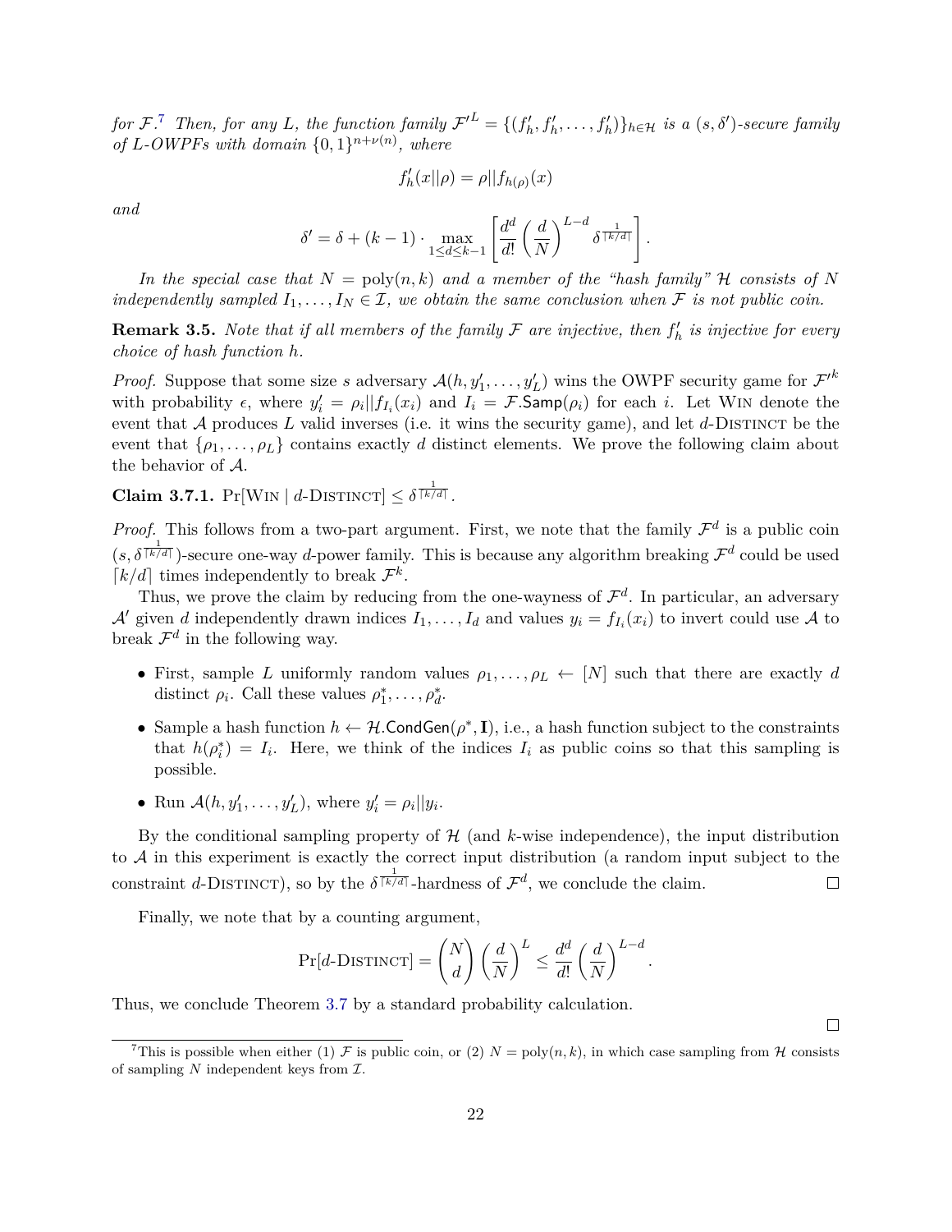*for $\mathcal{F}$.*[7] *Then, for any $L$, the function family ${\mathcal{F}'}^L = \{(f'_h, f'_h, \ldots, f'_h)\}_{h \in \mathcal{H}}$ is a $(s, \delta')$-secure family of $L$-OWPFs with domain $\{0,1\}^{n+\nu(n)}$, where*

$$f'_h(x||\rho) = \rho||f_{h(\rho)}(x)$$

*and*

$$\delta' = \delta + (k-1) \cdot \max_{1 \le d \le k-1} \left[ \frac{d^d}{d!} \left( \frac{d}{N} \right)^{L-d} \delta^{\frac{1}{\lceil k/d \rceil}} \right].$$

*In the special case that $N = \mathrm{poly}(n,k)$ and a member of the "hash family" $\mathcal{H}$ consists of $N$ independently sampled $I_1, \ldots, I_N \in \mathcal{I}$, we obtain the same conclusion when $\mathcal{F}$ is not public coin.*

**Remark 3.5.** *Note that if all members of the family $\mathcal{F}$ are injective, then $f'_h$ is injective for every choice of hash function $h$.*

*Proof.* Suppose that some size $s$ adversary $\mathcal{A}(h, y'_1, \ldots, y'_L)$ wins the OWPF security game for ${\mathcal{F}'}^k$ with probability $\epsilon$, where $y'_i = \rho_i||f_{I_i}(x_i)$ and $I_i = \mathcal{F}.\mathsf{Samp}(\rho_i)$ for each $i$. Let Win denote the event that $\mathcal{A}$ produces $L$ valid inverses (i.e. it wins the security game), and let $d$-Distinct be the event that $\{\rho_1, \ldots, \rho_L\}$ contains exactly $d$ distinct elements. We prove the following claim about the behavior of $\mathcal{A}$.

**Claim 3.7.1.** $\Pr[\text{Win} \mid d\text{-Distinct}] \le \delta^{\frac{1}{\lceil k/d \rceil}}$.

*Proof.* This follows from a two-part argument. First, we note that the family $\mathcal{F}^d$ is a public coin $(s, \delta^{\frac{1}{\lceil k/d \rceil}})$-secure one-way $d$-power family. This is because any algorithm breaking $\mathcal{F}^d$ could be used $\lceil k/d \rceil$ times independently to break $\mathcal{F}^k$.

Thus, we prove the claim by reducing from the one-wayness of $\mathcal{F}^d$. In particular, an adversary $\mathcal{A}'$ given $d$ independently drawn indices $I_1, \ldots, I_d$ and values $y_i = f_{I_i}(x_i)$ to invert could use $\mathcal{A}$ to break $\mathcal{F}^d$ in the following way.

- First, sample $L$ uniformly random values $\rho_1, \ldots, \rho_L \leftarrow [N]$ such that there are exactly $d$ distinct $\rho_i$. Call these values $\rho^*_1, \ldots, \rho^*_d$.
- Sample a hash function $h \leftarrow \mathcal{H}.\mathsf{CondGen}(\rho^*, \mathbf{I})$, i.e., a hash function subject to the constraints that $h(\rho^*_i) = I_i$. Here, we think of the indices $I_i$ as public coins so that this sampling is possible.
- Run $\mathcal{A}(h, y'_1, \ldots, y'_L)$, where $y'_i = \rho_i||y_i$.

By the conditional sampling property of $\mathcal{H}$ (and $k$-wise independence), the input distribution to $\mathcal{A}$ in this experiment is exactly the correct input distribution (a random input subject to the constraint $d$-Distinct), so by the $\delta^{\frac{1}{\lceil k/d \rceil}}$-hardness of $\mathcal{F}^d$, we conclude the claim. $\square$

Finally, we note that by a counting argument,

$$\Pr[d\text{-Distinct}] = \binom{N}{d} \left( \frac{d}{N} \right)^L \le \frac{d^d}{d!} \left( \frac{d}{N} \right)^{L-d}.$$

Thus, we conclude Theorem 3.7 by a standard probability calculation. $\square$

[7] This is possible when either (1) $\mathcal{F}$ is public coin, or (2) $N = \mathrm{poly}(n,k)$, in which case sampling from $\mathcal{H}$ consists of sampling $N$ independent keys from $\mathcal{I}$.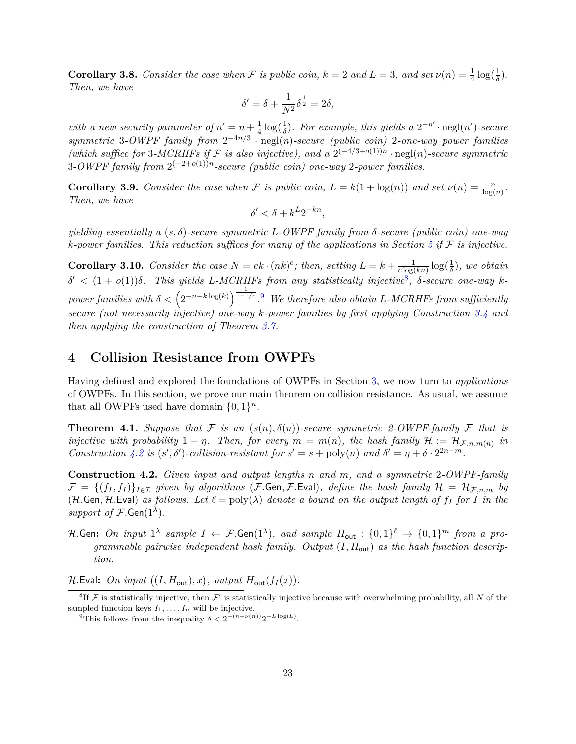**Corollary 3.8.** *Consider the case when $\mathcal{F}$ is public coin, $k = 2$ and $L = 3$, and set $\nu(n) = \frac{1}{4}\log(\frac{1}{\delta})$. Then, we have*

$$\delta' = \delta + \frac{1}{N^2}\delta^{\frac{1}{2}} = 2\delta,$$

*with a new security parameter of $n' = n + \frac{1}{4}\log(\frac{1}{\delta})$. For example, this yields a $2^{-n'} \cdot \mathrm{negl}(n')$-secure symmetric 3-OWPF family from $2^{-4n/3} \cdot \mathrm{negl}(n)$-secure (public coin) 2-one-way power families (which suffice for 3-MCRHFs if $\mathcal{F}$ is also injective), and a $2^{(-4/3+o(1))n} \cdot \mathrm{negl}(n)$-secure symmetric 3-OWPF family from $2^{(-2+o(1))n}$-secure (public coin) one-way 2-power families.*

**Corollary 3.9.** *Consider the case when $\mathcal{F}$ is public coin, $L = k(1 + \log(n))$ and set $\nu(n) = \frac{n}{\log(n)}$. Then, we have*

$$\delta' < \delta + k^L 2^{-kn},$$

*yielding essentially a $(s, \delta)$-secure symmetric $L$-OWPF family from $\delta$-secure (public coin) one-way $k$-power families. This reduction suffices for many of the applications in Section 5 if $\mathcal{F}$ is injective.*

**Corollary 3.10.** *Consider the case $N = ek \cdot (nk)^c$; then, setting $L = k + \frac{1}{c\log(kn)}\log(\frac{1}{\delta})$, we obtain $\delta' < (1 + o(1))\delta$. This yields $L$-MCRHFs from any statistically injective[8], $\delta$-secure one-way $k$-power families with $\delta < \left(2^{-n-k\log(k)}\right)^{\frac{1}{1-1/c}}$.[9] We therefore also obtain $L$-MCRHFs from sufficiently secure (not necessarily injective) one-way $k$-power families by first applying Construction 3.4 and then applying the construction of Theorem 3.7.*

# 4 Collision Resistance from OWPFs

Having defined and explored the foundations of OWPFs in Section 3, we now turn to *applications* of OWPFs. In this section, we prove our main theorem on collision resistance. As usual, we assume that all OWPFs used have domain $\{0, 1\}^n$.

**Theorem 4.1.** *Suppose that $\mathcal{F}$ is an $(s(n), \delta(n))$-secure symmetric 2-OWPF-family $\mathcal{F}$ that is injective with probability $1 - \eta$. Then, for every $m = m(n)$, the hash family $\mathcal{H} := \mathcal{H}_{\mathcal{F},n,m(n)}$ in Construction 4.2 is $(s', \delta')$-collision-resistant for $s' = s + \mathrm{poly}(n)$ and $\delta' = \eta + \delta \cdot 2^{2n-m}$.*

**Construction 4.2.** *Given input and output lengths $n$ and $m$, and a symmetric 2-OWPF-family $\mathcal{F} = \{(f_I, f_I)\}_{I\in\mathcal{I}}$ given by algorithms $(\mathcal{F}.\mathsf{Gen}, \mathcal{F}.\mathsf{Eval})$, define the hash family $\mathcal{H} = \mathcal{H}_{\mathcal{F},n,m}$ by $(\mathcal{H}.\mathsf{Gen}, \mathcal{H}.\mathsf{Eval})$ as follows. Let $\ell = \mathrm{poly}(\lambda)$ denote a bound on the output length of $f_I$ for $I$ in the support of $\mathcal{F}.\mathsf{Gen}(1^\lambda)$.*

$\mathcal{H}.\mathsf{Gen}$**:** *On input $1^\lambda$ sample $I \leftarrow \mathcal{F}.\mathsf{Gen}(1^\lambda)$, and sample $H_{\mathsf{out}} : \{0, 1\}^\ell \to \{0, 1\}^m$ from a programmable pairwise independent hash family. Output $(I, H_{\mathsf{out}})$ as the hash function description.*

$\mathcal{H}.\mathsf{Eval}$**:** *On input $((I, H_{\mathsf{out}}), x)$, output $H_{\mathsf{out}}(f_I(x))$.*

---

[8] If $\mathcal{F}$ is statistically injective, then $\mathcal{F}'$ is statistically injective because with overwhelming probability, all $N$ of the sampled function keys $I_1, \ldots, I_n$ will be injective.

[9] This follows from the inequality $\delta < 2^{-(n+\nu(n))}2^{-L\log(L)}$.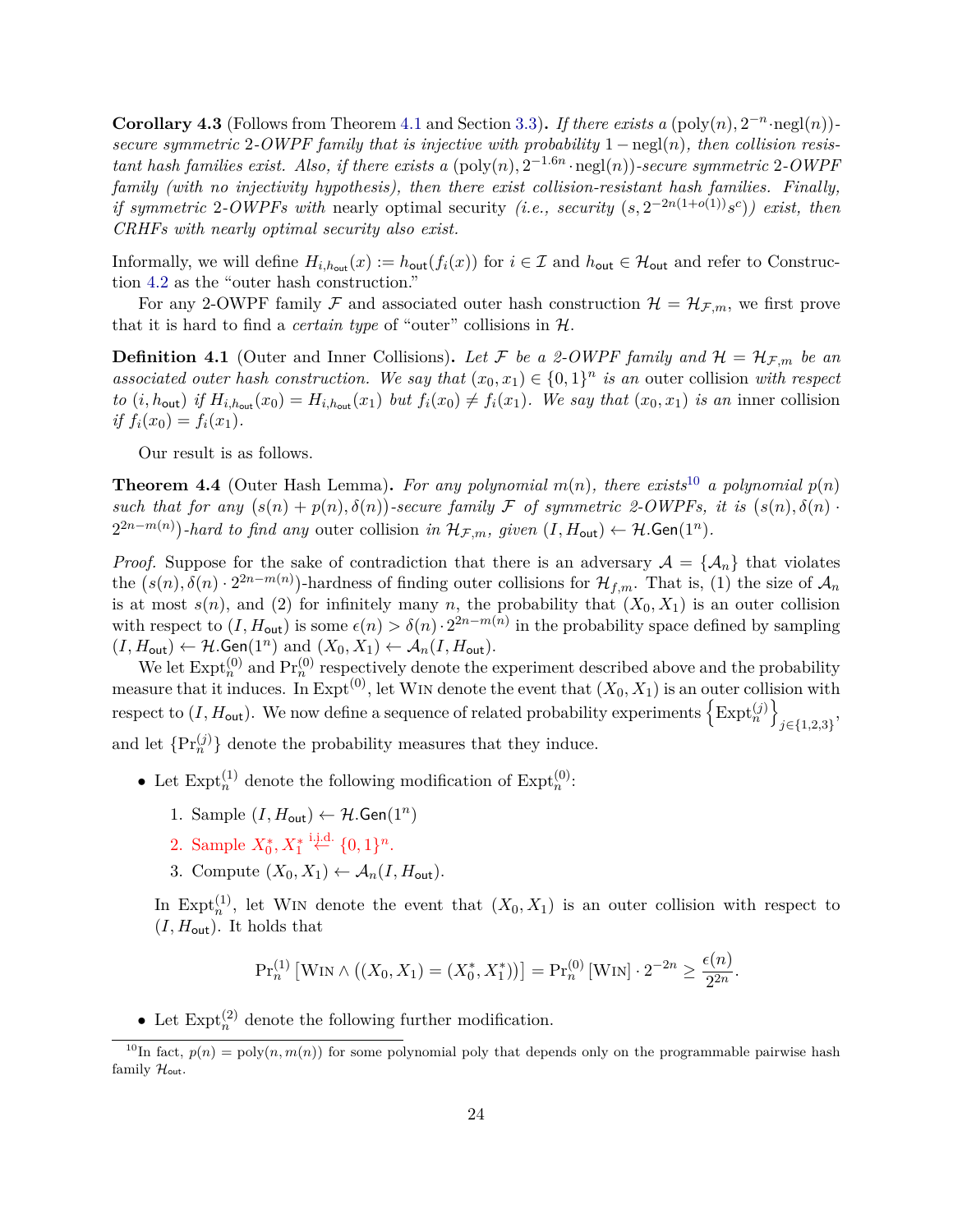**Corollary 4.3** (Follows from Theorem 4.1 and Section 3.3)**.** *If there exists a* $(\text{poly}(n), 2^{-n}\cdot\text{negl}(n))$*-secure symmetric* 2*-OWPF family that is injective with probability* $1-\text{negl}(n)$*, then collision resistant hash families exist. Also, if there exists a* $(\text{poly}(n), 2^{-1.6n}\cdot\text{negl}(n))$*-secure symmetric* 2*-OWPF family (with no injectivity hypothesis), then there exist collision-resistant hash families. Finally, if symmetric* 2*-OWPFs with* nearly optimal security *(i.e., security* $(s, 2^{-2n(1+o(1))}s^c)$*) exist, then CRHFs with nearly optimal security also exist.*

Informally, we will define $H_{i,h_{\mathsf{out}}}(x) := h_{\mathsf{out}}(f_i(x))$ for $i \in \mathcal{I}$ and $h_{\mathsf{out}} \in \mathcal{H}_{\mathsf{out}}$ and refer to Construction 4.2 as the "outer hash construction."

For any 2-OWPF family $\mathcal{F}$ and associated outer hash construction $\mathcal{H} = \mathcal{H}_{\mathcal{F},m}$, we first prove that it is hard to find a *certain type* of "outer" collisions in $\mathcal{H}$.

**Definition 4.1** (Outer and Inner Collisions)**.** *Let* $\mathcal{F}$ *be a 2-OWPF family and* $\mathcal{H} = \mathcal{H}_{\mathcal{F},m}$ *be an associated outer hash construction. We say that* $(x_0, x_1) \in \{0,1\}^n$ *is an* outer collision *with respect to* $(i, h_{\mathsf{out}})$ *if* $H_{i,h_{\mathsf{out}}}(x_0) = H_{i,h_{\mathsf{out}}}(x_1)$ *but* $f_i(x_0) \neq f_i(x_1)$*. We say that* $(x_0, x_1)$ *is an* inner collision *if* $f_i(x_0) = f_i(x_1)$*.*

Our result is as follows.

**Theorem 4.4** (Outer Hash Lemma)**.** *For any polynomial* $m(n)$*, there exists*[10] *a polynomial* $p(n)$ *such that for any* $(s(n) + p(n), \delta(n))$*-secure family* $\mathcal{F}$ *of symmetric 2-OWPFs, it is* $(s(n), \delta(n)\cdot 2^{2n-m(n)})$*-hard to find any* outer collision *in* $\mathcal{H}_{\mathcal{F},m}$*, given* $(I, H_{\mathsf{out}}) \leftarrow \mathcal{H}.\mathsf{Gen}(1^n)$*.*

*Proof.* Suppose for the sake of contradiction that there is an adversary $\mathcal{A} = \{\mathcal{A}_n\}$ that violates the $(s(n), \delta(n)\cdot 2^{2n-m(n)})$-hardness of finding outer collisions for $\mathcal{H}_{f,m}$. That is, (1) the size of $\mathcal{A}_n$ is at most $s(n)$, and (2) for infinitely many $n$, the probability that $(X_0, X_1)$ is an outer collision with respect to $(I, H_{\mathsf{out}})$ is some $\epsilon(n) > \delta(n)\cdot 2^{2n-m(n)}$ in the probability space defined by sampling $(I, H_{\mathsf{out}}) \leftarrow \mathcal{H}.\mathsf{Gen}(1^n)$ and $(X_0, X_1) \leftarrow \mathcal{A}_n(I, H_{\mathsf{out}})$.

We let $\text{Expt}_n^{(0)}$ and $\Pr_n^{(0)}$ respectively denote the experiment described above and the probability measure that it induces. In $\text{Expt}^{(0)}$, let $\textsc{Win}$ denote the event that $(X_0, X_1)$ is an outer collision with respect to $(I, H_{\mathsf{out}})$. We now define a sequence of related probability experiments $\left\{\text{Expt}_n^{(j)}\right\}_{j\in\{1,2,3\}}$, and let $\{\Pr_n^{(j)}\}$ denote the probability measures that they induce.

- Let $\text{Expt}_n^{(1)}$ denote the following modification of $\text{Expt}_n^{(0)}$:
  1. Sample $(I, H_{\mathsf{out}}) \leftarrow \mathcal{H}.\mathsf{Gen}(1^n)$
  2. Sample $X_0^*, X_1^* \overset{\text{i.i.d.}}{\leftarrow} \{0,1\}^n$.
  3. Compute $(X_0, X_1) \leftarrow \mathcal{A}_n(I, H_{\mathsf{out}})$.

  In $\text{Expt}_n^{(1)}$, let $\textsc{Win}$ denote the event that $(X_0, X_1)$ is an outer collision with respect to $(I, H_{\mathsf{out}})$. It holds that

$$\Pr_n^{(1)}\left[\textsc{Win} \wedge ((X_0, X_1) = (X_0^*, X_1^*))\right] = \Pr_n^{(0)}\left[\textsc{Win}\right]\cdot 2^{-2n} \geq \frac{\epsilon(n)}{2^{2n}}.$$

- Let $\text{Expt}_n^{(2)}$ denote the following further modification.

[10] In fact, $p(n) = \text{poly}(n, m(n))$ for some polynomial poly that depends only on the programmable pairwise hash family $\mathcal{H}_{\mathsf{out}}$.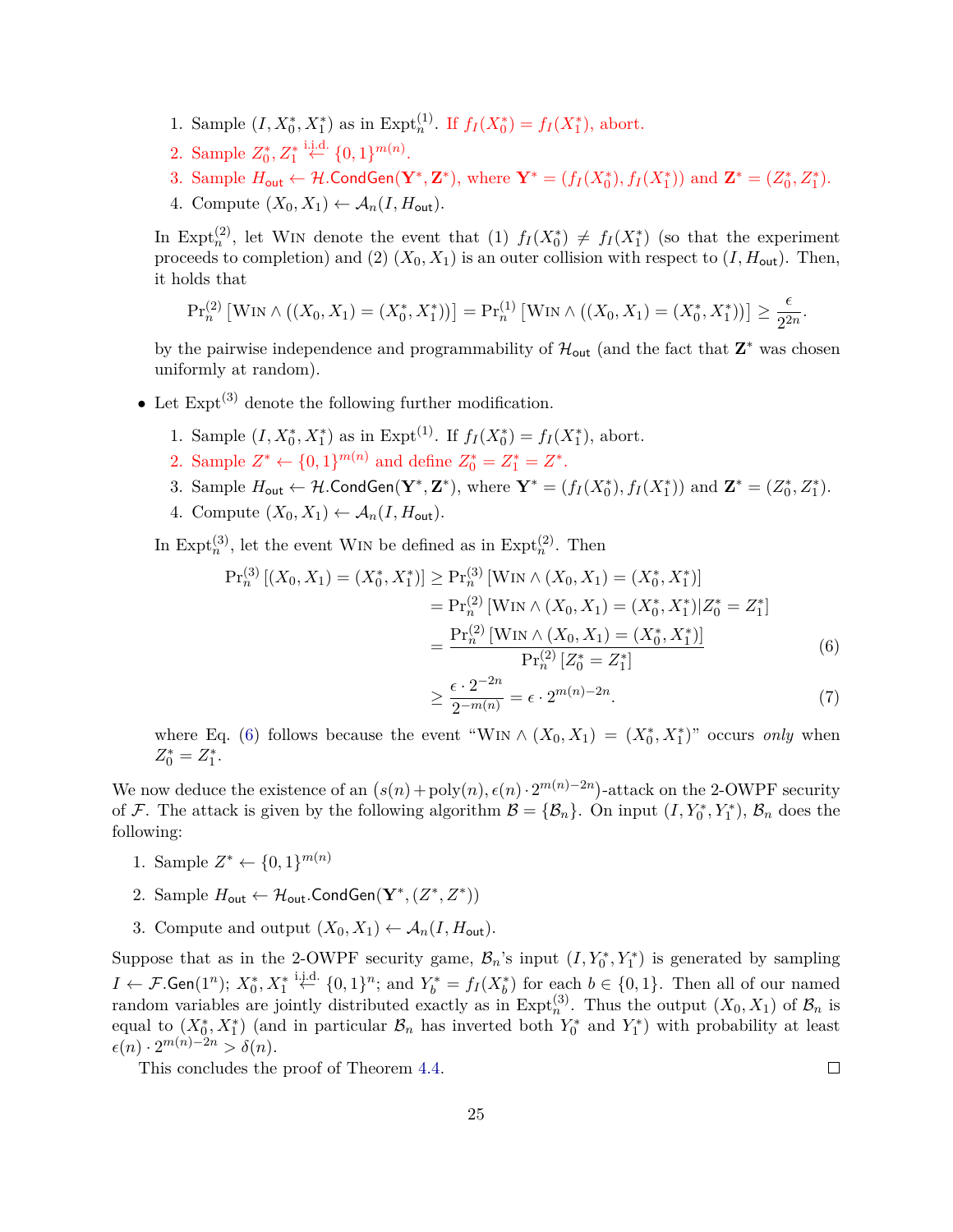1. Sample $(I, X_0^*, X_1^*)$ as in $\mathrm{Expt}_n^{(1)}$. If $f_I(X_0^*) = f_I(X_1^*)$, abort.
2. Sample $Z_0^*, Z_1^* \overset{\text{i.i.d.}}{\leftarrow} \{0,1\}^{m(n)}$.
3. Sample $H_{\mathsf{out}} \leftarrow \mathcal{H}.\mathsf{CondGen}(\mathbf{Y}^*, \mathbf{Z}^*)$, where $\mathbf{Y}^* = (f_I(X_0^*), f_I(X_1^*))$ and $\mathbf{Z}^* = (Z_0^*, Z_1^*)$.
4. Compute $(X_0, X_1) \leftarrow \mathcal{A}_n(I, H_{\mathsf{out}})$.

In $\mathrm{Expt}_n^{(2)}$, let $\textsc{Win}$ denote the event that (1) $f_I(X_0^*) \neq f_I(X_1^*)$ (so that the experiment proceeds to completion) and (2) $(X_0, X_1)$ is an outer collision with respect to $(I, H_{\mathsf{out}})$. Then, it holds that

$$\Pr_n^{(2)}\left[\textsc{Win} \wedge ((X_0, X_1) = (X_0^*, X_1^*))\right] = \Pr_n^{(1)}\left[\textsc{Win} \wedge ((X_0, X_1) = (X_0^*, X_1^*))\right] \geq \frac{\epsilon}{2^{2n}}.$$

by the pairwise independence and programmability of $\mathcal{H}_{\mathsf{out}}$ (and the fact that $\mathbf{Z}^*$ was chosen uniformly at random).

- Let $\mathrm{Expt}^{(3)}$ denote the following further modification.
  1. Sample $(I, X_0^*, X_1^*)$ as in $\mathrm{Expt}^{(1)}$. If $f_I(X_0^*) = f_I(X_1^*)$, abort.
  2. Sample $Z^* \leftarrow \{0,1\}^{m(n)}$ and define $Z_0^* = Z_1^* = Z^*$.
  3. Sample $H_{\mathsf{out}} \leftarrow \mathcal{H}.\mathsf{CondGen}(\mathbf{Y}^*, \mathbf{Z}^*)$, where $\mathbf{Y}^* = (f_I(X_0^*), f_I(X_1^*))$ and $\mathbf{Z}^* = (Z_0^*, Z_1^*)$.
  4. Compute $(X_0, X_1) \leftarrow \mathcal{A}_n(I, H_{\mathsf{out}})$.

  In $\mathrm{Expt}_n^{(3)}$, let the event $\textsc{Win}$ be defined as in $\mathrm{Expt}_n^{(2)}$. Then

$$\begin{aligned}
\Pr_n^{(3)}\left[(X_0, X_1) = (X_0^*, X_1^*)\right] &\geq \Pr_n^{(3)}\left[\textsc{Win} \wedge (X_0, X_1) = (X_0^*, X_1^*)\right] \\
&= \Pr_n^{(2)}\left[\textsc{Win} \wedge (X_0, X_1) = (X_0^*, X_1^*) \middle| Z_0^* = Z_1^*\right] \\
&= \frac{\Pr_n^{(2)}\left[\textsc{Win} \wedge (X_0, X_1) = (X_0^*, X_1^*)\right]}{\Pr_n^{(2)}\left[Z_0^* = Z_1^*\right]} \qquad (6) \\
&\geq \frac{\epsilon \cdot 2^{-2n}}{2^{-m(n)}} = \epsilon \cdot 2^{m(n)-2n}. \qquad (7)
\end{aligned}$$

  where Eq. (6) follows because the event "$\textsc{Win} \wedge (X_0, X_1) = (X_0^*, X_1^*)$" occurs *only* when $Z_0^* = Z_1^*$.

We now deduce the existence of an $\left(s(n) + \mathrm{poly}(n), \epsilon(n) \cdot 2^{m(n)-2n}\right)$-attack on the 2-OWPF security of $\mathcal{F}$. The attack is given by the following algorithm $\mathcal{B} = \{\mathcal{B}_n\}$. On input $(I, Y_0^*, Y_1^*)$, $\mathcal{B}_n$ does the following:

1. Sample $Z^* \leftarrow \{0,1\}^{m(n)}$
2. Sample $H_{\mathsf{out}} \leftarrow \mathcal{H}_{\mathsf{out}}.\mathsf{CondGen}(\mathbf{Y}^*, (Z^*, Z^*))$
3. Compute and output $(X_0, X_1) \leftarrow \mathcal{A}_n(I, H_{\mathsf{out}})$.

Suppose that as in the 2-OWPF security game, $\mathcal{B}_n$'s input $(I, Y_0^*, Y_1^*)$ is generated by sampling $I \leftarrow \mathcal{F}.\mathsf{Gen}(1^n)$; $X_0^*, X_1^* \overset{\text{i.i.d.}}{\leftarrow} \{0,1\}^n$; and $Y_b^* = f_I(X_b^*)$ for each $b \in \{0,1\}$. Then all of our named random variables are jointly distributed exactly as in $\mathrm{Expt}_n^{(3)}$. Thus the output $(X_0, X_1)$ of $\mathcal{B}_n$ is equal to $(X_0^*, X_1^*)$ (and in particular $\mathcal{B}_n$ has inverted both $Y_0^*$ and $Y_1^*$) with probability at least $\epsilon(n) \cdot 2^{m(n)-2n} > \delta(n)$.

This concludes the proof of Theorem 4.4. □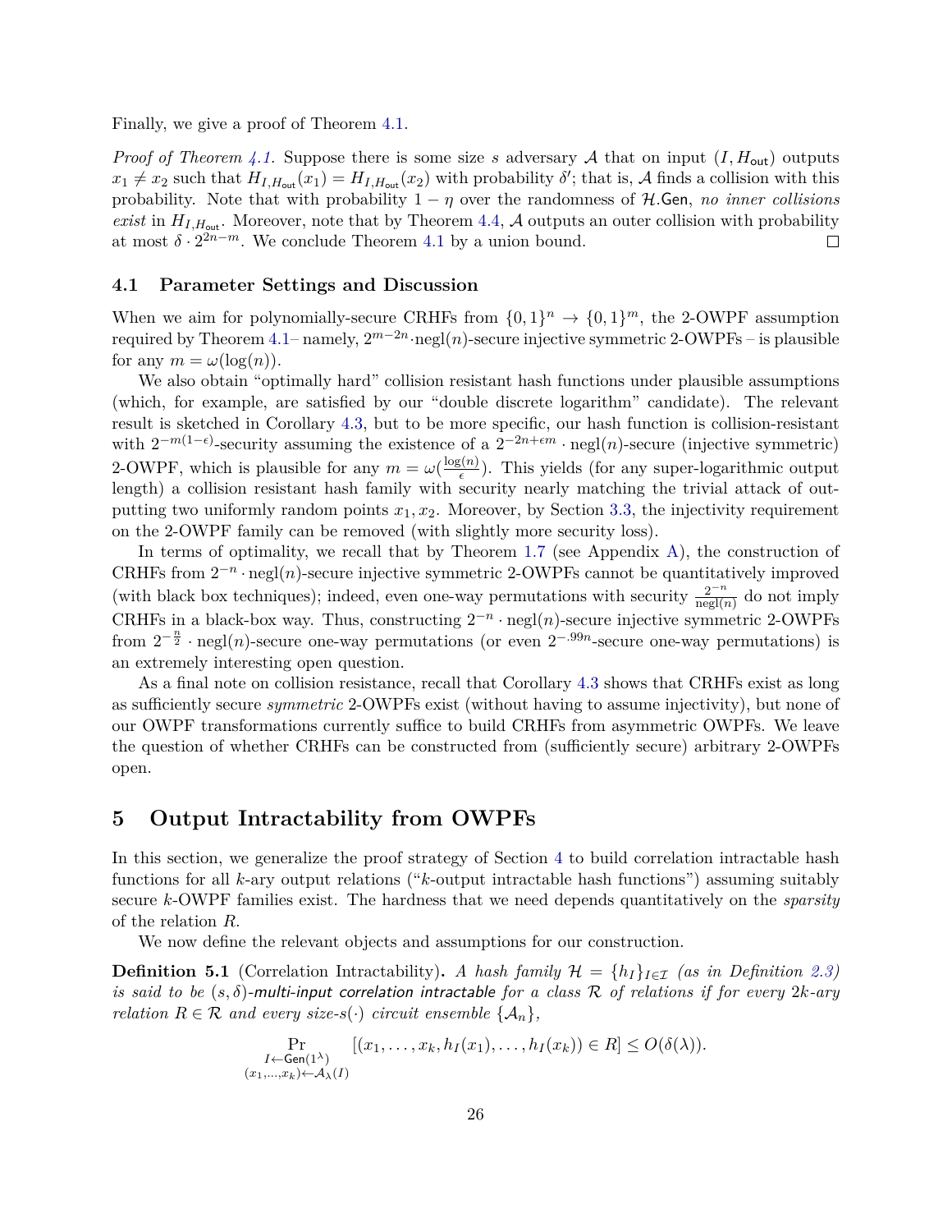Finally, we give a proof of Theorem 4.1.

*Proof of Theorem 4.1.* Suppose there is some size $s$ adversary $\mathcal{A}$ that on input $(I, H_{\mathsf{out}})$ outputs $x_1 \neq x_2$ such that $H_{I,H_{\mathsf{out}}}(x_1) = H_{I,H_{\mathsf{out}}}(x_2)$ with probability $\delta'$; that is, $\mathcal{A}$ finds a collision with this probability. Note that with probability $1 - \eta$ over the randomness of $\mathcal{H}.\mathsf{Gen}$, *no inner collisions exist* in $H_{I,H_{\mathsf{out}}}$. Moreover, note that by Theorem 4.4, $\mathcal{A}$ outputs an outer collision with probability at most $\delta \cdot 2^{2n-m}$. We conclude Theorem 4.1 by a union bound. □

## 4.1 Parameter Settings and Discussion

When we aim for polynomially-secure CRHFs from $\{0,1\}^n \to \{0,1\}^m$, the 2-OWPF assumption required by Theorem 4.1– namely, $2^{m-2n} \cdot \mathrm{negl}(n)$-secure injective symmetric 2-OWPFs – is plausible for any $m = \omega(\log(n))$.

We also obtain "optimally hard" collision resistant hash functions under plausible assumptions (which, for example, are satisfied by our "double discrete logarithm" candidate). The relevant result is sketched in Corollary 4.3, but to be more specific, our hash function is collision-resistant with $2^{-m(1-\epsilon)}$-security assuming the existence of a $2^{-2n+\epsilon m} \cdot \mathrm{negl}(n)$-secure (injective symmetric) 2-OWPF, which is plausible for any $m = \omega(\frac{\log(n)}{\epsilon})$. This yields (for any super-logarithmic output length) a collision resistant hash family with security nearly matching the trivial attack of outputting two uniformly random points $x_1, x_2$. Moreover, by Section 3.3, the injectivity requirement on the 2-OWPF family can be removed (with slightly more security loss).

In terms of optimality, we recall that by Theorem 1.7 (see Appendix A), the construction of CRHFs from $2^{-n} \cdot \mathrm{negl}(n)$-secure injective symmetric 2-OWPFs cannot be quantitatively improved (with black box techniques); indeed, even one-way permutations with security $\frac{2^{-n}}{\mathrm{negl}(n)}$ do not imply CRHFs in a black-box way. Thus, constructing $2^{-n} \cdot \mathrm{negl}(n)$-secure injective symmetric 2-OWPFs from $2^{-\frac{n}{2}} \cdot \mathrm{negl}(n)$-secure one-way permutations (or even $2^{-.99n}$-secure one-way permutations) is an extremely interesting open question.

As a final note on collision resistance, recall that Corollary 4.3 shows that CRHFs exist as long as sufficiently secure *symmetric* 2-OWPFs exist (without having to assume injectivity), but none of our OWPF transformations currently suffice to build CRHFs from asymmetric OWPFs. We leave the question of whether CRHFs can be constructed from (sufficiently secure) arbitrary 2-OWPFs open.

# 5 Output Intractability from OWPFs

In this section, we generalize the proof strategy of Section 4 to build correlation intractable hash functions for all $k$-ary output relations ("$k$-output intractable hash functions") assuming suitably secure $k$-OWPF families exist. The hardness that we need depends quantitatively on the *sparsity* of the relation $R$.

We now define the relevant objects and assumptions for our construction.

**Definition 5.1** (Correlation Intractability)**.** *A hash family $\mathcal{H} = \{h_I\}_{I \in \mathcal{I}}$ (as in Definition 2.3) is said to be $(s, \delta)$-multi-input correlation intractable for a class $\mathcal{R}$ of relations if for every $2k$-ary relation $R \in \mathcal{R}$ and every size-$s(\cdot)$ circuit ensemble $\{\mathcal{A}_n\}$,*

$$\Pr_{\substack{I \leftarrow \mathsf{Gen}(1^\lambda) \\ (x_1,\ldots,x_k) \leftarrow \mathcal{A}_\lambda(I)}} [(x_1, \ldots, x_k, h_I(x_1), \ldots, h_I(x_k)) \in R] \leq O(\delta(\lambda)).$$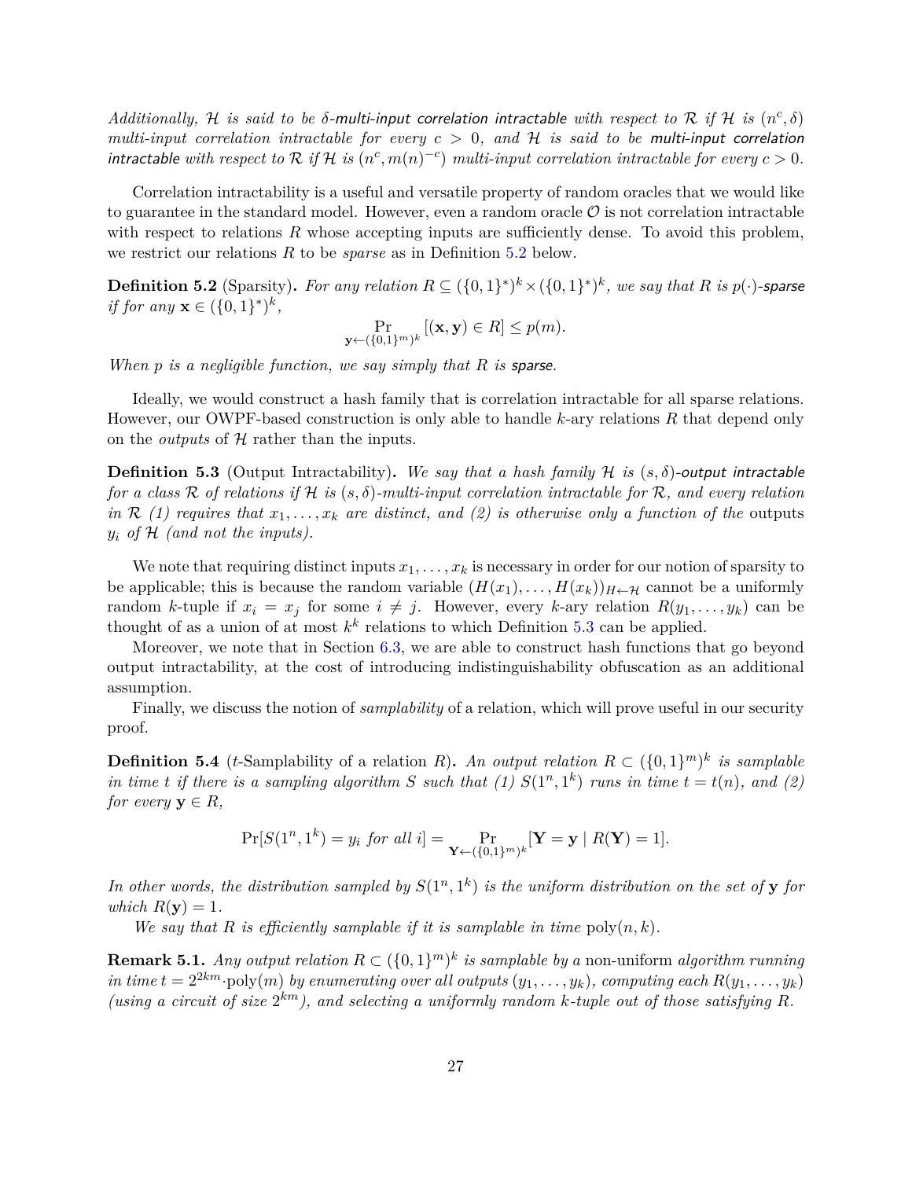*Additionally, $\mathcal{H}$ is said to be $\delta$-multi-input correlation intractable with respect to $\mathcal{R}$ if $\mathcal{H}$ is $(n^c, \delta)$ multi-input correlation intractable for every $c > 0$, and $\mathcal{H}$ is said to be multi-input correlation intractable with respect to $\mathcal{R}$ if $\mathcal{H}$ is $(n^c, m(n)^{-c})$ multi-input correlation intractable for every $c > 0$.*

Correlation intractability is a useful and versatile property of random oracles that we would like to guarantee in the standard model. However, even a random oracle $\mathcal{O}$ is not correlation intractable with respect to relations $R$ whose accepting inputs are sufficiently dense. To avoid this problem, we restrict our relations $R$ to be *sparse* as in Definition 5.2 below.

**Definition 5.2** (Sparsity)**.** *For any relation $R \subseteq (\{0,1\}^*)^k \times (\{0,1\}^*)^k$, we say that $R$ is $p(\cdot)$-sparse if for any $\mathbf{x} \in (\{0,1\}^*)^k$,*

$$\Pr_{\mathbf{y} \leftarrow (\{0,1\}^m)^k} [(\mathbf{x}, \mathbf{y}) \in R] \leq p(m).$$

*When $p$ is a negligible function, we say simply that $R$ is sparse.*

Ideally, we would construct a hash family that is correlation intractable for all sparse relations. However, our OWPF-based construction is only able to handle $k$-ary relations $R$ that depend only on the *outputs* of $\mathcal{H}$ rather than the inputs.

**Definition 5.3** (Output Intractability)**.** *We say that a hash family $\mathcal{H}$ is $(s, \delta)$-output intractable for a class $\mathcal{R}$ of relations if $\mathcal{H}$ is $(s, \delta)$-multi-input correlation intractable for $\mathcal{R}$, and every relation in $\mathcal{R}$ (1) requires that $x_1, \ldots, x_k$ are distinct, and (2) is otherwise only a function of the* outputs *$y_i$ of $\mathcal{H}$ (and not the inputs).*

We note that requiring distinct inputs $x_1, \ldots, x_k$ is necessary in order for our notion of sparsity to be applicable; this is because the random variable $(H(x_1), \ldots, H(x_k))_{H \leftarrow \mathcal{H}}$ cannot be a uniformly random $k$-tuple if $x_i = x_j$ for some $i \neq j$. However, every $k$-ary relation $R(y_1, \ldots, y_k)$ can be thought of as a union of at most $k^k$ relations to which Definition 5.3 can be applied.

Moreover, we note that in Section 6.3, we are able to construct hash functions that go beyond output intractability, at the cost of introducing indistinguishability obfuscation as an additional assumption.

Finally, we discuss the notion of *samplability* of a relation, which will prove useful in our security proof.

**Definition 5.4** ($t$-Samplability of a relation $R$)**.** *An output relation $R \subset (\{0,1\}^m)^k$ is samplable in time $t$ if there is a sampling algorithm $S$ such that (1) $S(1^n, 1^k)$ runs in time $t = t(n)$, and (2) for every $\mathbf{y} \in R$,*

$$\Pr[S(1^n, 1^k) = y_i \text{ for all } i] = \Pr_{\mathbf{Y} \leftarrow (\{0,1\}^m)^k}[\mathbf{Y} = \mathbf{y} \mid R(\mathbf{Y}) = 1].$$

*In other words, the distribution sampled by $S(1^n, 1^k)$ is the uniform distribution on the set of $\mathbf{y}$ for which $R(\mathbf{y}) = 1$.*

*We say that $R$ is efficiently samplable if it is samplable in time $\mathrm{poly}(n, k)$.*

**Remark 5.1.** *Any output relation $R \subset (\{0,1\}^m)^k$ is samplable by a* non-uniform *algorithm running in time $t = 2^{2km} \cdot \mathrm{poly}(m)$ by enumerating over all outputs $(y_1, \ldots, y_k)$, computing each $R(y_1, \ldots, y_k)$ (using a circuit of size $2^{km}$), and selecting a uniformly random $k$-tuple out of those satisfying $R$.*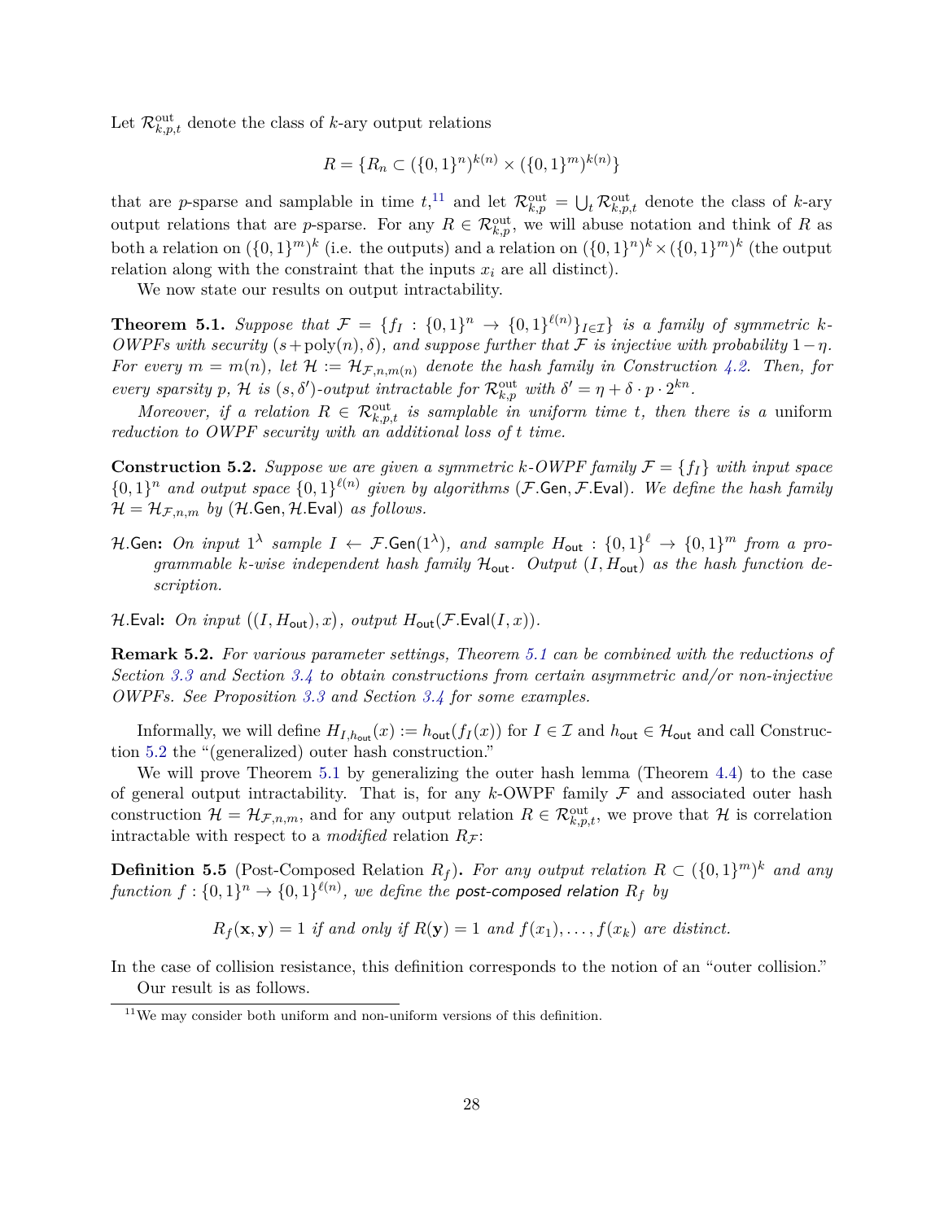Let $\mathcal{R}^{\text{out}}_{k,p,t}$ denote the class of $k$-ary output relations

$$R = \{R_n \subset (\{0,1\}^n)^{k(n)} \times (\{0,1\}^m)^{k(n)}\}$$

that are $p$-sparse and samplable in time $t$,[11] and let $\mathcal{R}^{\text{out}}_{k,p} = \bigcup_t \mathcal{R}^{\text{out}}_{k,p,t}$ denote the class of $k$-ary output relations that are $p$-sparse. For any $R \in \mathcal{R}^{\text{out}}_{k,p}$, we will abuse notation and think of $R$ as both a relation on $(\{0,1\}^m)^k$ (i.e. the outputs) and a relation on $(\{0,1\}^n)^k \times (\{0,1\}^m)^k$ (the output relation along with the constraint that the inputs $x_i$ are all distinct).

We now state our results on output intractability.

**Theorem 5.1.** *Suppose that $\mathcal{F} = \{f_I : \{0,1\}^n \to \{0,1\}^{\ell(n)}\}_{I \in \mathcal{I}}$ is a family of symmetric $k$-OWPFs with security $(s + \text{poly}(n), \delta)$, and suppose further that $\mathcal{F}$ is injective with probability $1 - \eta$. For every $m = m(n)$, let $\mathcal{H} := \mathcal{H}_{\mathcal{F},n,m(n)}$ denote the hash family in Construction 4.2. Then, for every sparsity $p$, $\mathcal{H}$ is $(s, \delta')$-output intractable for $\mathcal{R}^{\text{out}}_{k,p}$ with $\delta' = \eta + \delta \cdot p \cdot 2^{kn}$.*

*Moreover, if a relation $R \in \mathcal{R}^{\text{out}}_{k,p,t}$ is samplable in uniform time $t$, then there is a* uniform *reduction to OWPF security with an additional loss of $t$ time.*

**Construction 5.2.** *Suppose we are given a symmetric $k$-OWPF family $\mathcal{F} = \{f_I\}$ with input space $\{0,1\}^n$ and output space $\{0,1\}^{\ell(n)}$ given by algorithms $(\mathcal{F}.\mathsf{Gen}, \mathcal{F}.\mathsf{Eval})$. We define the hash family $\mathcal{H} = \mathcal{H}_{\mathcal{F},n,m}$ by $(\mathcal{H}.\mathsf{Gen}, \mathcal{H}.\mathsf{Eval})$ as follows.*

$\mathcal{H}.\mathsf{Gen}$**:** *On input $1^\lambda$ sample $I \leftarrow \mathcal{F}.\mathsf{Gen}(1^\lambda)$, and sample $H_{\mathsf{out}} : \{0,1\}^\ell \to \{0,1\}^m$ from a programmable $k$-wise independent hash family $\mathcal{H}_{\mathsf{out}}$. Output $(I, H_{\mathsf{out}})$ as the hash function description.*

$\mathcal{H}.\mathsf{Eval}$**:** *On input $((I, H_{\mathsf{out}}), x)$, output $H_{\mathsf{out}}(\mathcal{F}.\mathsf{Eval}(I, x))$.*

**Remark 5.2.** *For various parameter settings, Theorem 5.1 can be combined with the reductions of Section 3.3 and Section 3.4 to obtain constructions from certain asymmetric and/or non-injective OWPFs. See Proposition 3.3 and Section 3.4 for some examples.*

Informally, we will define $H_{I,h_{\mathsf{out}}}(x) := h_{\mathsf{out}}(f_I(x))$ for $I \in \mathcal{I}$ and $h_{\mathsf{out}} \in \mathcal{H}_{\mathsf{out}}$ and call Construction 5.2 the "(generalized) outer hash construction."

We will prove Theorem 5.1 by generalizing the outer hash lemma (Theorem 4.4) to the case of general output intractability. That is, for any $k$-OWPF family $\mathcal{F}$ and associated outer hash construction $\mathcal{H} = \mathcal{H}_{\mathcal{F},n,m}$, and for any output relation $R \in \mathcal{R}^{\text{out}}_{k,p,t}$, we prove that $\mathcal{H}$ is correlation intractable with respect to a *modified* relation $R_{\mathcal{F}}$:

**Definition 5.5** (Post-Composed Relation $R_f$)**.** *For any output relation $R \subset (\{0,1\}^m)^k$ and any function $f : \{0,1\}^n \to \{0,1\}^{\ell(n)}$, we define the* post-composed relation *$R_f$ by*

$$R_f(\mathbf{x}, \mathbf{y}) = 1 \textit{ if and only if } R(\mathbf{y}) = 1 \textit{ and } f(x_1), \ldots, f(x_k) \textit{ are distinct.}$$

In the case of collision resistance, this definition corresponds to the notion of an "outer collision."

Our result is as follows.

[11] We may consider both uniform and non-uniform versions of this definition.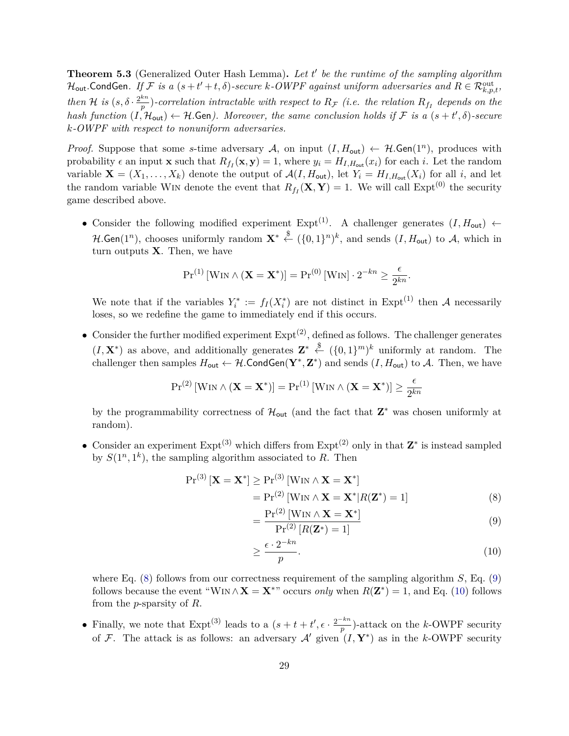**Theorem 5.3** (Generalized Outer Hash Lemma)**.** *Let $t'$ be the runtime of the sampling algorithm $\mathcal{H}_{\mathsf{out}}.\mathsf{CondGen}$. If $\mathcal{F}$ is a $(s+t'+t, \delta)$-secure $k$-OWPF against uniform adversaries and $R \in \mathcal{R}^{\mathrm{out}}_{k,p,t}$, then $\mathcal{H}$ is $(s, \delta \cdot \frac{2^{kn}}{p})$-correlation intractable with respect to $R_{\mathcal{F}}$ (i.e. the relation $R_{f_I}$ depends on the hash function $(I, \mathcal{H}_{\mathsf{out}}) \leftarrow \mathcal{H}.\mathsf{Gen}$). Moreover, the same conclusion holds if $\mathcal{F}$ is a $(s+t', \delta)$-secure $k$-OWPF with respect to nonuniform adversaries.*

*Proof.* Suppose that some $s$-time adversary $\mathcal{A}$, on input $(I, H_{\mathsf{out}}) \leftarrow \mathcal{H}.\mathsf{Gen}(1^n)$, produces with probability $\epsilon$ an input $\mathbf{x}$ such that $R_{f_I}(\mathbf{x}, \mathbf{y}) = 1$, where $y_i = H_{I,H_{\mathsf{out}}}(x_i)$ for each $i$. Let the random variable $\mathbf{X} = (X_1, \ldots, X_k)$ denote the output of $\mathcal{A}(I, H_{\mathsf{out}})$, let $Y_i = H_{I,H_{\mathsf{out}}}(X_i)$ for all $i$, and let the random variable Win denote the event that $R_{f_I}(\mathbf{X}, \mathbf{Y}) = 1$. We will call $\mathrm{Expt}^{(0)}$ the security game described above.

- Consider the following modified experiment $\mathrm{Expt}^{(1)}$. A challenger generates $(I, H_{\mathsf{out}}) \leftarrow \mathcal{H}.\mathsf{Gen}(1^n)$, chooses uniformly random $\mathbf{X}^* \xleftarrow{\$} (\{0,1\}^n)^k$, and sends $(I, H_{\mathsf{out}})$ to $\mathcal{A}$, which in turn outputs $\mathbf{X}$. Then, we have

$$\Pr^{(1)}[\text{Win} \wedge (\mathbf{X} = \mathbf{X}^*)] = \Pr^{(0)}[\text{Win}] \cdot 2^{-kn} \geq \frac{\epsilon}{2^{kn}}.$$

  We note that if the variables $Y_i^* := f_I(X_i^*)$ are not distinct in $\mathrm{Expt}^{(1)}$ then $\mathcal{A}$ necessarily loses, so we redefine the game to immediately end if this occurs.

- Consider the further modified experiment $\mathrm{Expt}^{(2)}$, defined as follows. The challenger generates $(I, \mathbf{X}^*)$ as above, and additionally generates $\mathbf{Z}^* \xleftarrow{\$} (\{0,1\}^m)^k$ uniformly at random. The challenger then samples $H_{\mathsf{out}} \leftarrow \mathcal{H}.\mathsf{CondGen}(\mathbf{Y}^*, \mathbf{Z}^*)$ and sends $(I, H_{\mathsf{out}})$ to $\mathcal{A}$. Then, we have

$$\Pr^{(2)}[\text{Win} \wedge (\mathbf{X} = \mathbf{X}^*)] = \Pr^{(1)}[\text{Win} \wedge (\mathbf{X} = \mathbf{X}^*)] \geq \frac{\epsilon}{2^{kn}}$$

  by the programmability correctness of $\mathcal{H}_{\mathsf{out}}$ (and the fact that $\mathbf{Z}^*$ was chosen uniformly at random).

- Consider an experiment $\mathrm{Expt}^{(3)}$ which differs from $\mathrm{Expt}^{(2)}$ only in that $\mathbf{Z}^*$ is instead sampled by $S(1^n, 1^k)$, the sampling algorithm associated to $R$. Then

$$\begin{aligned}
\Pr^{(3)}[\mathbf{X} = \mathbf{X}^*] &\geq \Pr^{(3)}[\text{Win} \wedge \mathbf{X} = \mathbf{X}^*] \\
&= \Pr^{(2)}[\text{Win} \wedge \mathbf{X} = \mathbf{X}^* | R(\mathbf{Z}^*) = 1] \qquad (8) \\
&= \frac{\Pr^{(2)}[\text{Win} \wedge \mathbf{X} = \mathbf{X}^*]}{\Pr^{(2)}[R(\mathbf{Z}^*) = 1]} \qquad (9) \\
&\geq \frac{\epsilon \cdot 2^{-kn}}{p}. \qquad (10)
\end{aligned}$$

  where Eq. (8) follows from our correctness requirement of the sampling algorithm $S$, Eq. (9) follows because the event "Win $\wedge \mathbf{X} = \mathbf{X}^*$" occurs *only* when $R(\mathbf{Z}^*) = 1$, and Eq. (10) follows from the $p$-sparsity of $R$.

- Finally, we note that $\mathrm{Expt}^{(3)}$ leads to a $(s+t+t', \epsilon \cdot \frac{2^{-kn}}{p})$-attack on the $k$-OWPF security of $\mathcal{F}$. The attack is as follows: an adversary $\mathcal{A}'$ given $(I, \mathbf{Y}^*)$ as in the $k$-OWPF security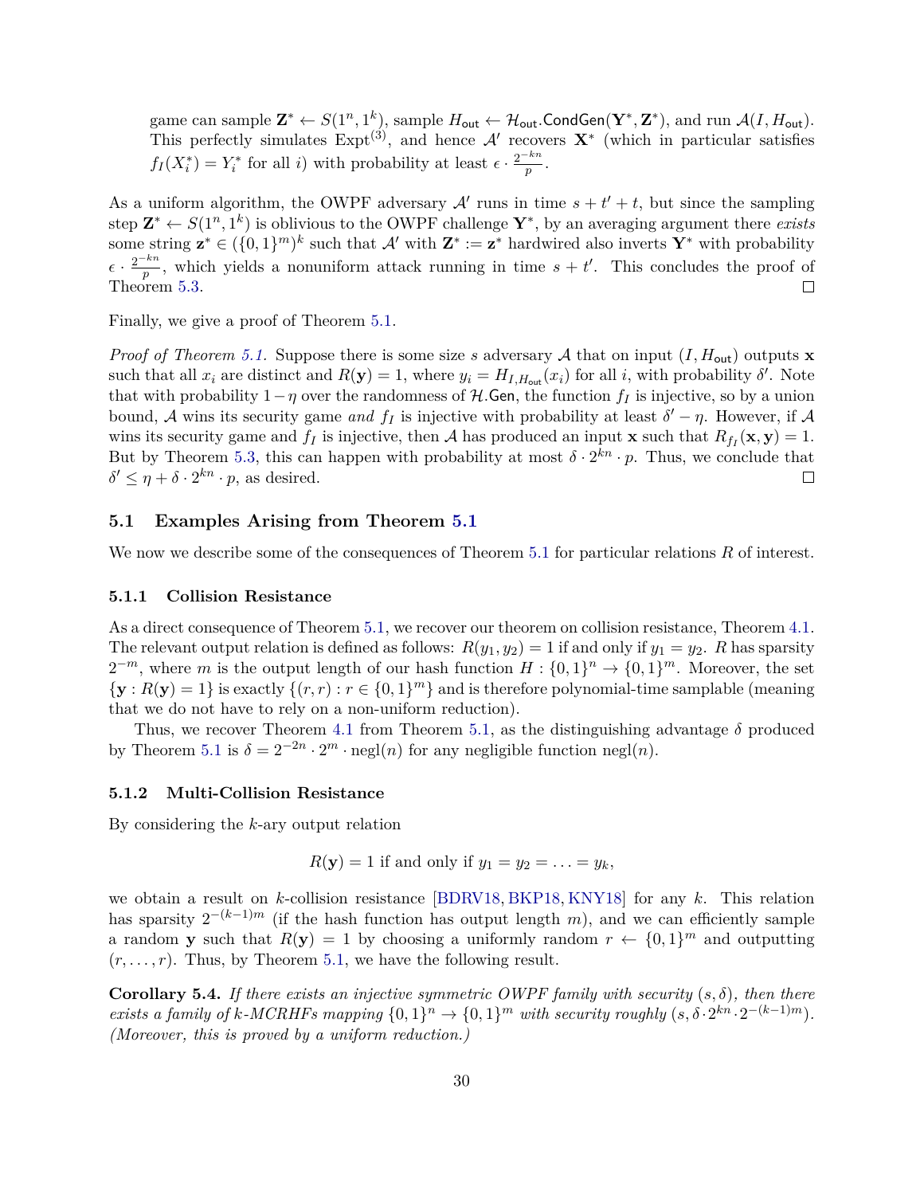game can sample $\mathbf{Z}^* \leftarrow S(1^n, 1^k)$, sample $H_{\mathsf{out}} \leftarrow \mathcal{H}_{\mathsf{out}}.\mathsf{CondGen}(\mathbf{Y}^*, \mathbf{Z}^*)$, and run $\mathcal{A}(I, H_{\mathsf{out}})$. This perfectly simulates $\mathrm{Expt}^{(3)}$, and hence $\mathcal{A}'$ recovers $\mathbf{X}^*$ (which in particular satisfies $f_I(X_i^*) = Y_i^*$ for all $i$) with probability at least $\epsilon \cdot \frac{2^{-kn}}{p}$.

As a uniform algorithm, the OWPF adversary $\mathcal{A}'$ runs in time $s + t' + t$, but since the sampling step $\mathbf{Z}^* \leftarrow S(1^n, 1^k)$ is oblivious to the OWPF challenge $\mathbf{Y}^*$, by an averaging argument there *exists* some string $\mathbf{z}^* \in (\{0,1\}^m)^k$ such that $\mathcal{A}'$ with $\mathbf{Z}^* := \mathbf{z}^*$ hardwired also inverts $\mathbf{Y}^*$ with probability $\epsilon \cdot \frac{2^{-kn}}{p}$, which yields a nonuniform attack running in time $s + t'$. This concludes the proof of Theorem 5.3. □

Finally, we give a proof of Theorem 5.1.

*Proof of Theorem 5.1.* Suppose there is some size $s$ adversary $\mathcal{A}$ that on input $(I, H_{\mathsf{out}})$ outputs $\mathbf{x}$ such that all $x_i$ are distinct and $R(\mathbf{y}) = 1$, where $y_i = H_{I,H_{\mathsf{out}}}(x_i)$ for all $i$, with probability $\delta'$. Note that with probability $1 - \eta$ over the randomness of $\mathcal{H}.\mathsf{Gen}$, the function $f_I$ is injective, so by a union bound, $\mathcal{A}$ wins its security game *and* $f_I$ is injective with probability at least $\delta' - \eta$. However, if $\mathcal{A}$ wins its security game and $f_I$ is injective, then $\mathcal{A}$ has produced an input $\mathbf{x}$ such that $R_{f_I}(\mathbf{x}, \mathbf{y}) = 1$. But by Theorem 5.3, this can happen with probability at most $\delta \cdot 2^{kn} \cdot p$. Thus, we conclude that $\delta' \leq \eta + \delta \cdot 2^{kn} \cdot p$, as desired. □

## 5.1 Examples Arising from Theorem 5.1

We now we describe some of the consequences of Theorem 5.1 for particular relations $R$ of interest.

### 5.1.1 Collision Resistance

As a direct consequence of Theorem 5.1, we recover our theorem on collision resistance, Theorem 4.1. The relevant output relation is defined as follows: $R(y_1, y_2) = 1$ if and only if $y_1 = y_2$. $R$ has sparsity $2^{-m}$, where $m$ is the output length of our hash function $H : \{0,1\}^n \to \{0,1\}^m$. Moreover, the set $\{\mathbf{y} : R(\mathbf{y}) = 1\}$ is exactly $\{(r, r) : r \in \{0,1\}^m\}$ and is therefore polynomial-time samplable (meaning that we do not have to rely on a non-uniform reduction).

Thus, we recover Theorem 4.1 from Theorem 5.1, as the distinguishing advantage $\delta$ produced by Theorem 5.1 is $\delta = 2^{-2n} \cdot 2^m \cdot \mathrm{negl}(n)$ for any negligible function $\mathrm{negl}(n)$.

### 5.1.2 Multi-Collision Resistance

By considering the $k$-ary output relation

$$R(\mathbf{y}) = 1 \text{ if and only if } y_1 = y_2 = \ldots = y_k,$$

we obtain a result on $k$-collision resistance [BDRV18, BKP18, KNY18] for any $k$. This relation has sparsity $2^{-(k-1)m}$ (if the hash function has output length $m$), and we can efficiently sample a random $\mathbf{y}$ such that $R(\mathbf{y}) = 1$ by choosing a uniformly random $r \leftarrow \{0,1\}^m$ and outputting $(r, \ldots, r)$. Thus, by Theorem 5.1, we have the following result.

**Corollary 5.4.** *If there exists an injective symmetric OWPF family with security $(s, \delta)$, then there exists a family of $k$-MCRHFs mapping $\{0,1\}^n \to \{0,1\}^m$ with security roughly $(s, \delta \cdot 2^{kn} \cdot 2^{-(k-1)m})$. (Moreover, this is proved by a uniform reduction.)*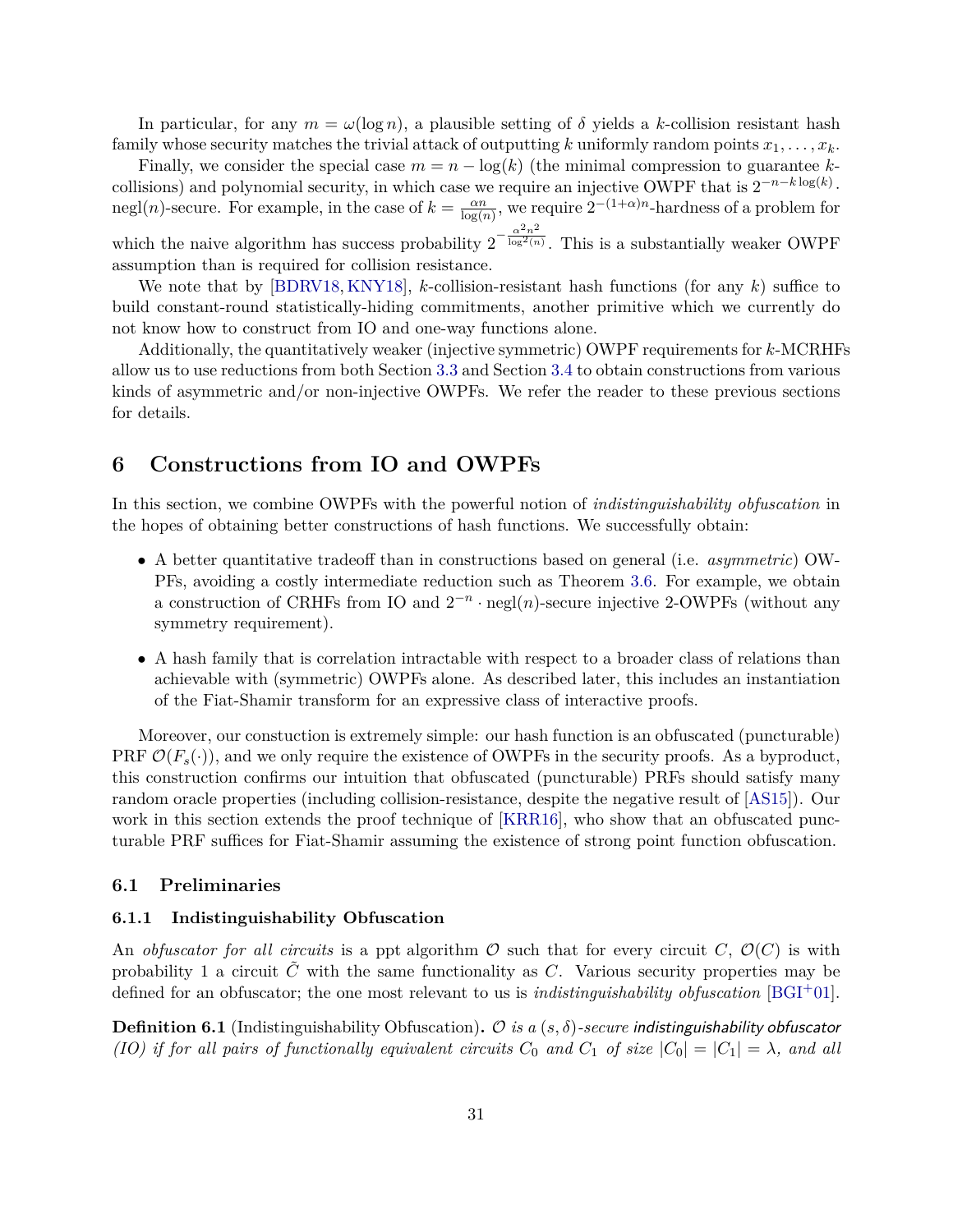In particular, for any $m = \omega(\log n)$, a plausible setting of $\delta$ yields a $k$-collision resistant hash family whose security matches the trivial attack of outputting $k$ uniformly random points $x_1, \ldots, x_k$.

Finally, we consider the special case $m = n - \log(k)$ (the minimal compression to guarantee $k$-collisions) and polynomial security, in which case we require an injective OWPF that is $2^{-n-k\log(k)} \cdot \text{negl}(n)$-secure. For example, in the case of $k = \frac{\alpha n}{\log(n)}$, we require $2^{-(1+\alpha)n}$-hardness of a problem for which the naive algorithm has success probability $2^{-\frac{\alpha^2 n^2}{\log^2(n)}}$. This is a substantially weaker OWPF assumption than is required for collision resistance.

We note that by [BDRV18, KNY18], $k$-collision-resistant hash functions (for any $k$) suffice to build constant-round statistically-hiding commitments, another primitive which we currently do not know how to construct from IO and one-way functions alone.

Additionally, the quantitatively weaker (injective symmetric) OWPF requirements for $k$-MCRHFs allow us to use reductions from both Section 3.3 and Section 3.4 to obtain constructions from various kinds of asymmetric and/or non-injective OWPFs. We refer the reader to these previous sections for details.

# 6 Constructions from IO and OWPFs

In this section, we combine OWPFs with the powerful notion of *indistinguishability obfuscation* in the hopes of obtaining better constructions of hash functions. We successfully obtain:

- A better quantitative tradeoff than in constructions based on general (i.e. *asymmetric*) OWPFs, avoiding a costly intermediate reduction such as Theorem 3.6. For example, we obtain a construction of CRHFs from IO and $2^{-n} \cdot \text{negl}(n)$-secure injective 2-OWPFs (without any symmetry requirement).
- A hash family that is correlation intractable with respect to a broader class of relations than achievable with (symmetric) OWPFs alone. As described later, this includes an instantiation of the Fiat-Shamir transform for an expressive class of interactive proofs.

Moreover, our constuction is extremely simple: our hash function is an obfuscated (puncturable) PRF $\mathcal{O}(F_s(\cdot))$, and we only require the existence of OWPFs in the security proofs. As a byproduct, this construction confirms our intuition that obfuscated (puncturable) PRFs should satisfy many random oracle properties (including collision-resistance, despite the negative result of [AS15]). Our work in this section extends the proof technique of [KRR16], who show that an obfuscated puncturable PRF suffices for Fiat-Shamir assuming the existence of strong point function obfuscation.

## 6.1 Preliminaries

### 6.1.1 Indistinguishability Obfuscation

An *obfuscator for all circuits* is a ppt algorithm $\mathcal{O}$ such that for every circuit $C$, $\mathcal{O}(C)$ is with probability 1 a circuit $\tilde{C}$ with the same functionality as $C$. Various security properties may be defined for an obfuscator; the one most relevant to us is *indistinguishability obfuscation* [BGI+01].

**Definition 6.1** (Indistinguishability Obfuscation). *$\mathcal{O}$ is a $(s, \delta)$-secure indistinguishability obfuscator (IO) if for all pairs of functionally equivalent circuits $C_0$ and $C_1$ of size $|C_0| = |C_1| = \lambda$, and all*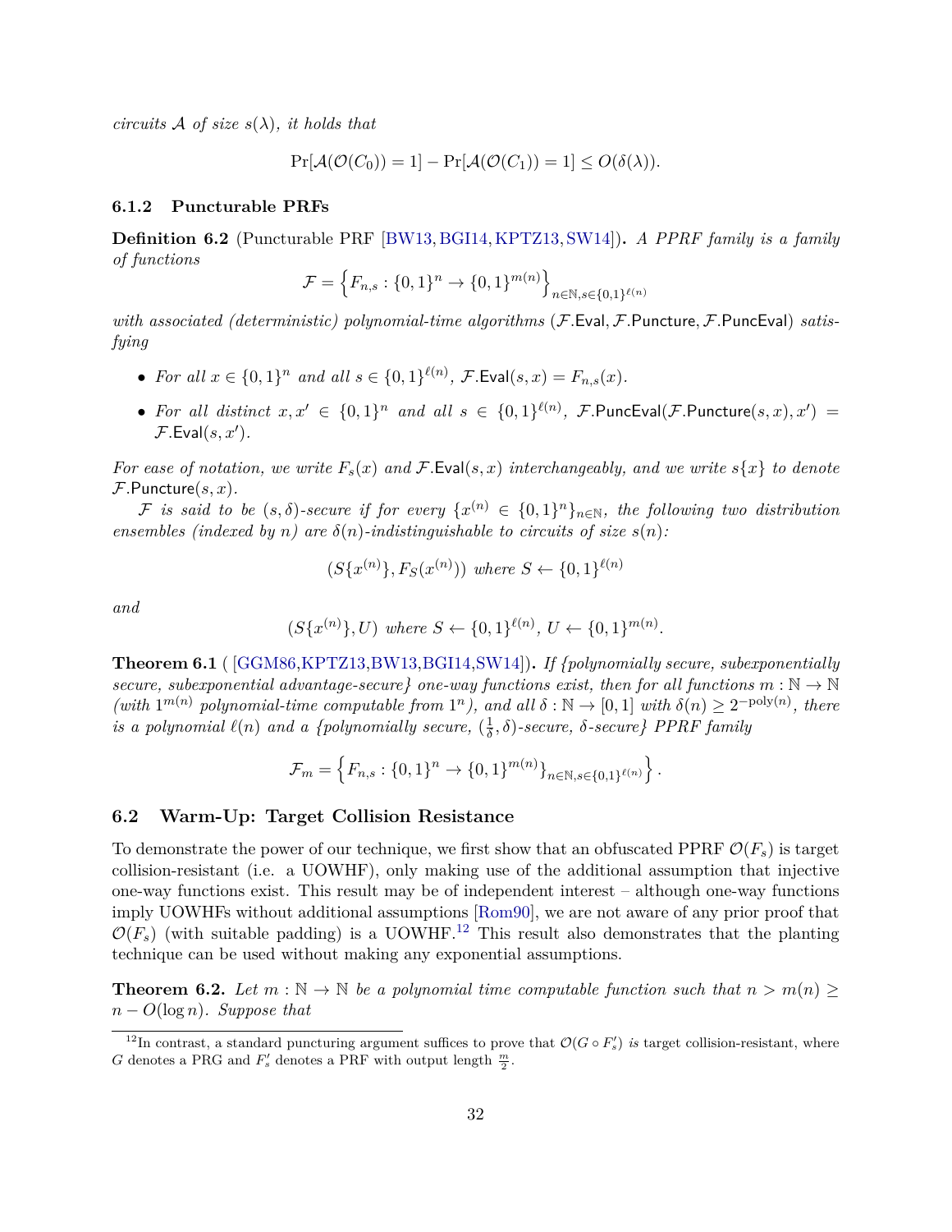*circuits $\mathcal{A}$ of size $s(\lambda)$, it holds that*

$$\Pr[\mathcal{A}(\mathcal{O}(C_0)) = 1] - \Pr[\mathcal{A}(\mathcal{O}(C_1)) = 1] \leq O(\delta(\lambda)).$$

#### 6.1.2 Puncturable PRFs

**Definition 6.2** (Puncturable PRF [BW13, BGI14, KPTZ13, SW14])**.** *A PPRF family is a family of functions*

$$\mathcal{F} = \left\{ F_{n,s} : \{0,1\}^n \to \{0,1\}^{m(n)} \right\}_{n \in \mathbb{N}, s \in \{0,1\}^{\ell(n)}}$$

*with associated (deterministic) polynomial-time algorithms* $(\mathcal{F}.\mathsf{Eval}, \mathcal{F}.\mathsf{Puncture}, \mathcal{F}.\mathsf{PuncEval})$ *satisfying*

- *For all $x \in \{0,1\}^n$ and all $s \in \{0,1\}^{\ell(n)}$, $\mathcal{F}.\mathsf{Eval}(s, x) = F_{n,s}(x)$.*
- *For all distinct $x, x' \in \{0,1\}^n$ and all $s \in \{0,1\}^{\ell(n)}$, $\mathcal{F}.\mathsf{PuncEval}(\mathcal{F}.\mathsf{Puncture}(s, x), x') = \mathcal{F}.\mathsf{Eval}(s, x')$.*

*For ease of notation, we write $F_s(x)$ and $\mathcal{F}.\mathsf{Eval}(s, x)$ interchangeably, and we write $s\{x\}$ to denote $\mathcal{F}.\mathsf{Puncture}(s, x)$.*

*$\mathcal{F}$ is said to be $(s, \delta)$-secure if for every $\{x^{(n)} \in \{0,1\}^n\}_{n \in \mathbb{N}}$, the following two distribution ensembles (indexed by $n$) are $\delta(n)$-indistinguishable to circuits of size $s(n)$:*

$$(S\{x^{(n)}\}, F_S(x^{(n)})) \text{ where } S \leftarrow \{0,1\}^{\ell(n)}$$

*and*

$$(S\{x^{(n)}\}, U) \text{ where } S \leftarrow \{0,1\}^{\ell(n)},\ U \leftarrow \{0,1\}^{m(n)}.$$

**Theorem 6.1** ( [GGM86, KPTZ13, BW13, BGI14, SW14])**.** *If {polynomially secure, subexponentially secure, subexponential advantage-secure} one-way functions exist, then for all functions $m : \mathbb{N} \to \mathbb{N}$ (with $1^{m(n)}$ polynomial-time computable from $1^n$), and all $\delta : \mathbb{N} \to [0,1]$ with $\delta(n) \geq 2^{-\mathrm{poly}(n)}$, there is a polynomial $\ell(n)$ and a {polynomially secure, $(\frac{1}{\delta}, \delta)$-secure, $\delta$-secure} PPRF family*

$$\mathcal{F}_m = \left\{ F_{n,s} : \{0,1\}^n \to \{0,1\}^{m(n)} \right\}_{n \in \mathbb{N}, s \in \{0,1\}^{\ell(n)}} \bigg\}.$$

### 6.2 Warm-Up: Target Collision Resistance

To demonstrate the power of our technique, we first show that an obfuscated PPRF $\mathcal{O}(F_s)$ is target collision-resistant (i.e. a UOWHF), only making use of the additional assumption that injective one-way functions exist. This result may be of independent interest – although one-way functions imply UOWHFs without additional assumptions [Rom90], we are not aware of any prior proof that $\mathcal{O}(F_s)$ (with suitable padding) is a UOWHF.[12] This result also demonstrates that the planting technique can be used without making any exponential assumptions.

**Theorem 6.2.** *Let $m : \mathbb{N} \to \mathbb{N}$ be a polynomial time computable function such that $n > m(n) \geq n - O(\log n)$. Suppose that*

[12] In contrast, a standard puncturing argument suffices to prove that $\mathcal{O}(G \circ F'_s)$ *is* target collision-resistant, where $G$ denotes a PRG and $F'_s$ denotes a PRF with output length $\frac{m}{2}$.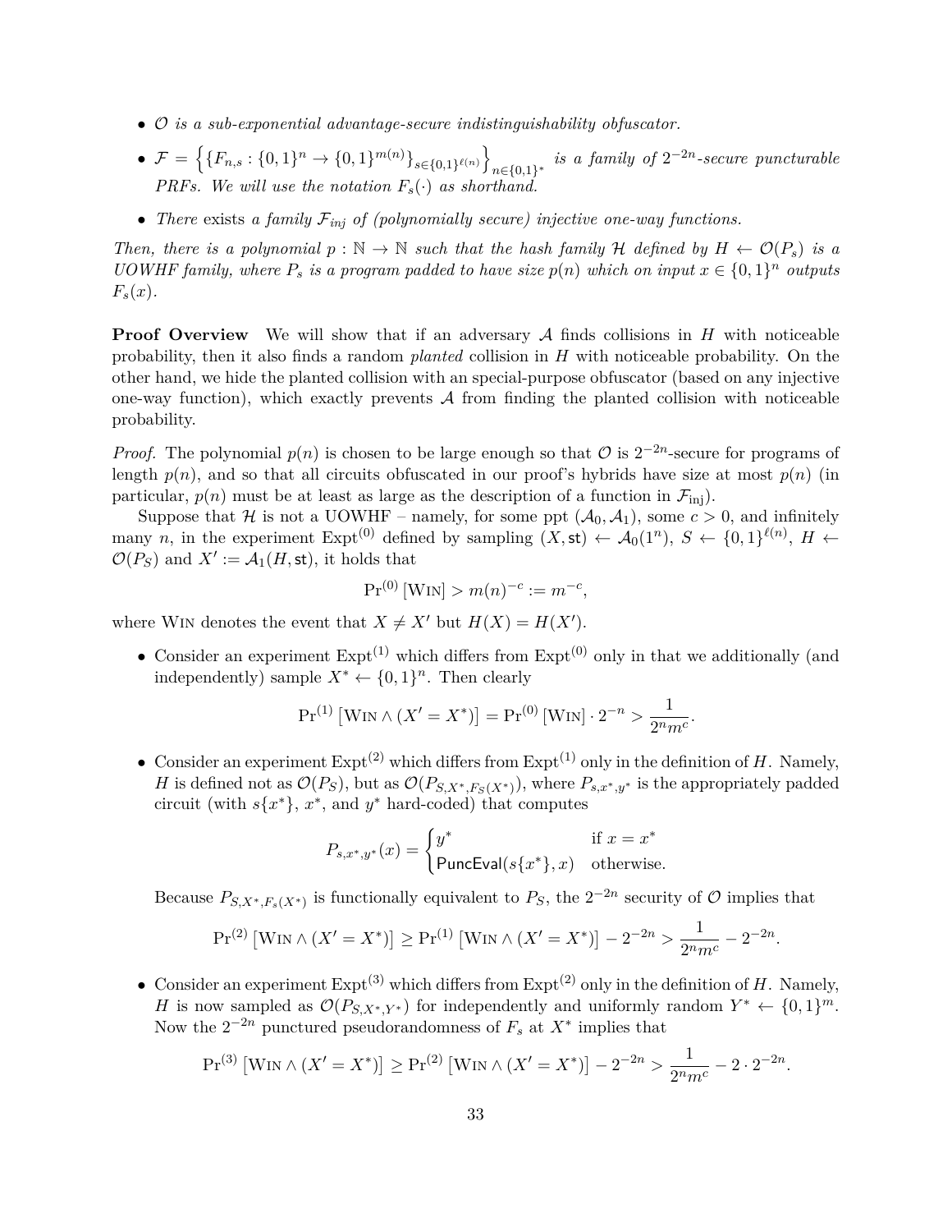- *$\mathcal{O}$ is a sub-exponential advantage-secure indistinguishability obfuscator.*
- *$\mathcal{F} = \left\{ \{F_{n,s} : \{0,1\}^n \to \{0,1\}^{m(n)}\}_{s \in \{0,1\}^{\ell(n)}} \right\}_{n \in \{0,1\}^*}$ is a family of $2^{-2n}$-secure puncturable PRFs. We will use the notation $F_s(\cdot)$ as shorthand.*
- *There* exists *a family $\mathcal{F}_{inj}$ of (polynomially secure) injective one-way functions.*

*Then, there is a polynomial $p : \mathbb{N} \to \mathbb{N}$ such that the hash family $\mathcal{H}$ defined by $H \leftarrow \mathcal{O}(P_s)$ is a UOWHF family, where $P_s$ is a program padded to have size $p(n)$ which on input $x \in \{0,1\}^n$ outputs $F_s(x)$.*

**Proof Overview** We will show that if an adversary $\mathcal{A}$ finds collisions in $H$ with noticeable probability, then it also finds a random *planted* collision in $H$ with noticeable probability. On the other hand, we hide the planted collision with an special-purpose obfuscator (based on any injective one-way function), which exactly prevents $\mathcal{A}$ from finding the planted collision with noticeable probability.

*Proof.* The polynomial $p(n)$ is chosen to be large enough so that $\mathcal{O}$ is $2^{-2n}$-secure for programs of length $p(n)$, and so that all circuits obfuscated in our proof's hybrids have size at most $p(n)$ (in particular, $p(n)$ must be at least as large as the description of a function in $\mathcal{F}_{\text{inj}}$).

Suppose that $\mathcal{H}$ is not a UOWHF – namely, for some ppt $(\mathcal{A}_0, \mathcal{A}_1)$, some $c > 0$, and infinitely many $n$, in the experiment $\text{Expt}^{(0)}$ defined by sampling $(X, \mathsf{st}) \leftarrow \mathcal{A}_0(1^n)$, $S \leftarrow \{0,1\}^{\ell(n)}$, $H \leftarrow \mathcal{O}(P_S)$ and $X' := \mathcal{A}_1(H, \mathsf{st})$, it holds that

$$\Pr^{(0)}[\text{WIN}] > m(n)^{-c} := m^{-c},$$

where WIN denotes the event that $X \neq X'$ but $H(X) = H(X')$.

- Consider an experiment $\text{Expt}^{(1)}$ which differs from $\text{Expt}^{(0)}$ only in that we additionally (and independently) sample $X^* \leftarrow \{0,1\}^n$. Then clearly

$$\Pr^{(1)}[\text{WIN} \wedge (X' = X^*)] = \Pr^{(0)}[\text{WIN}] \cdot 2^{-n} > \frac{1}{2^n m^c}.$$

- Consider an experiment $\text{Expt}^{(2)}$ which differs from $\text{Expt}^{(1)}$ only in the definition of $H$. Namely, $H$ is defined not as $\mathcal{O}(P_S)$, but as $\mathcal{O}(P_{S,X^*,F_S(X^*)})$, where $P_{s,x^*,y^*}$ is the appropriately padded circuit (with $s\{x^*\}$, $x^*$, and $y^*$ hard-coded) that computes

$$P_{s,x^*,y^*}(x) = \begin{cases} y^* & \text{if } x = x^* \\ \mathsf{PuncEval}(s\{x^*\}, x) & \text{otherwise.} \end{cases}$$

  Because $P_{S,X^*,F_s(X^*)}$ is functionally equivalent to $P_S$, the $2^{-2n}$ security of $\mathcal{O}$ implies that

$$\Pr^{(2)}[\text{WIN} \wedge (X' = X^*)] \geq \Pr^{(1)}[\text{WIN} \wedge (X' = X^*)] - 2^{-2n} > \frac{1}{2^n m^c} - 2^{-2n}.$$

- Consider an experiment $\text{Expt}^{(3)}$ which differs from $\text{Expt}^{(2)}$ only in the definition of $H$. Namely, $H$ is now sampled as $\mathcal{O}(P_{S,X^*,Y^*})$ for independently and uniformly random $Y^* \leftarrow \{0,1\}^m$. Now the $2^{-2n}$ punctured pseudorandomness of $F_s$ at $X^*$ implies that

$$\Pr^{(3)}[\text{WIN} \wedge (X' = X^*)] \geq \Pr^{(2)}[\text{WIN} \wedge (X' = X^*)] - 2^{-2n} > \frac{1}{2^n m^c} - 2 \cdot 2^{-2n}.$$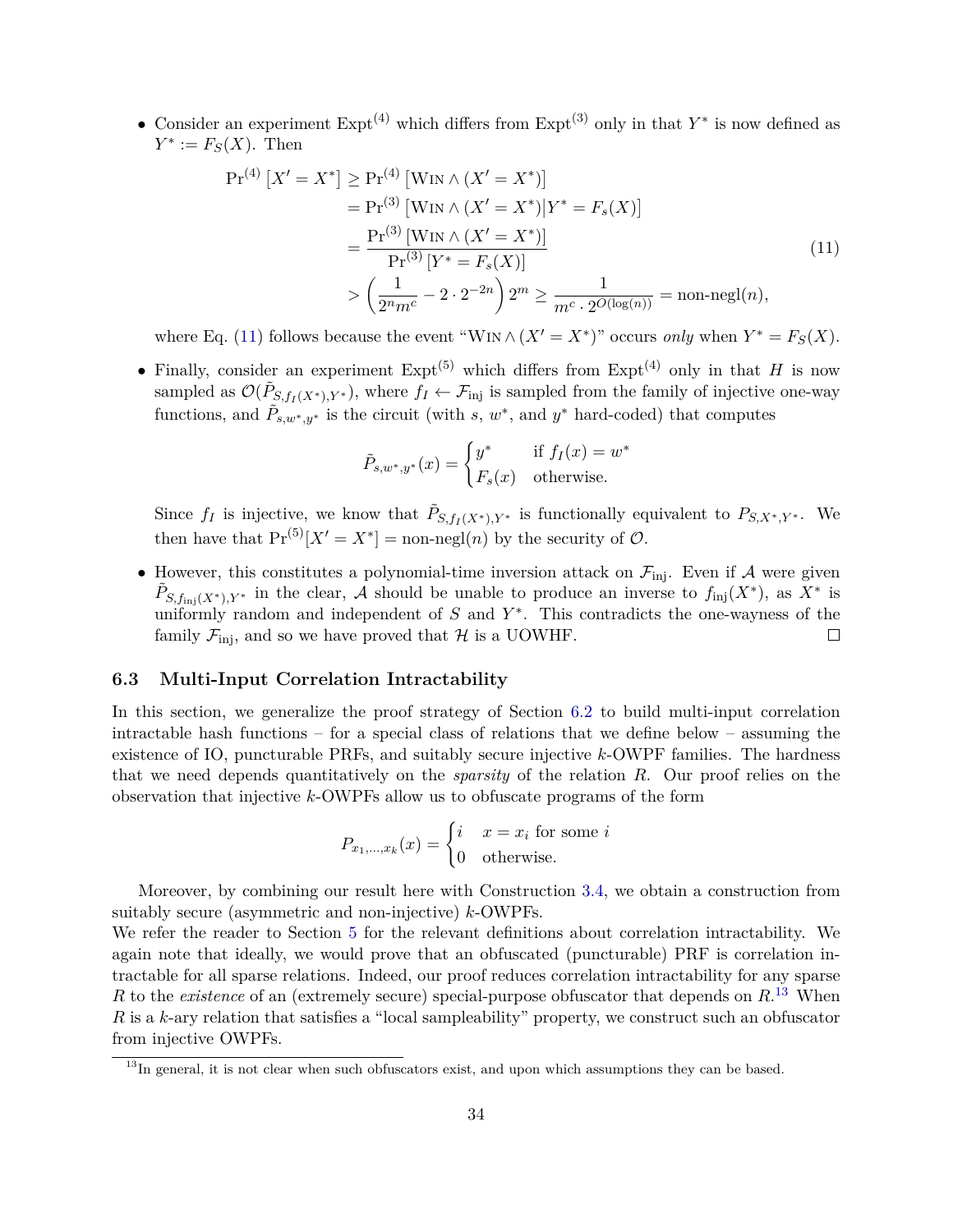- Consider an experiment $\text{Expt}^{(4)}$ which differs from $\text{Expt}^{(3)}$ only in that $Y^*$ is now defined as $Y^* := F_S(X)$. Then

$$\begin{aligned}
\Pr^{(4)}\left[X' = X^*\right] &\geq \Pr^{(4)}\left[\textsc{Win} \wedge (X' = X^*)\right] \\
&= \Pr^{(3)}\left[\textsc{Win} \wedge (X' = X^*) \middle| Y^* = F_s(X)\right] \\
&= \frac{\Pr^{(3)}\left[\textsc{Win} \wedge (X' = X^*)\right]}{\Pr^{(3)}\left[Y^* = F_s(X)\right]} \\
&> \left(\frac{1}{2^n m^c} - 2 \cdot 2^{-2n}\right) 2^m \geq \frac{1}{m^c \cdot 2^{O(\log(n))}} = \text{non-negl}(n),
\end{aligned} \tag{11}$$

where Eq. (11) follows because the event "$\textsc{Win} \wedge (X' = X^*)$" occurs *only* when $Y^* = F_S(X)$.

- Finally, consider an experiment $\text{Expt}^{(5)}$ which differs from $\text{Expt}^{(4)}$ only in that $H$ is now sampled as $\mathcal{O}(\tilde{P}_{S, f_I(X^*), Y^*})$, where $f_I \leftarrow \mathcal{F}_{\text{inj}}$ is sampled from the family of injective one-way functions, and $\tilde{P}_{s, w^*, y^*}$ is the circuit (with $s$, $w^*$, and $y^*$ hard-coded) that computes

$$\tilde{P}_{s,w^*,y^*}(x) = \begin{cases} y^* & \text{if } f_I(x) = w^* \\ F_s(x) & \text{otherwise.} \end{cases}$$

Since $f_I$ is injective, we know that $\tilde{P}_{S, f_I(X^*), Y^*}$ is functionally equivalent to $P_{S, X^*, Y^*}$. We then have that $\Pr^{(5)}[X' = X^*] = \text{non-negl}(n)$ by the security of $\mathcal{O}$.

- However, this constitutes a polynomial-time inversion attack on $\mathcal{F}_{\text{inj}}$. Even if $\mathcal{A}$ were given $\tilde{P}_{S, f_{\text{inj}}(X^*), Y^*}$ in the clear, $\mathcal{A}$ should be unable to produce an inverse to $f_{\text{inj}}(X^*)$, as $X^*$ is uniformly random and independent of $S$ and $Y^*$. This contradicts the one-wayness of the family $\mathcal{F}_{\text{inj}}$, and so we have proved that $\mathcal{H}$ is a UOWHF. □

### 6.3 Multi-Input Correlation Intractability

In this section, we generalize the proof strategy of Section 6.2 to build multi-input correlation intractable hash functions – for a special class of relations that we define below – assuming the existence of IO, puncturable PRFs, and suitably secure injective $k$-OWPF families. The hardness that we need depends quantitatively on the *sparsity* of the relation $R$. Our proof relies on the observation that injective $k$-OWPFs allow us to obfuscate programs of the form

$$P_{x_1,\ldots,x_k}(x) = \begin{cases} i & x = x_i \text{ for some } i \\ 0 & \text{otherwise.} \end{cases}$$

Moreover, by combining our result here with Construction 3.4, we obtain a construction from suitably secure (asymmetric and non-injective) $k$-OWPFs.

We refer the reader to Section 5 for the relevant definitions about correlation intractability. We again note that ideally, we would prove that an obfuscated (puncturable) PRF is correlation intractable for all sparse relations. Indeed, our proof reduces correlation intractability for any sparse $R$ to the *existence* of an (extremely secure) special-purpose obfuscator that depends on $R$.[13] When $R$ is a $k$-ary relation that satisfies a "local sampleability" property, we construct such an obfuscator from injective OWPFs.

[13] In general, it is not clear when such obfuscators exist, and upon which assumptions they can be based.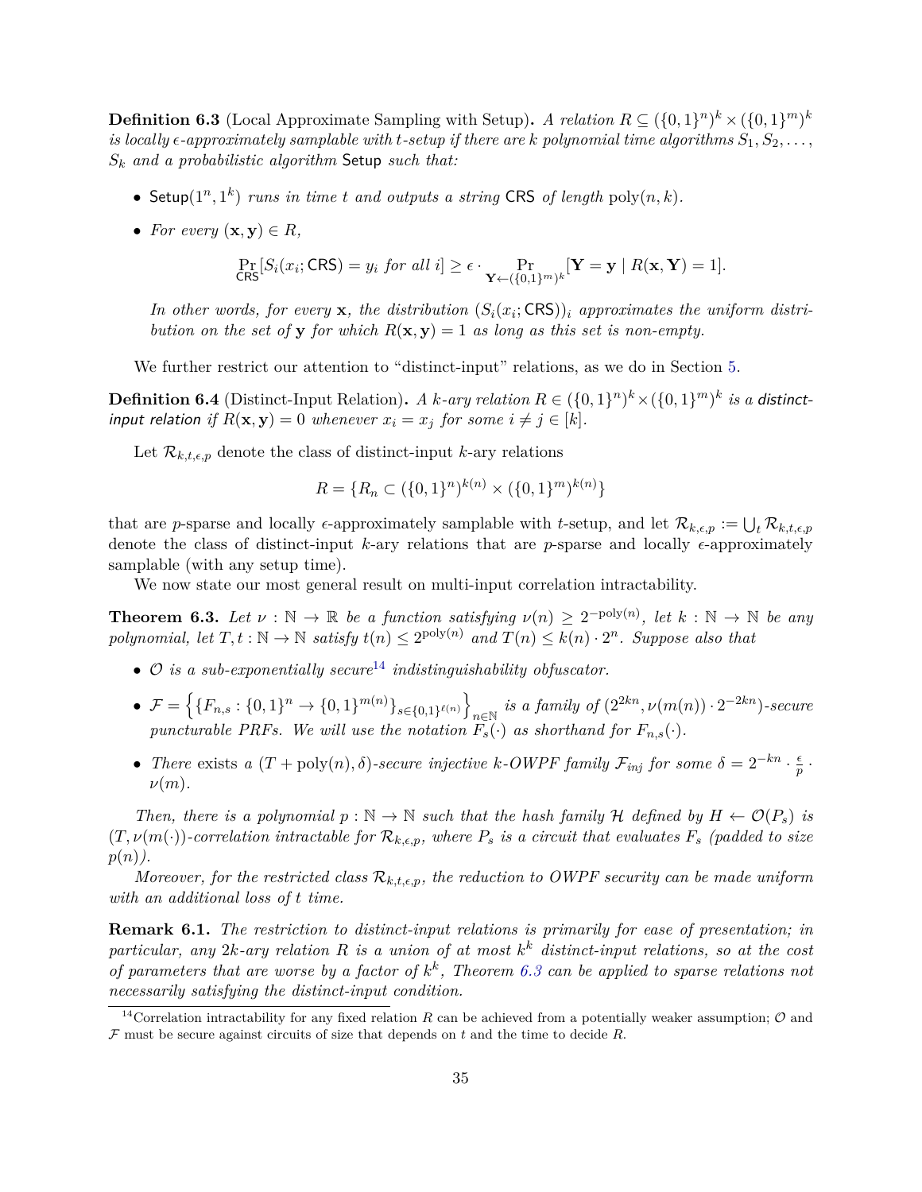**Definition 6.3** (Local Approximate Sampling with Setup)**.** *A relation $R \subseteq (\{0,1\}^n)^k \times (\{0,1\}^m)^k$ is locally $\epsilon$-approximately samplable with $t$-setup if there are $k$ polynomial time algorithms $S_1, S_2, \ldots, S_k$ and a probabilistic algorithm* $\mathsf{Setup}$ *such that:*

- $\mathsf{Setup}(1^n, 1^k)$ *runs in time $t$ and outputs a string* $\mathsf{CRS}$ *of length* $\mathrm{poly}(n,k)$.
- *For every $(\mathbf{x}, \mathbf{y}) \in R$,*

$$\Pr_{\mathsf{CRS}}[S_i(x_i; \mathsf{CRS}) = y_i \text{ for all } i] \geq \epsilon \cdot \Pr_{\mathbf{Y} \leftarrow (\{0,1\}^m)^k}[\mathbf{Y} = \mathbf{y} \mid R(\mathbf{x}, \mathbf{Y}) = 1].$$

*In other words, for every $\mathbf{x}$, the distribution $(S_i(x_i; \mathsf{CRS}))_i$ approximates the uniform distribution on the set of $\mathbf{y}$ for which $R(\mathbf{x}, \mathbf{y}) = 1$ as long as this set is non-empty.*

We further restrict our attention to "distinct-input" relations, as we do in Section 5.

**Definition 6.4** (Distinct-Input Relation)**.** *A $k$-ary relation $R \in (\{0,1\}^n)^k \times (\{0,1\}^m)^k$ is a distinct-input relation if $R(\mathbf{x}, \mathbf{y}) = 0$ whenever $x_i = x_j$ for some $i \neq j \in [k]$.*

Let $\mathcal{R}_{k,t,\epsilon,p}$ denote the class of distinct-input $k$-ary relations

$$R = \{R_n \subset (\{0,1\}^n)^{k(n)} \times (\{0,1\}^m)^{k(n)}\}$$

that are $p$-sparse and locally $\epsilon$-approximately samplable with $t$-setup, and let $\mathcal{R}_{k,\epsilon,p} := \bigcup_t \mathcal{R}_{k,t,\epsilon,p}$ denote the class of distinct-input $k$-ary relations that are $p$-sparse and locally $\epsilon$-approximately samplable (with any setup time).

We now state our most general result on multi-input correlation intractability.

**Theorem 6.3.** *Let $\nu : \mathbb{N} \to \mathbb{R}$ be a function satisfying $\nu(n) \geq 2^{-\mathrm{poly}(n)}$, let $k : \mathbb{N} \to \mathbb{N}$ be any polynomial, let $T, t : \mathbb{N} \to \mathbb{N}$ satisfy $t(n) \leq 2^{\mathrm{poly}(n)}$ and $T(n) \leq k(n) \cdot 2^n$. Suppose also that*

- *$\mathcal{O}$ is a sub-exponentially secure*[14] *indistinguishability obfuscator.*
- *$\mathcal{F} = \left\{\{F_{n,s} : \{0,1\}^n \to \{0,1\}^{m(n)}\}_{s \in \{0,1\}^{\ell(n)}}\right\}_{n \in \mathbb{N}}$ is a family of $(2^{2kn}, \nu(m(n)) \cdot 2^{-2kn})$-secure puncturable PRFs. We will use the notation $F_s(\cdot)$ as shorthand for $F_{n,s}(\cdot)$.*
- *There* exists *a $(T + \mathrm{poly}(n), \delta)$-secure injective $k$-OWPF family $\mathcal{F}_{inj}$ for some $\delta = 2^{-kn} \cdot \frac{\epsilon}{p} \cdot \nu(m)$.*

*Then, there is a polynomial $p : \mathbb{N} \to \mathbb{N}$ such that the hash family $\mathcal{H}$ defined by $H \leftarrow \mathcal{O}(P_s)$ is $(T, \nu(m(\cdot))$-correlation intractable for $\mathcal{R}_{k,\epsilon,p}$, where $P_s$ is a circuit that evaluates $F_s$ (padded to size $p(n)$).*

*Moreover, for the restricted class $\mathcal{R}_{k,t,\epsilon,p}$, the reduction to OWPF security can be made uniform with an additional loss of $t$ time.*

**Remark 6.1.** *The restriction to distinct-input relations is primarily for ease of presentation; in particular, any $2k$-ary relation $R$ is a union of at most $k^k$ distinct-input relations, so at the cost of parameters that are worse by a factor of $k^k$, Theorem 6.3 can be applied to sparse relations not necessarily satisfying the distinct-input condition.*

---

[14] Correlation intractability for any fixed relation $R$ can be achieved from a potentially weaker assumption; $\mathcal{O}$ and $\mathcal{F}$ must be secure against circuits of size that depends on $t$ and the time to decide $R$.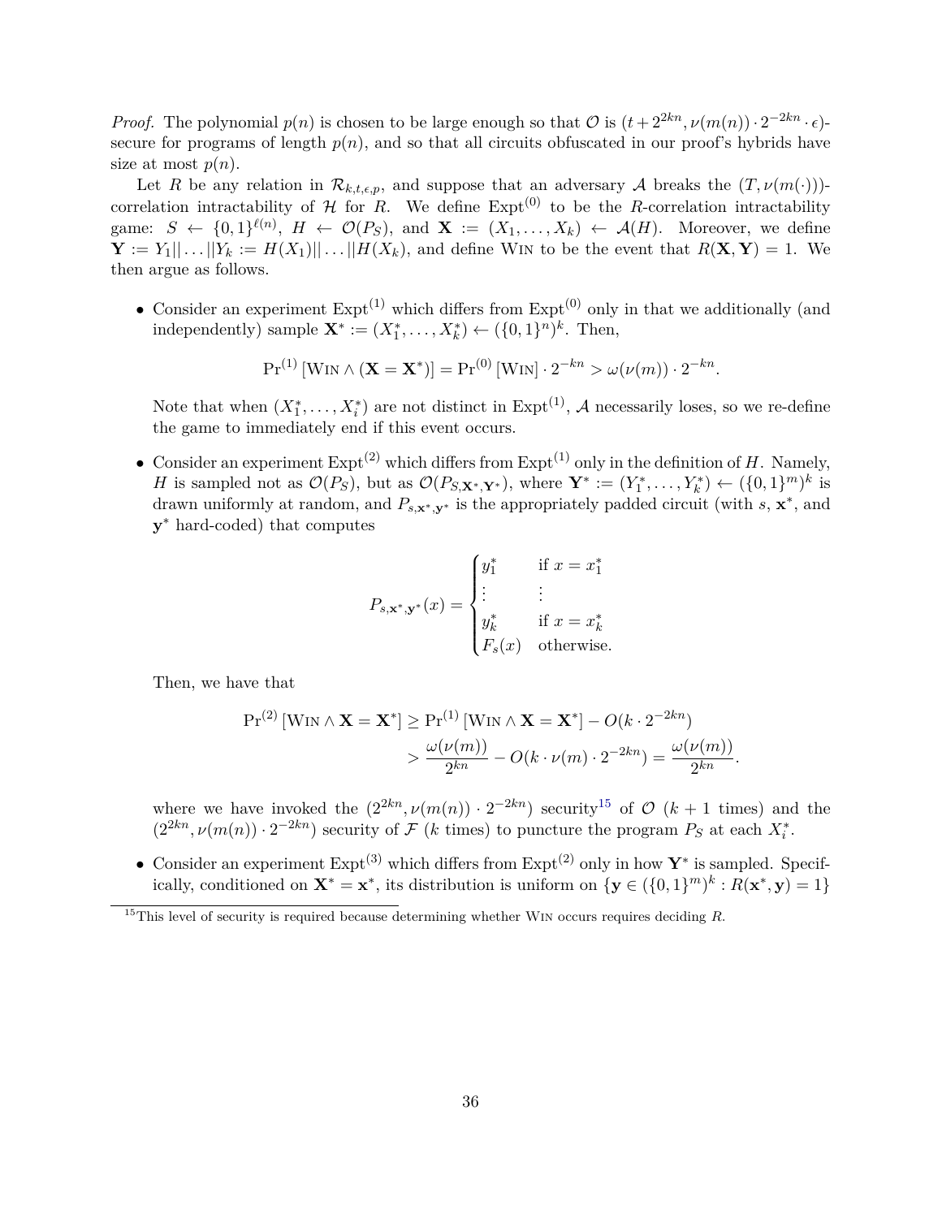*Proof.* The polynomial $p(n)$ is chosen to be large enough so that $\mathcal{O}$ is $(t + 2^{2kn}, \nu(m(n)) \cdot 2^{-2kn} \cdot \epsilon)$-secure for programs of length $p(n)$, and so that all circuits obfuscated in our proof's hybrids have size at most $p(n)$.

Let $R$ be any relation in $\mathcal{R}_{k,t,\epsilon,p}$, and suppose that an adversary $\mathcal{A}$ breaks the $(T, \nu(m(\cdot)))$-correlation intractability of $\mathcal{H}$ for $R$. We define $\text{Expt}^{(0)}$ to be the $R$-correlation intractability game: $S \leftarrow \{0,1\}^{\ell(n)}$, $H \leftarrow \mathcal{O}(P_S)$, and $\mathbf{X} := (X_1, \ldots, X_k) \leftarrow \mathcal{A}(H)$. Moreover, we define $\mathbf{Y} := Y_1 || \ldots || Y_k := H(X_1) || \ldots || H(X_k)$, and define Win to be the event that $R(\mathbf{X}, \mathbf{Y}) = 1$. We then argue as follows.

- Consider an experiment $\text{Expt}^{(1)}$ which differs from $\text{Expt}^{(0)}$ only in that we additionally (and independently) sample $\mathbf{X}^* := (X_1^*, \ldots, X_k^*) \leftarrow (\{0,1\}^n)^k$. Then,

$$\Pr^{(1)}[\text{Win} \wedge (\mathbf{X} = \mathbf{X}^*)] = \Pr^{(0)}[\text{Win}] \cdot 2^{-kn} > \omega(\nu(m)) \cdot 2^{-kn}.$$

  Note that when $(X_1^*, \ldots, X_i^*)$ are not distinct in $\text{Expt}^{(1)}$, $\mathcal{A}$ necessarily loses, so we re-define the game to immediately end if this event occurs.

- Consider an experiment $\text{Expt}^{(2)}$ which differs from $\text{Expt}^{(1)}$ only in the definition of $H$. Namely, $H$ is sampled not as $\mathcal{O}(P_S)$, but as $\mathcal{O}(P_{S,\mathbf{X}^*,\mathbf{Y}^*})$, where $\mathbf{Y}^* := (Y_1^*, \ldots, Y_k^*) \leftarrow (\{0,1\}^m)^k$ is drawn uniformly at random, and $P_{s,\mathbf{x}^*,\mathbf{y}^*}$ is the appropriately padded circuit (with $s$, $\mathbf{x}^*$, and $\mathbf{y}^*$ hard-coded) that computes

$$P_{s,\mathbf{x}^*,\mathbf{y}^*}(x) = \begin{cases} y_1^* & \text{if } x = x_1^* \\ \vdots & \vdots \\ y_k^* & \text{if } x = x_k^* \\ F_s(x) & \text{otherwise.} \end{cases}$$

  Then, we have that

$$\begin{aligned} \Pr^{(2)}[\text{Win} \wedge \mathbf{X} = \mathbf{X}^*] &\geq \Pr^{(1)}[\text{Win} \wedge \mathbf{X} = \mathbf{X}^*] - O(k \cdot 2^{-2kn}) \\ &> \frac{\omega(\nu(m))}{2^{kn}} - O(k \cdot \nu(m) \cdot 2^{-2kn}) = \frac{\omega(\nu(m))}{2^{kn}}. \end{aligned}$$

  where we have invoked the $(2^{2kn}, \nu(m(n)) \cdot 2^{-2kn})$ security[15] of $\mathcal{O}$ ($k+1$ times) and the $(2^{2kn}, \nu(m(n)) \cdot 2^{-2kn})$ security of $\mathcal{F}$ ($k$ times) to puncture the program $P_S$ at each $X_i^*$.

- Consider an experiment $\text{Expt}^{(3)}$ which differs from $\text{Expt}^{(2)}$ only in how $\mathbf{Y}^*$ is sampled. Specifically, conditioned on $\mathbf{X}^* = \mathbf{x}^*$, its distribution is uniform on $\{\mathbf{y} \in (\{0,1\}^m)^k : R(\mathbf{x}^*, \mathbf{y}) = 1\}$

[15] This level of security is required because determining whether Win occurs requires deciding $R$.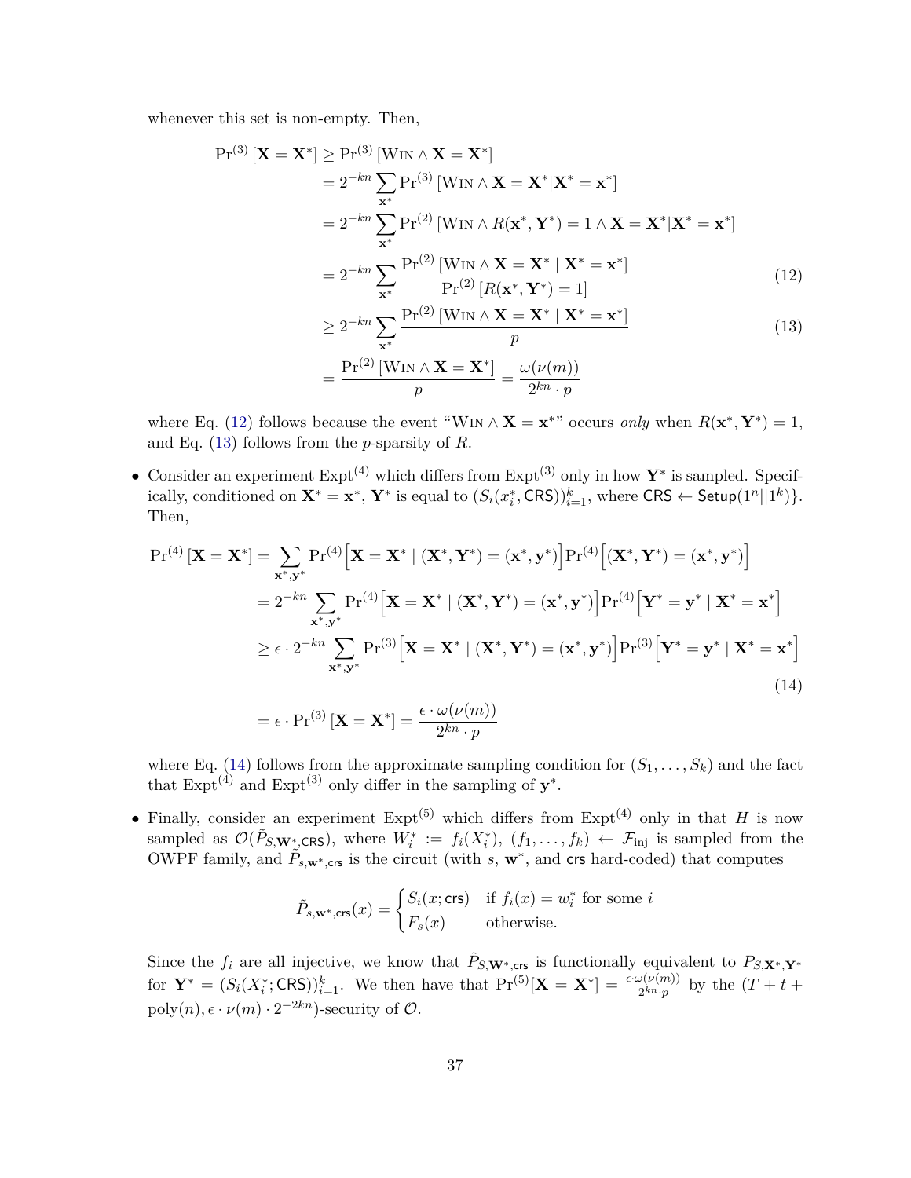whenever this set is non-empty. Then,

$$
\begin{aligned}
\Pr^{(3)}[\mathbf{X} = \mathbf{X}^*] &\geq \Pr^{(3)}[\text{WIN} \wedge \mathbf{X} = \mathbf{X}^*] \\
&= 2^{-kn} \sum_{\mathbf{x}^*} \Pr^{(3)}[\text{WIN} \wedge \mathbf{X} = \mathbf{X}^* | \mathbf{X}^* = \mathbf{x}^*] \\
&= 2^{-kn} \sum_{\mathbf{x}^*} \Pr^{(2)}[\text{WIN} \wedge R(\mathbf{x}^*, \mathbf{Y}^*) = 1 \wedge \mathbf{X} = \mathbf{X}^* | \mathbf{X}^* = \mathbf{x}^*] \\
&= 2^{-kn} \sum_{\mathbf{x}^*} \frac{\Pr^{(2)}[\text{WIN} \wedge \mathbf{X} = \mathbf{X}^* \mid \mathbf{X}^* = \mathbf{x}^*]}{\Pr^{(2)}[R(\mathbf{x}^*, \mathbf{Y}^*) = 1]} && (12) \\
&\geq 2^{-kn} \sum_{\mathbf{x}^*} \frac{\Pr^{(2)}[\text{WIN} \wedge \mathbf{X} = \mathbf{X}^* \mid \mathbf{X}^* = \mathbf{x}^*]}{p} && (13) \\
&= \frac{\Pr^{(2)}[\text{WIN} \wedge \mathbf{X} = \mathbf{X}^*]}{p} = \frac{\omega(\nu(m))}{2^{kn} \cdot p}
\end{aligned}
$$

where Eq. (12) follows because the event "$\text{WIN} \wedge \mathbf{X} = \mathbf{x}^*$" occurs *only* when $R(\mathbf{x}^*, \mathbf{Y}^*) = 1$, and Eq. (13) follows from the $p$-sparsity of $R$.

- Consider an experiment $\text{Expt}^{(4)}$ which differs from $\text{Expt}^{(3)}$ only in how $\mathbf{Y}^*$ is sampled. Specifically, conditioned on $\mathbf{X}^* = \mathbf{x}^*$, $\mathbf{Y}^*$ is equal to $(S_i(x_i^*, \mathsf{CRS}))_{i=1}^k$, where $\mathsf{CRS} \leftarrow \mathsf{Setup}(1^n || 1^k)\}$. Then,

$$
\begin{aligned}
\Pr^{(4)}[\mathbf{X} = \mathbf{X}^*] &= \sum_{\mathbf{x}^*, \mathbf{y}^*} \Pr^{(4)}\Big[\mathbf{X} = \mathbf{X}^* \mid (\mathbf{X}^*, \mathbf{Y}^*) = (\mathbf{x}^*, \mathbf{y}^*)\Big] \Pr^{(4)}\Big[(\mathbf{X}^*, \mathbf{Y}^*) = (\mathbf{x}^*, \mathbf{y}^*)\Big] \\
&= 2^{-kn} \sum_{\mathbf{x}^*, \mathbf{y}^*} \Pr^{(4)}\Big[\mathbf{X} = \mathbf{X}^* \mid (\mathbf{X}^*, \mathbf{Y}^*) = (\mathbf{x}^*, \mathbf{y}^*)\Big] \Pr^{(4)}\Big[\mathbf{Y}^* = \mathbf{y}^* \mid \mathbf{X}^* = \mathbf{x}^*\Big] \\
&\geq \epsilon \cdot 2^{-kn} \sum_{\mathbf{x}^*, \mathbf{y}^*} \Pr^{(3)}\Big[\mathbf{X} = \mathbf{X}^* \mid (\mathbf{X}^*, \mathbf{Y}^*) = (\mathbf{x}^*, \mathbf{y}^*)\Big] \Pr^{(3)}\Big[\mathbf{Y}^* = \mathbf{y}^* \mid \mathbf{X}^* = \mathbf{x}^*\Big] && (14) \\
&= \epsilon \cdot \Pr^{(3)}[\mathbf{X} = \mathbf{X}^*] = \frac{\epsilon \cdot \omega(\nu(m))}{2^{kn} \cdot p}
\end{aligned}
$$

where Eq. (14) follows from the approximate sampling condition for $(S_1, \ldots, S_k)$ and the fact that $\text{Expt}^{(4)}$ and $\text{Expt}^{(3)}$ only differ in the sampling of $\mathbf{y}^*$.

- Finally, consider an experiment $\text{Expt}^{(5)}$ which differs from $\text{Expt}^{(4)}$ only in that $H$ is now sampled as $\mathcal{O}(\tilde{P}_{S,\mathbf{W}^*,\mathsf{CRS}})$, where $W_i^* := f_i(X_i^*)$, $(f_1, \ldots, f_k) \leftarrow \mathcal{F}_{\text{inj}}$ is sampled from the OWPF family, and $\tilde{P}_{s,\mathbf{w}^*,\mathsf{crs}}$ is the circuit (with $s$, $\mathbf{w}^*$, and $\mathsf{crs}$ hard-coded) that computes

$$
\tilde{P}_{s,\mathbf{w}^*,\mathsf{crs}}(x) = \begin{cases} S_i(x; \mathsf{crs}) & \text{if } f_i(x) = w_i^* \text{ for some } i \\ F_s(x) & \text{otherwise.} \end{cases}
$$

Since the $f_i$ are all injective, we know that $\tilde{P}_{S,\mathbf{W}^*,\mathsf{crs}}$ is functionally equivalent to $P_{S,\mathbf{X}^*,\mathbf{Y}^*}$ for $\mathbf{Y}^* = (S_i(X_i^*; \mathsf{CRS}))_{i=1}^k$. We then have that $\Pr^{(5)}[\mathbf{X} = \mathbf{X}^*] = \frac{\epsilon \cdot \omega(\nu(m))}{2^{kn} \cdot p}$ by the $(T + t + \text{poly}(n), \epsilon \cdot \nu(m) \cdot 2^{-2kn})$-security of $\mathcal{O}$.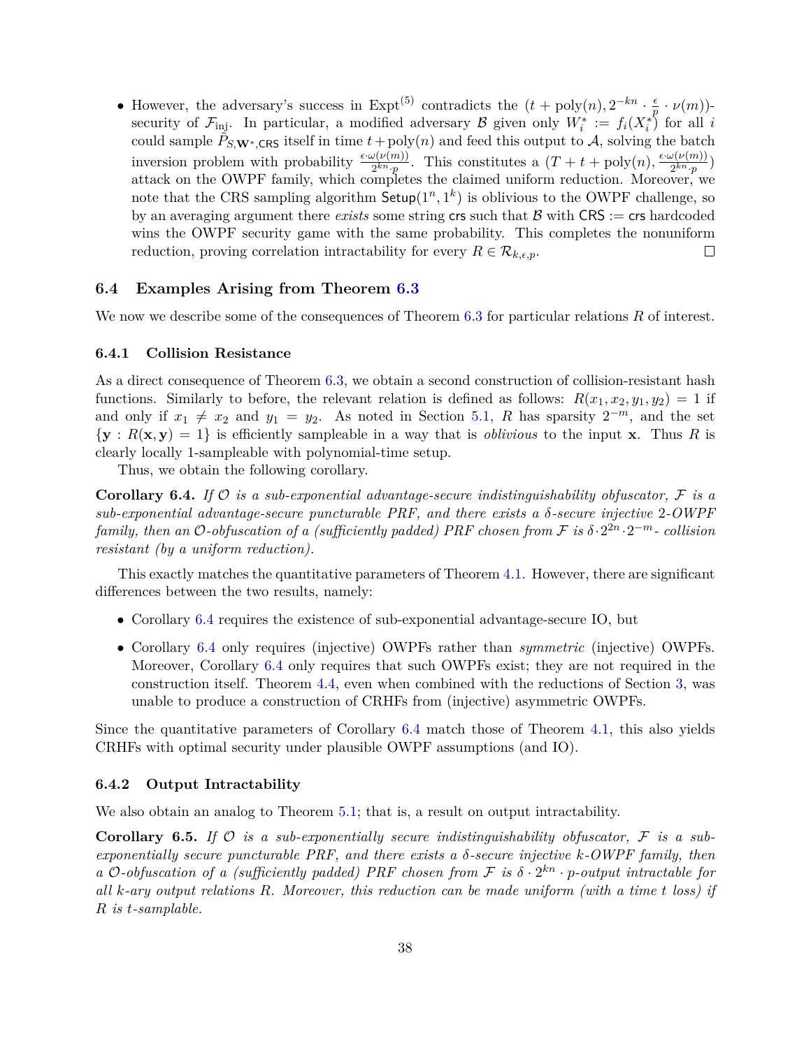- However, the adversary's success in $\text{Expt}^{(5)}$ contradicts the $(t + \text{poly}(n), 2^{-kn} \cdot \frac{\epsilon}{p} \cdot \nu(m))$-security of $\mathcal{F}_{\text{inj}}$. In particular, a modified adversary $\mathcal{B}$ given only $W_i^* := f_i(X_i^*)$ for all $i$ could sample $\tilde{P}_{S,\mathbf{W}^*,\mathsf{CRS}}$ itself in time $t+\text{poly}(n)$ and feed this output to $\mathcal{A}$, solving the batch inversion problem with probability $\frac{\epsilon \cdot \omega(\nu(m))}{2^{kn} \cdot p}$. This constitutes a $(T + t + \text{poly}(n), \frac{\epsilon \cdot \omega(\nu(m))}{2^{kn} \cdot p})$ attack on the OWPF family, which completes the claimed uniform reduction. Moreover, we note that the CRS sampling algorithm $\mathsf{Setup}(1^n, 1^k)$ is oblivious to the OWPF challenge, so by an averaging argument there *exists* some string $\mathsf{crs}$ such that $\mathcal{B}$ with $\mathsf{CRS} := \mathsf{crs}$ hardcoded wins the OWPF security game with the same probability. This completes the nonuniform reduction, proving correlation intractability for every $R \in \mathcal{R}_{k,\epsilon,p}$. □

### 6.4 Examples Arising from Theorem 6.3

We now we describe some of the consequences of Theorem 6.3 for particular relations $R$ of interest.

#### 6.4.1 Collision Resistance

As a direct consequence of Theorem 6.3, we obtain a second construction of collision-resistant hash functions. Similarly to before, the relevant relation is defined as follows: $R(x_1, x_2, y_1, y_2) = 1$ if and only if $x_1 \neq x_2$ and $y_1 = y_2$. As noted in Section 5.1, $R$ has sparsity $2^{-m}$, and the set $\{\mathbf{y} : R(\mathbf{x}, \mathbf{y}) = 1\}$ is efficiently sampleable in a way that is *oblivious* to the input $\mathbf{x}$. Thus $R$ is clearly locally 1-sampleable with polynomial-time setup.

Thus, we obtain the following corollary.

**Corollary 6.4.** *If $\mathcal{O}$ is a sub-exponential advantage-secure indistinguishability obfuscator, $\mathcal{F}$ is a sub-exponential advantage-secure puncturable PRF, and there exists a $\delta$-secure injective 2-OWPF family, then an $\mathcal{O}$-obfuscation of a (sufficiently padded) PRF chosen from $\mathcal{F}$ is $\delta \cdot 2^{2n} \cdot 2^{-m}$- collision resistant (by a uniform reduction).*

This exactly matches the quantitative parameters of Theorem 4.1. However, there are significant differences between the two results, namely:

- Corollary 6.4 requires the existence of sub-exponential advantage-secure IO, but
- Corollary 6.4 only requires (injective) OWPFs rather than *symmetric* (injective) OWPFs. Moreover, Corollary 6.4 only requires that such OWPFs exist; they are not required in the construction itself. Theorem 4.4, even when combined with the reductions of Section 3, was unable to produce a construction of CRHFs from (injective) asymmetric OWPFs.

Since the quantitative parameters of Corollary 6.4 match those of Theorem 4.1, this also yields CRHFs with optimal security under plausible OWPF assumptions (and IO).

#### 6.4.2 Output Intractability

We also obtain an analog to Theorem 5.1; that is, a result on output intractability.

**Corollary 6.5.** *If $\mathcal{O}$ is a sub-exponentially secure indistinguishability obfuscator, $\mathcal{F}$ is a sub-exponentially secure puncturable PRF, and there exists a $\delta$-secure injective $k$-OWPF family, then a $\mathcal{O}$-obfuscation of a (sufficiently padded) PRF chosen from $\mathcal{F}$ is $\delta \cdot 2^{kn} \cdot p$-output intractable for all $k$-ary output relations $R$. Moreover, this reduction can be made uniform (with a time $t$ loss) if $R$ is $t$-samplable.*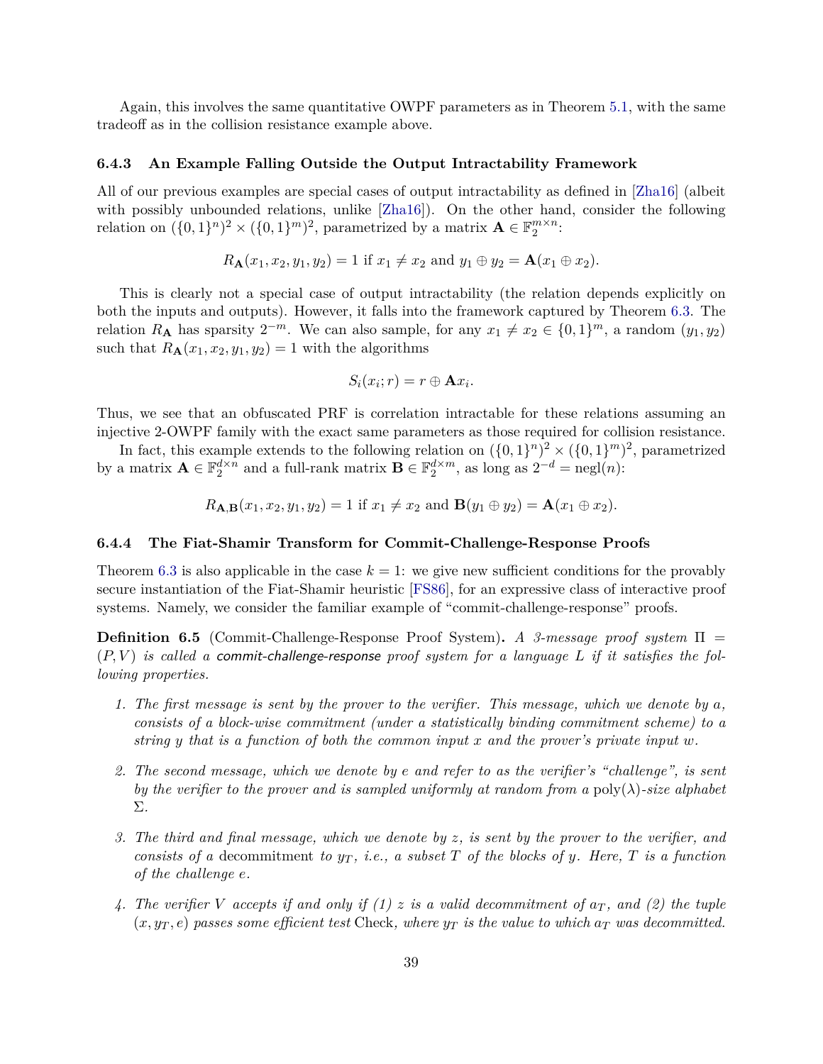Again, this involves the same quantitative OWPF parameters as in Theorem 5.1, with the same tradeoff as in the collision resistance example above.

### 6.4.3 An Example Falling Outside the Output Intractability Framework

All of our previous examples are special cases of output intractability as defined in [Zha16] (albeit with possibly unbounded relations, unlike [Zha16]). On the other hand, consider the following relation on $(\{0,1\}^n)^2 \times (\{0,1\}^m)^2$, parametrized by a matrix $\mathbf{A} \in \mathbb{F}_2^{m \times n}$:

$$R_{\mathbf{A}}(x_1, x_2, y_1, y_2) = 1 \text{ if } x_1 \neq x_2 \text{ and } y_1 \oplus y_2 = \mathbf{A}(x_1 \oplus x_2).$$

This is clearly not a special case of output intractability (the relation depends explicitly on both the inputs and outputs). However, it falls into the framework captured by Theorem 6.3. The relation $R_{\mathbf{A}}$ has sparsity $2^{-m}$. We can also sample, for any $x_1 \neq x_2 \in \{0,1\}^m$, a random $(y_1, y_2)$ such that $R_{\mathbf{A}}(x_1, x_2, y_1, y_2) = 1$ with the algorithms

$$S_i(x_i; r) = r \oplus \mathbf{A}x_i.$$

Thus, we see that an obfuscated PRF is correlation intractable for these relations assuming an injective 2-OWPF family with the exact same parameters as those required for collision resistance.

In fact, this example extends to the following relation on $(\{0,1\}^n)^2 \times (\{0,1\}^m)^2$, parametrized by a matrix $\mathbf{A} \in \mathbb{F}_2^{d \times n}$ and a full-rank matrix $\mathbf{B} \in \mathbb{F}_2^{d \times m}$, as long as $2^{-d} = \mathrm{negl}(n)$:

$$R_{\mathbf{A},\mathbf{B}}(x_1, x_2, y_1, y_2) = 1 \text{ if } x_1 \neq x_2 \text{ and } \mathbf{B}(y_1 \oplus y_2) = \mathbf{A}(x_1 \oplus x_2).$$

### 6.4.4 The Fiat-Shamir Transform for Commit-Challenge-Response Proofs

Theorem 6.3 is also applicable in the case $k = 1$: we give new sufficient conditions for the provably secure instantiation of the Fiat-Shamir heuristic [FS86], for an expressive class of interactive proof systems. Namely, we consider the familiar example of "commit-challenge-response" proofs.

**Definition 6.5** (Commit-Challenge-Response Proof System)**.** *A 3-message proof system $\Pi = (P, V)$ is called a commit-challenge-response proof system for a language $L$ if it satisfies the following properties.*

1. *The first message is sent by the prover to the verifier. This message, which we denote by $a$, consists of a block-wise commitment (under a statistically binding commitment scheme) to a string $y$ that is a function of both the common input $x$ and the prover's private input $w$.*

2. *The second message, which we denote by $e$ and refer to as the verifier's "challenge", is sent by the verifier to the prover and is sampled uniformly at random from a $\mathrm{poly}(\lambda)$-size alphabet $\Sigma$.*

3. *The third and final message, which we denote by $z$, is sent by the prover to the verifier, and consists of a* decommitment *to $y_T$, i.e., a subset $T$ of the blocks of $y$. Here, $T$ is a function of the challenge $e$.*

4. *The verifier $V$ accepts if and only if (1) $z$ is a valid decommitment of $a_T$, and (2) the tuple $(x, y_T, e)$ passes some efficient test* Check*, where $y_T$ is the value to which $a_T$ was decommitted.*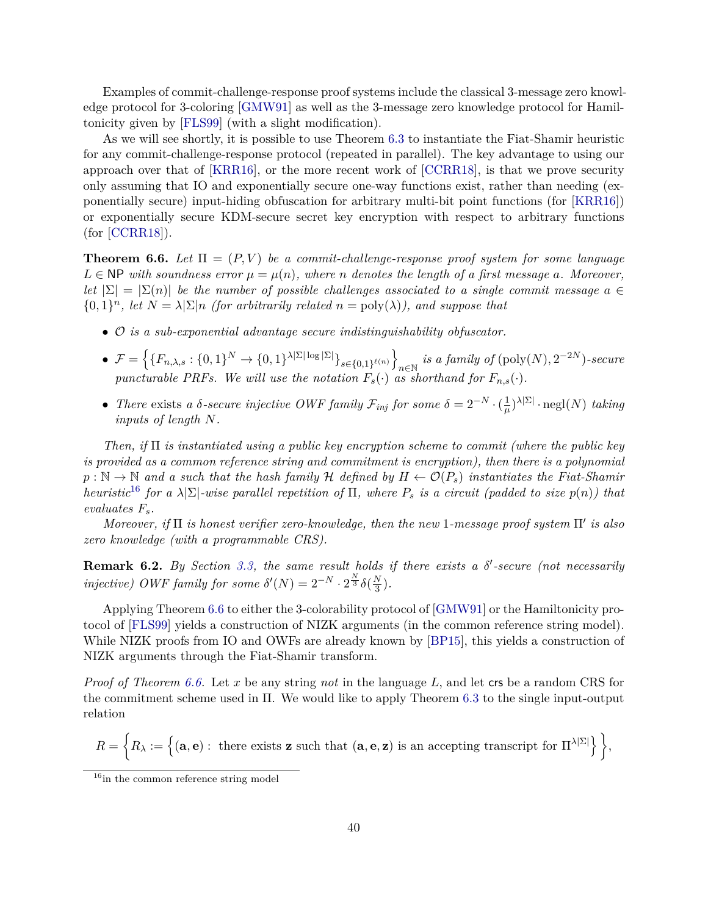Examples of commit-challenge-response proof systems include the classical 3-message zero knowledge protocol for 3-coloring [GMW91] as well as the 3-message zero knowledge protocol for Hamiltonicity given by [FLS99] (with a slight modification).

As we will see shortly, it is possible to use Theorem 6.3 to instantiate the Fiat-Shamir heuristic for any commit-challenge-response protocol (repeated in parallel). The key advantage to using our approach over that of [KRR16], or the more recent work of [CCRR18], is that we prove security only assuming that IO and exponentially secure one-way functions exist, rather than needing (exponentially secure) input-hiding obfuscation for arbitrary multi-bit point functions (for [KRR16]) or exponentially secure KDM-secure secret key encryption with respect to arbitrary functions (for [CCRR18]).

**Theorem 6.6.** *Let $\Pi = (P, V)$ be a commit-challenge-response proof system for some language $L \in \mathsf{NP}$ with soundness error $\mu = \mu(n)$, where $n$ denotes the length of a first message $a$. Moreover, let $|\Sigma| = |\Sigma(n)|$ be the number of possible challenges associated to a single commit message $a \in \{0,1\}^n$, let $N = \lambda|\Sigma|n$ (for arbitrarily related $n = \mathrm{poly}(\lambda)$), and suppose that*

- *$\mathcal{O}$ is a sub-exponential advantage secure indistinguishability obfuscator.*
- *$\mathcal{F} = \left\{\{F_{n,\lambda,s} : \{0,1\}^N \to \{0,1\}^{\lambda|\Sigma|\log|\Sigma|}\}_{s\in\{0,1\}^{\ell(n)}}\right\}_{n\in\mathbb{N}}$ is a family of $(\mathrm{poly}(N), 2^{-2N})$-secure puncturable PRFs. We will use the notation $F_s(\cdot)$ as shorthand for $F_{n,s}(\cdot)$.*
- *There* exists *a $\delta$-secure injective OWF family $\mathcal{F}_{inj}$ for some $\delta = 2^{-N}\cdot(\frac{1}{\mu})^{\lambda|\Sigma|}\cdot \mathrm{negl}(N)$ taking inputs of length $N$.*

*Then, if $\Pi$ is instantiated using a public key encryption scheme to commit (where the public key is provided as a common reference string and commitment is encryption), then there is a polynomial $p : \mathbb{N} \to \mathbb{N}$ and a such that the hash family $\mathcal{H}$ defined by $H \leftarrow \mathcal{O}(P_s)$ instantiates the Fiat-Shamir heuristic*[16] *for a $\lambda|\Sigma|$-wise parallel repetition of $\Pi$, where $P_s$ is a circuit (padded to size $p(n)$) that evaluates $F_s$.*

*Moreover, if $\Pi$ is honest verifier zero-knowledge, then the new 1-message proof system $\Pi'$ is also zero knowledge (with a programmable CRS).*

**Remark 6.2.** *By Section 3.3, the same result holds if there exists a $\delta'$-secure (not necessarily injective) OWF family for some $\delta'(N) = 2^{-N}\cdot 2^{\frac{N}{3}}\delta(\frac{N}{3})$.*

Applying Theorem 6.6 to either the 3-colorability protocol of [GMW91] or the Hamiltonicity protocol of [FLS99] yields a construction of NIZK arguments (in the common reference string model). While NIZK proofs from IO and OWFs are already known by [BP15], this yields a construction of NIZK arguments through the Fiat-Shamir transform.

*Proof of Theorem 6.6.* Let $x$ be any string *not* in the language $L$, and let $\mathsf{crs}$ be a random CRS for the commitment scheme used in $\Pi$. We would like to apply Theorem 6.3 to the single input-output relation

$$R = \left\{R_\lambda := \left\{(\mathbf{a},\mathbf{e}) : \text{ there exists } \mathbf{z} \text{ such that } (\mathbf{a},\mathbf{e},\mathbf{z}) \text{ is an accepting transcript for } \Pi^{\lambda|\Sigma|}\right\}\right\},$$

[16] in the common reference string model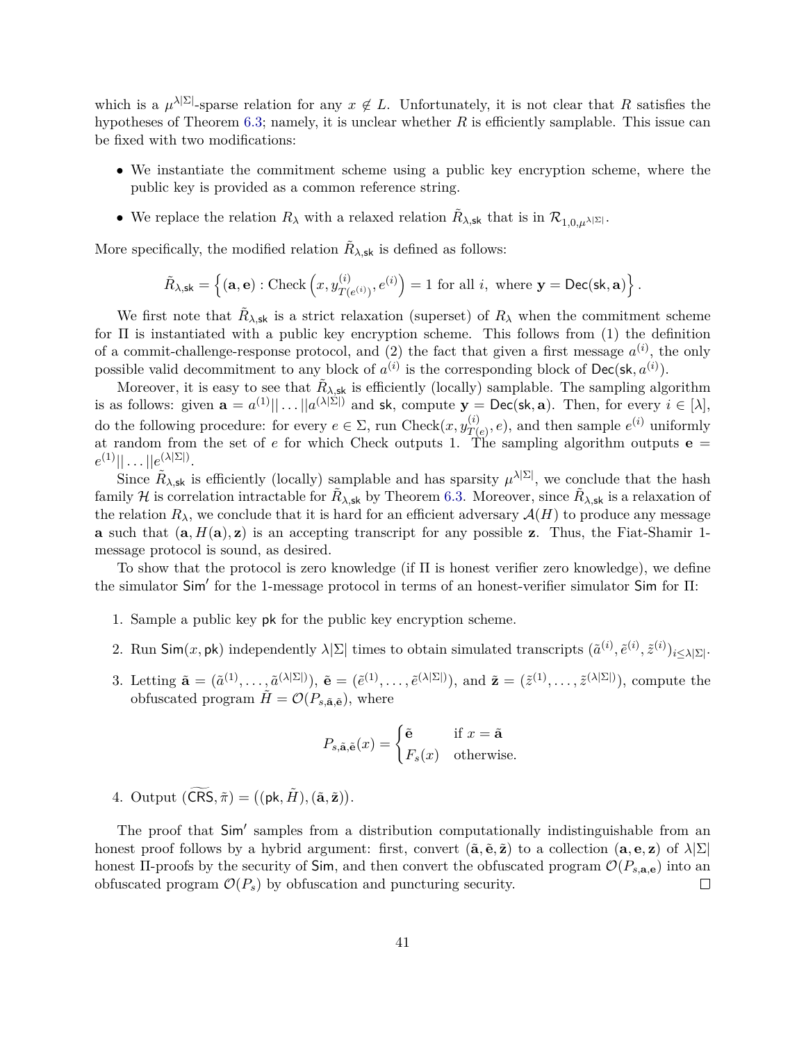which is a $\mu^{\lambda|\Sigma|}$-sparse relation for any $x \notin L$. Unfortunately, it is not clear that $R$ satisfies the hypotheses of Theorem 6.3; namely, it is unclear whether $R$ is efficiently samplable. This issue can be fixed with two modifications:

- We instantiate the commitment scheme using a public key encryption scheme, where the public key is provided as a common reference string.
- We replace the relation $R_\lambda$ with a relaxed relation $\tilde{R}_{\lambda,\mathsf{sk}}$ that is in $\mathcal{R}_{1,0,\mu^{\lambda|\Sigma|}}$.

More specifically, the modified relation $\tilde{R}_{\lambda,\mathsf{sk}}$ is defined as follows:

$$\tilde{R}_{\lambda,\mathsf{sk}} = \left\{(\mathbf{a}, \mathbf{e}) : \text{Check}\left(x, y^{(i)}_{T(e^{(i)})}, e^{(i)}\right) = 1 \text{ for all } i, \text{ where } \mathbf{y} = \mathsf{Dec}(\mathsf{sk}, \mathbf{a})\right\}.$$

We first note that $\tilde{R}_{\lambda,\mathsf{sk}}$ is a strict relaxation (superset) of $R_\lambda$ when the commitment scheme for $\Pi$ is instantiated with a public key encryption scheme. This follows from (1) the definition of a commit-challenge-response protocol, and (2) the fact that given a first message $a^{(i)}$, the only possible valid decommitment to any block of $a^{(i)}$ is the corresponding block of $\mathsf{Dec}(\mathsf{sk}, a^{(i)})$.

Moreover, it is easy to see that $\tilde{R}_{\lambda,\mathsf{sk}}$ is efficiently (locally) samplable. The sampling algorithm is as follows: given $\mathbf{a} = a^{(1)}||\dots||a^{(\lambda|\Sigma|)}$ and $\mathsf{sk}$, compute $\mathbf{y} = \mathsf{Dec}(\mathsf{sk}, \mathbf{a})$. Then, for every $i \in [\lambda]$, do the following procedure: for every $e \in \Sigma$, run $\text{Check}(x, y^{(i)}_{T(e)}, e)$, and then sample $e^{(i)}$ uniformly at random from the set of $e$ for which Check outputs 1. The sampling algorithm outputs $\mathbf{e} = e^{(1)}||\dots||e^{(\lambda|\Sigma|)}$.

Since $\tilde{R}_{\lambda,\mathsf{sk}}$ is efficiently (locally) samplable and has sparsity $\mu^{\lambda|\Sigma|}$, we conclude that the hash family $\mathcal{H}$ is correlation intractable for $\tilde{R}_{\lambda,\mathsf{sk}}$ by Theorem 6.3. Moreover, since $\tilde{R}_{\lambda,\mathsf{sk}}$ is a relaxation of the relation $R_\lambda$, we conclude that it is hard for an efficient adversary $\mathcal{A}(H)$ to produce any message $\mathbf{a}$ such that $(\mathbf{a}, H(\mathbf{a}), \mathbf{z})$ is an accepting transcript for any possible $\mathbf{z}$. Thus, the Fiat-Shamir 1-message protocol is sound, as desired.

To show that the protocol is zero knowledge (if $\Pi$ is honest verifier zero knowledge), we define the simulator $\mathsf{Sim}'$ for the 1-message protocol in terms of an honest-verifier simulator $\mathsf{Sim}$ for $\Pi$:

1. Sample a public key $\mathsf{pk}$ for the public key encryption scheme.
2. Run $\mathsf{Sim}(x, \mathsf{pk})$ independently $\lambda|\Sigma|$ times to obtain simulated transcripts $(\tilde{a}^{(i)}, \tilde{e}^{(i)}, \tilde{z}^{(i)})_{i \le \lambda|\Sigma|}$.
3. Letting $\tilde{\mathbf{a}} = (\tilde{a}^{(1)}, \dots, \tilde{a}^{(\lambda|\Sigma|)})$, $\tilde{\mathbf{e}} = (\tilde{e}^{(1)}, \dots, \tilde{e}^{(\lambda|\Sigma|)})$, and $\tilde{\mathbf{z}} = (\tilde{z}^{(1)}, \dots, \tilde{z}^{(\lambda|\Sigma|)})$, compute the obfuscated program $\tilde{H} = \mathcal{O}(P_{s,\tilde{\mathbf{a}},\tilde{\mathbf{e}}})$, where

$$P_{s,\tilde{\mathbf{a}},\tilde{\mathbf{e}}}(x) = \begin{cases} \tilde{\mathbf{e}} & \text{if } x = \tilde{\mathbf{a}} \\ F_s(x) & \text{otherwise.} \end{cases}$$

4. Output $(\widetilde{\mathsf{CRS}}, \tilde{\pi}) = ((\mathsf{pk}, \tilde{H}), (\tilde{\mathbf{a}}, \tilde{\mathbf{z}}))$.

The proof that $\mathsf{Sim}'$ samples from a distribution computationally indistinguishable from an honest proof follows by a hybrid argument: first, convert $(\tilde{\mathbf{a}}, \tilde{\mathbf{e}}, \tilde{\mathbf{z}})$ to a collection $(\mathbf{a}, \mathbf{e}, \mathbf{z})$ of $\lambda|\Sigma|$ honest $\Pi$-proofs by the security of $\mathsf{Sim}$, and then convert the obfuscated program $\mathcal{O}(P_{s,\mathbf{a},\mathbf{e}})$ into an obfuscated program $\mathcal{O}(P_s)$ by obfuscation and puncturing security. □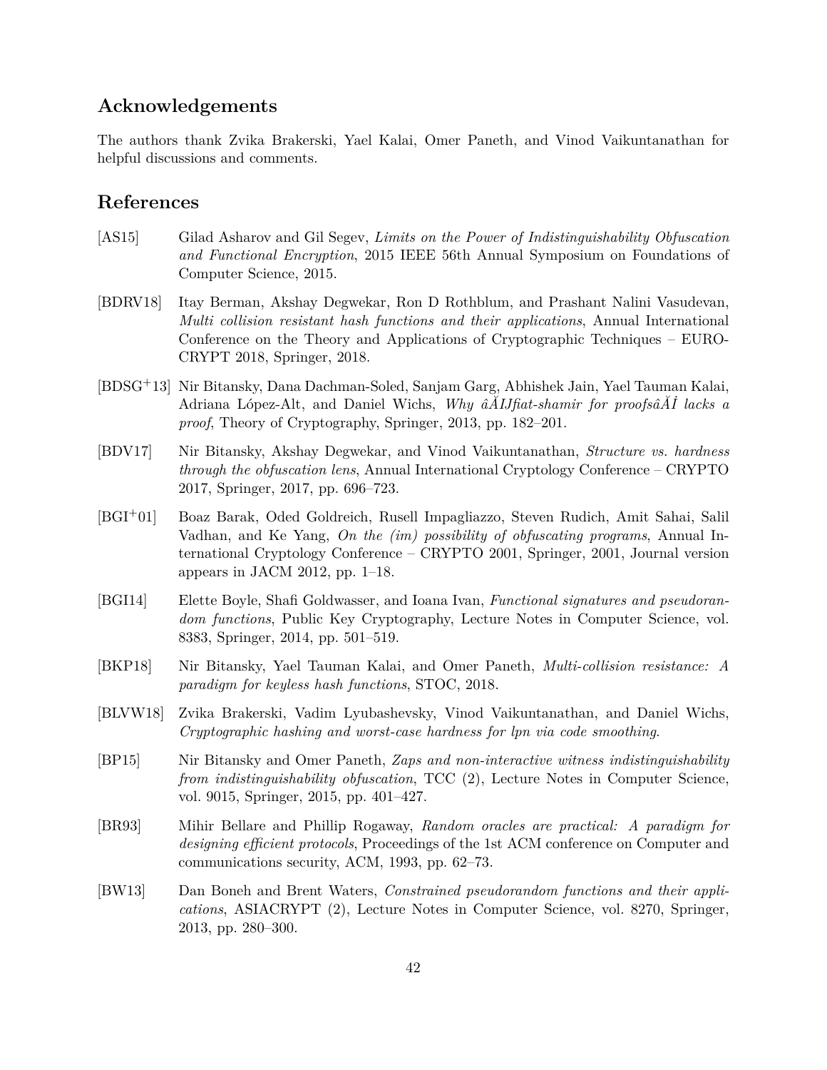## Acknowledgements

The authors thank Zvika Brakerski, Yael Kalai, Omer Paneth, and Vinod Vaikuntanathan for helpful discussions and comments.

## References

[AS15] Gilad Asharov and Gil Segev, *Limits on the Power of Indistinguishability Obfuscation and Functional Encryption*, 2015 IEEE 56th Annual Symposium on Foundations of Computer Science, 2015.

[BDRV18] Itay Berman, Akshay Degwekar, Ron D Rothblum, and Prashant Nalini Vasudevan, *Multi collision resistant hash functions and their applications*, Annual International Conference on the Theory and Applications of Cryptographic Techniques – EUROCRYPT 2018, Springer, 2018.

[BDSG+13] Nir Bitansky, Dana Dachman-Soled, Sanjam Garg, Abhishek Jain, Yael Tauman Kalai, Adriana López-Alt, and Daniel Wichs, *Why âĂIJfiat-shamir for proofsâĂİ lacks a proof*, Theory of Cryptography, Springer, 2013, pp. 182–201.

[BDV17] Nir Bitansky, Akshay Degwekar, and Vinod Vaikuntanathan, *Structure vs. hardness through the obfuscation lens*, Annual International Cryptology Conference – CRYPTO 2017, Springer, 2017, pp. 696–723.

[BGI+01] Boaz Barak, Oded Goldreich, Rusell Impagliazzo, Steven Rudich, Amit Sahai, Salil Vadhan, and Ke Yang, *On the (im) possibility of obfuscating programs*, Annual International Cryptology Conference – CRYPTO 2001, Springer, 2001, Journal version appears in JACM 2012, pp. 1–18.

[BGI14] Elette Boyle, Shafi Goldwasser, and Ioana Ivan, *Functional signatures and pseudorandom functions*, Public Key Cryptography, Lecture Notes in Computer Science, vol. 8383, Springer, 2014, pp. 501–519.

[BKP18] Nir Bitansky, Yael Tauman Kalai, and Omer Paneth, *Multi-collision resistance: A paradigm for keyless hash functions*, STOC, 2018.

[BLVW18] Zvika Brakerski, Vadim Lyubashevsky, Vinod Vaikuntanathan, and Daniel Wichs, *Cryptographic hashing and worst-case hardness for lpn via code smoothing*.

[BP15] Nir Bitansky and Omer Paneth, *Zaps and non-interactive witness indistinguishability from indistinguishability obfuscation*, TCC (2), Lecture Notes in Computer Science, vol. 9015, Springer, 2015, pp. 401–427.

[BR93] Mihir Bellare and Phillip Rogaway, *Random oracles are practical: A paradigm for designing efficient protocols*, Proceedings of the 1st ACM conference on Computer and communications security, ACM, 1993, pp. 62–73.

[BW13] Dan Boneh and Brent Waters, *Constrained pseudorandom functions and their applications*, ASIACRYPT (2), Lecture Notes in Computer Science, vol. 8270, Springer, 2013, pp. 280–300.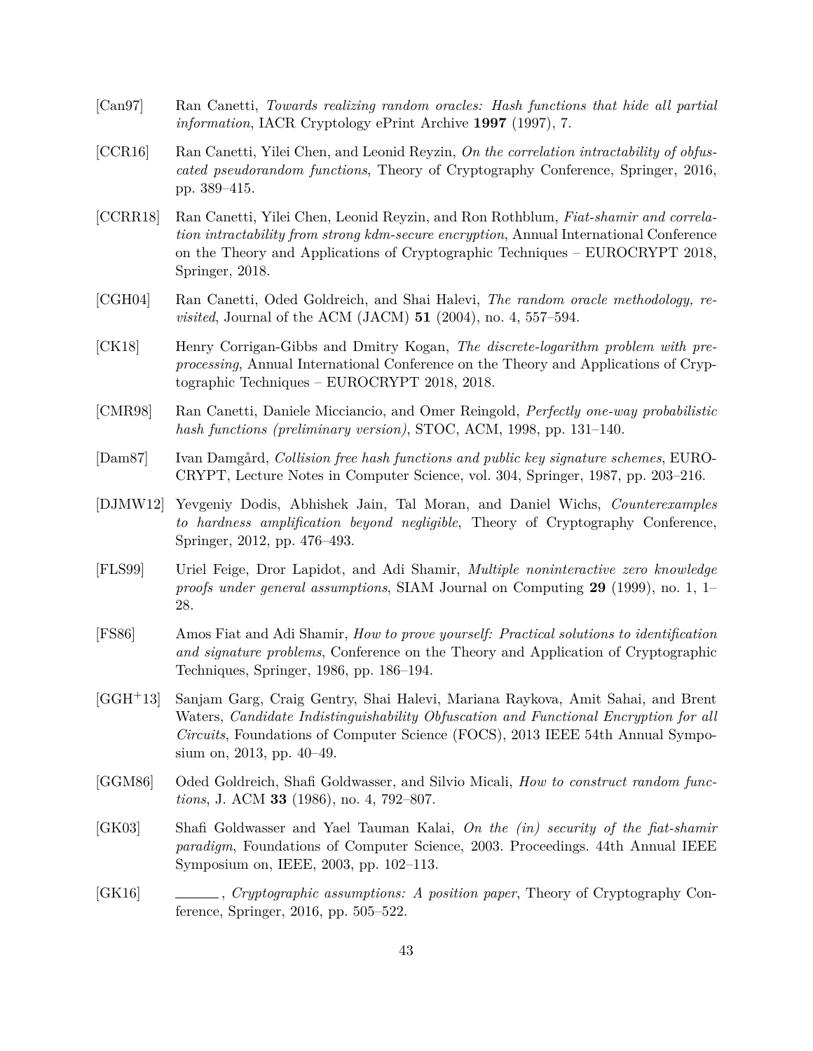[Can97] Ran Canetti, *Towards realizing random oracles: Hash functions that hide all partial information*, IACR Cryptology ePrint Archive **1997** (1997), 7.

[CCR16] Ran Canetti, Yilei Chen, and Leonid Reyzin, *On the correlation intractability of obfuscated pseudorandom functions*, Theory of Cryptography Conference, Springer, 2016, pp. 389–415.

[CCRR18] Ran Canetti, Yilei Chen, Leonid Reyzin, and Ron Rothblum, *Fiat-shamir and correlation intractability from strong kdm-secure encryption*, Annual International Conference on the Theory and Applications of Cryptographic Techniques – EUROCRYPT 2018, Springer, 2018.

[CGH04] Ran Canetti, Oded Goldreich, and Shai Halevi, *The random oracle methodology, revisited*, Journal of the ACM (JACM) **51** (2004), no. 4, 557–594.

[CK18] Henry Corrigan-Gibbs and Dmitry Kogan, *The discrete-logarithm problem with preprocessing*, Annual International Conference on the Theory and Applications of Cryptographic Techniques – EUROCRYPT 2018, 2018.

[CMR98] Ran Canetti, Daniele Micciancio, and Omer Reingold, *Perfectly one-way probabilistic hash functions (preliminary version)*, STOC, ACM, 1998, pp. 131–140.

[Dam87] Ivan Damgård, *Collision free hash functions and public key signature schemes*, EUROCRYPT, Lecture Notes in Computer Science, vol. 304, Springer, 1987, pp. 203–216.

[DJMW12] Yevgeniy Dodis, Abhishek Jain, Tal Moran, and Daniel Wichs, *Counterexamples to hardness amplification beyond negligible*, Theory of Cryptography Conference, Springer, 2012, pp. 476–493.

[FLS99] Uriel Feige, Dror Lapidot, and Adi Shamir, *Multiple noninteractive zero knowledge proofs under general assumptions*, SIAM Journal on Computing **29** (1999), no. 1, 1–28.

[FS86] Amos Fiat and Adi Shamir, *How to prove yourself: Practical solutions to identification and signature problems*, Conference on the Theory and Application of Cryptographic Techniques, Springer, 1986, pp. 186–194.

[GGH+13] Sanjam Garg, Craig Gentry, Shai Halevi, Mariana Raykova, Amit Sahai, and Brent Waters, *Candidate Indistinguishability Obfuscation and Functional Encryption for all Circuits*, Foundations of Computer Science (FOCS), 2013 IEEE 54th Annual Symposium on, 2013, pp. 40–49.

[GGM86] Oded Goldreich, Shafi Goldwasser, and Silvio Micali, *How to construct random functions*, J. ACM **33** (1986), no. 4, 792–807.

[GK03] Shafi Goldwasser and Yael Tauman Kalai, *On the (in) security of the fiat-shamir paradigm*, Foundations of Computer Science, 2003. Proceedings. 44th Annual IEEE Symposium on, IEEE, 2003, pp. 102–113.

[GK16] ______, *Cryptographic assumptions: A position paper*, Theory of Cryptography Conference, Springer, 2016, pp. 505–522.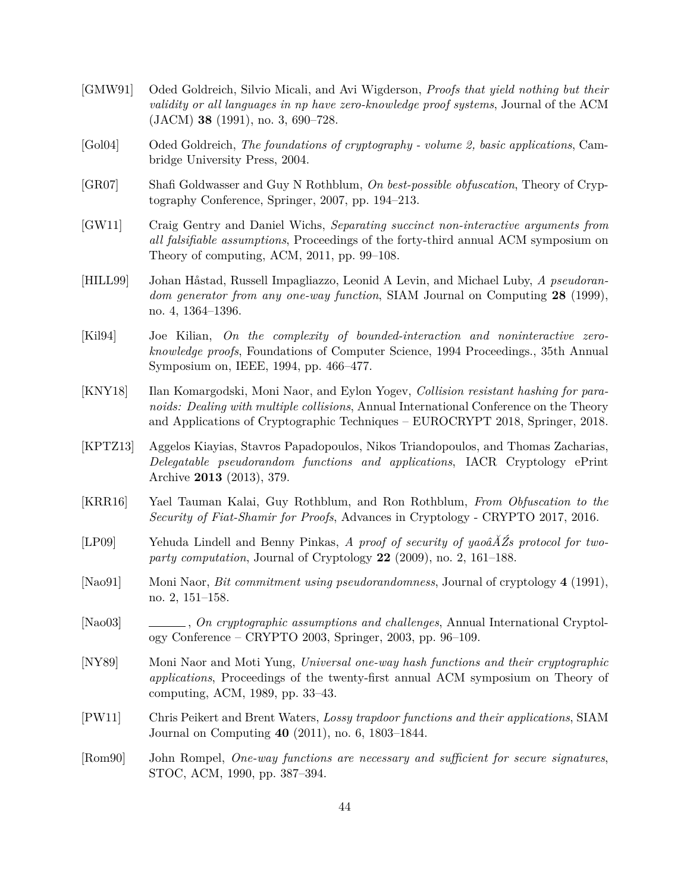[GMW91] Oded Goldreich, Silvio Micali, and Avi Wigderson, *Proofs that yield nothing but their validity or all languages in np have zero-knowledge proof systems*, Journal of the ACM (JACM) **38** (1991), no. 3, 690–728.

[Gol04] Oded Goldreich, *The foundations of cryptography - volume 2, basic applications*, Cambridge University Press, 2004.

[GR07] Shafi Goldwasser and Guy N Rothblum, *On best-possible obfuscation*, Theory of Cryptography Conference, Springer, 2007, pp. 194–213.

[GW11] Craig Gentry and Daniel Wichs, *Separating succinct non-interactive arguments from all falsifiable assumptions*, Proceedings of the forty-third annual ACM symposium on Theory of computing, ACM, 2011, pp. 99–108.

[HILL99] Johan Håstad, Russell Impagliazzo, Leonid A Levin, and Michael Luby, *A pseudorandom generator from any one-way function*, SIAM Journal on Computing **28** (1999), no. 4, 1364–1396.

[Kil94] Joe Kilian, *On the complexity of bounded-interaction and noninteractive zero-knowledge proofs*, Foundations of Computer Science, 1994 Proceedings., 35th Annual Symposium on, IEEE, 1994, pp. 466–477.

[KNY18] Ilan Komargodski, Moni Naor, and Eylon Yogev, *Collision resistant hashing for paranoids: Dealing with multiple collisions*, Annual International Conference on the Theory and Applications of Cryptographic Techniques – EUROCRYPT 2018, Springer, 2018.

[KPTZ13] Aggelos Kiayias, Stavros Papadopoulos, Nikos Triandopoulos, and Thomas Zacharias, *Delegatable pseudorandom functions and applications*, IACR Cryptology ePrint Archive **2013** (2013), 379.

[KRR16] Yael Tauman Kalai, Guy Rothblum, and Ron Rothblum, *From Obfuscation to the Security of Fiat-Shamir for Proofs*, Advances in Cryptology - CRYPTO 2017, 2016.

[LP09] Yehuda Lindell and Benny Pinkas, *A proof of security of yaoâĂŹs protocol for two-party computation*, Journal of Cryptology **22** (2009), no. 2, 161–188.

[Nao91] Moni Naor, *Bit commitment using pseudorandomness*, Journal of cryptology **4** (1991), no. 2, 151–158.

[Nao03] ______, *On cryptographic assumptions and challenges*, Annual International Cryptology Conference – CRYPTO 2003, Springer, 2003, pp. 96–109.

[NY89] Moni Naor and Moti Yung, *Universal one-way hash functions and their cryptographic applications*, Proceedings of the twenty-first annual ACM symposium on Theory of computing, ACM, 1989, pp. 33–43.

[PW11] Chris Peikert and Brent Waters, *Lossy trapdoor functions and their applications*, SIAM Journal on Computing **40** (2011), no. 6, 1803–1844.

[Rom90] John Rompel, *One-way functions are necessary and sufficient for secure signatures*, STOC, ACM, 1990, pp. 387–394.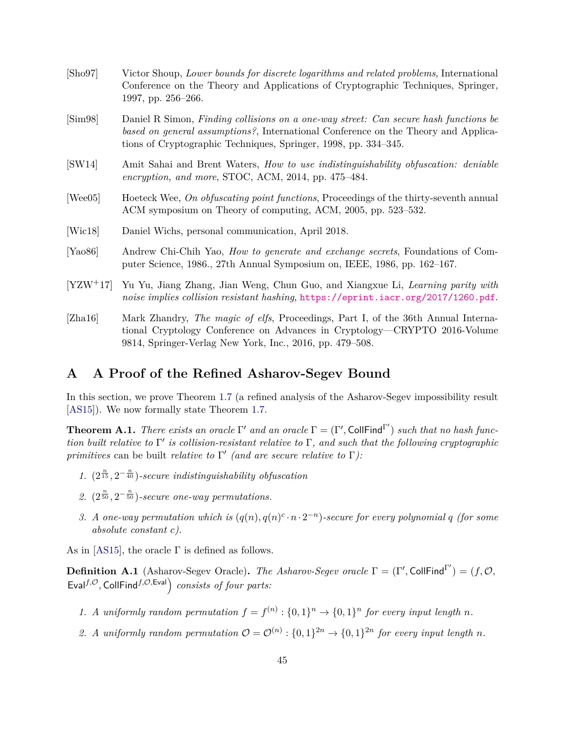[Sho97] Victor Shoup, *Lower bounds for discrete logarithms and related problems*, International Conference on the Theory and Applications of Cryptographic Techniques, Springer, 1997, pp. 256–266.

[Sim98] Daniel R Simon, *Finding collisions on a one-way street: Can secure hash functions be based on general assumptions?*, International Conference on the Theory and Applications of Cryptographic Techniques, Springer, 1998, pp. 334–345.

[SW14] Amit Sahai and Brent Waters, *How to use indistinguishability obfuscation: deniable encryption, and more*, STOC, ACM, 2014, pp. 475–484.

[Wee05] Hoeteck Wee, *On obfuscating point functions*, Proceedings of the thirty-seventh annual ACM symposium on Theory of computing, ACM, 2005, pp. 523–532.

[Wic18] Daniel Wichs, personal communication, April 2018.

[Yao86] Andrew Chi-Chih Yao, *How to generate and exchange secrets*, Foundations of Computer Science, 1986., 27th Annual Symposium on, IEEE, 1986, pp. 162–167.

[YZW+17] Yu Yu, Jiang Zhang, Jian Weng, Chun Guo, and Xiangxue Li, *Learning parity with noise implies collision resistant hashing*, https://eprint.iacr.org/2017/1260.pdf.

[Zha16] Mark Zhandry, *The magic of elfs*, Proceedings, Part I, of the 36th Annual International Cryptology Conference on Advances in Cryptology—CRYPTO 2016-Volume 9814, Springer-Verlag New York, Inc., 2016, pp. 479–508.

# A A Proof of the Refined Asharov-Segev Bound

In this section, we prove Theorem 1.7 (a refined analysis of the Asharov-Segev impossibility result [AS15]). We now formally state Theorem 1.7.

**Theorem A.1.** *There exists an oracle $\Gamma'$ and an oracle $\Gamma = (\Gamma', \mathsf{CollFind}^{\Gamma'})$ such that no hash function built relative to $\Gamma'$ is collision-resistant relative to $\Gamma$, and such that the following cryptographic primitives* can be built *relative to $\Gamma'$ (and are secure relative to $\Gamma$):*

1. *$(2^{\frac{n}{15}}, 2^{-\frac{n}{40}})$-secure indistinguishability obfuscation*
2. *$(2^{\frac{n}{50}}, 2^{-\frac{n}{50}})$-secure one-way permutations.*
3. *A one-way permutation which is $(q(n), q(n)^c \cdot n \cdot 2^{-n})$-secure for every polynomial $q$ (for some absolute constant $c$).*

As in [AS15], the oracle $\Gamma$ is defined as follows.

**Definition A.1** (Asharov-Segev Oracle)**.** *The Asharov-Segev oracle $\Gamma = (\Gamma', \mathsf{CollFind}^{\Gamma'}) = (f, \mathcal{O}, \mathsf{Eval}^{f,\mathcal{O}}, \mathsf{CollFind}^{f,\mathcal{O},\mathsf{Eval}})$ consists of four parts:*

1. *A uniformly random permutation $f = f^{(n)} : \{0,1\}^n \to \{0,1\}^n$ for every input length $n$.*
2. *A uniformly random permutation $\mathcal{O} = \mathcal{O}^{(n)} : \{0,1\}^{2n} \to \{0,1\}^{2n}$ for every input length $n$.*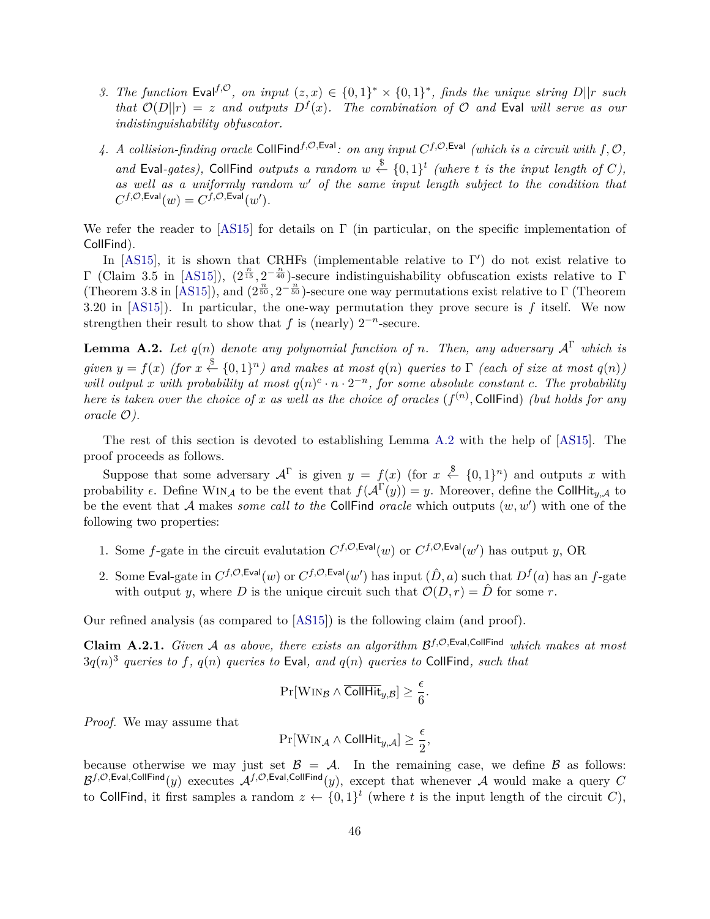3. *The function* $\mathsf{Eval}^{f,\mathcal{O}}$*, on input* $(z, x) \in \{0,1\}^* \times \{0,1\}^*$*, finds the unique string* $D||r$ *such that* $\mathcal{O}(D||r) = z$ *and outputs* $D^f(x)$*. The combination of* $\mathcal{O}$ *and* $\mathsf{Eval}$ *will serve as our indistinguishability obfuscator.*

4. *A collision-finding oracle* $\mathsf{CollFind}^{f,\mathcal{O},\mathsf{Eval}}$*: on any input* $C^{f,\mathcal{O},\mathsf{Eval}}$ *(which is a circuit with* $f, \mathcal{O}$*, and* $\mathsf{Eval}$*-gates),* $\mathsf{CollFind}$ *outputs a random* $w \xleftarrow{\$} \{0,1\}^t$ *(where* $t$ *is the input length of* $C$*), as well as a uniformly random* $w'$ *of the same input length subject to the condition that* $C^{f,\mathcal{O},\mathsf{Eval}}(w) = C^{f,\mathcal{O},\mathsf{Eval}}(w')$*.*

We refer the reader to [AS15] for details on $\Gamma$ (in particular, on the specific implementation of $\mathsf{CollFind}$).

In [AS15], it is shown that CRHFs (implementable relative to $\Gamma'$) do not exist relative to $\Gamma$ (Claim 3.5 in [AS15]), $(2^{\frac{n}{15}}, 2^{-\frac{n}{40}})$-secure indistinguishability obfuscation exists relative to $\Gamma$ (Theorem 3.8 in [AS15]), and $(2^{\frac{n}{50}}, 2^{-\frac{n}{50}})$-secure one way permutations exist relative to $\Gamma$ (Theorem 3.20 in [AS15]). In particular, the one-way permutation they prove secure is $f$ itself. We now strengthen their result to show that $f$ is (nearly) $2^{-n}$-secure.

**Lemma A.2.** *Let* $q(n)$ *denote any polynomial function of* $n$*. Then, any adversary* $\mathcal{A}^\Gamma$ *which is given* $y = f(x)$ *(for* $x \xleftarrow{\$} \{0,1\}^n$*) and makes at most* $q(n)$ *queries to* $\Gamma$ *(each of size at most* $q(n)$*) will output* $x$ *with probability at most* $q(n)^c \cdot n \cdot 2^{-n}$*, for some absolute constant* $c$*. The probability here is taken over the choice of* $x$ *as well as the choice of oracles* $(f^{(n)}, \mathsf{CollFind})$ *(but holds for any oracle* $\mathcal{O}$*).*

The rest of this section is devoted to establishing Lemma A.2 with the help of [AS15]. The proof proceeds as follows.

Suppose that some adversary $\mathcal{A}^\Gamma$ is given $y = f(x)$ (for $x \xleftarrow{\$} \{0,1\}^n$) and outputs $x$ with probability $\epsilon$. Define $\textsc{Win}_\mathcal{A}$ to be the event that $f(\mathcal{A}^\Gamma(y)) = y$. Moreover, define the $\mathsf{CollHit}_{y,\mathcal{A}}$ to be the event that $\mathcal{A}$ makes *some call to the* $\mathsf{CollFind}$ *oracle* which outputs $(w, w')$ with one of the following two properties:

1. Some $f$-gate in the circuit evaluation $C^{f,\mathcal{O},\mathsf{Eval}}(w)$ or $C^{f,\mathcal{O},\mathsf{Eval}}(w')$ has output $y$, OR
2. Some $\mathsf{Eval}$-gate in $C^{f,\mathcal{O},\mathsf{Eval}}(w)$ or $C^{f,\mathcal{O},\mathsf{Eval}}(w')$ has input $(\hat{D}, a)$ such that $D^f(a)$ has an $f$-gate with output $y$, where $D$ is the unique circuit such that $\mathcal{O}(D, r) = \hat{D}$ for some $r$.

Our refined analysis (as compared to [AS15]) is the following claim (and proof).

**Claim A.2.1.** *Given* $\mathcal{A}$ *as above, there exists an algorithm* $\mathcal{B}^{f,\mathcal{O},\mathsf{Eval},\mathsf{CollFind}}$ *which makes at most* $3q(n)^3$ *queries to* $f$*,* $q(n)$ *queries to* $\mathsf{Eval}$*, and* $q(n)$ *queries to* $\mathsf{CollFind}$*, such that*

$$\Pr[\textsc{Win}_\mathcal{B} \wedge \overline{\mathsf{CollHit}}_{y,\mathcal{B}}] \geq \frac{\epsilon}{6}.$$

*Proof.* We may assume that

$$\Pr[\textsc{Win}_\mathcal{A} \wedge \mathsf{CollHit}_{y,\mathcal{A}}] \geq \frac{\epsilon}{2},$$

because otherwise we may just set $\mathcal{B} = \mathcal{A}$. In the remaining case, we define $\mathcal{B}$ as follows: $\mathcal{B}^{f,\mathcal{O},\mathsf{Eval},\mathsf{CollFind}}(y)$ executes $\mathcal{A}^{f,\mathcal{O},\mathsf{Eval},\mathsf{CollFind}}(y)$, except that whenever $\mathcal{A}$ would make a query $C$ to $\mathsf{CollFind}$, it first samples a random $z \leftarrow \{0,1\}^t$ (where $t$ is the input length of the circuit $C$),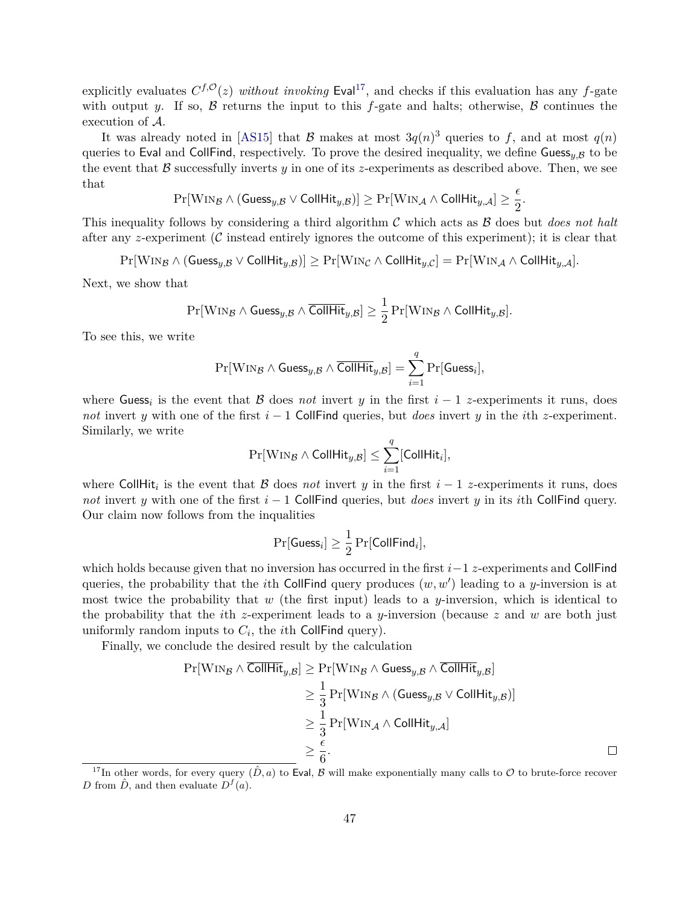explicitly evaluates $C^{f,\mathcal{O}}(z)$ *without invoking* $\mathsf{Eval}$[17], and checks if this evaluation has any $f$-gate with output $y$. If so, $\mathcal{B}$ returns the input to this $f$-gate and halts; otherwise, $\mathcal{B}$ continues the execution of $\mathcal{A}$.

It was already noted in [AS15] that $\mathcal{B}$ makes at most $3q(n)^3$ queries to $f$, and at most $q(n)$ queries to $\mathsf{Eval}$ and $\mathsf{CollFind}$, respectively. To prove the desired inequality, we define $\mathsf{Guess}_{y,\mathcal{B}}$ to be the event that $\mathcal{B}$ successfully inverts $y$ in one of its $z$-experiments as described above. Then, we see that

$$\Pr[\textsc{Win}_{\mathcal{B}} \wedge (\mathsf{Guess}_{y,\mathcal{B}} \vee \mathsf{CollHit}_{y,\mathcal{B}})] \geq \Pr[\textsc{Win}_{\mathcal{A}} \wedge \mathsf{CollHit}_{y,\mathcal{A}}] \geq \frac{\epsilon}{2}.$$

This inequality follows by considering a third algorithm $\mathcal{C}$ which acts as $\mathcal{B}$ does but *does not halt* after any $z$-experiment ($\mathcal{C}$ instead entirely ignores the outcome of this experiment); it is clear that

$$\Pr[\textsc{Win}_{\mathcal{B}} \wedge (\mathsf{Guess}_{y,\mathcal{B}} \vee \mathsf{CollHit}_{y,\mathcal{B}})] \geq \Pr[\textsc{Win}_{\mathcal{C}} \wedge \mathsf{CollHit}_{y,\mathcal{C}}] = \Pr[\textsc{Win}_{\mathcal{A}} \wedge \mathsf{CollHit}_{y,\mathcal{A}}].$$

Next, we show that

$$\Pr[\textsc{Win}_{\mathcal{B}} \wedge \mathsf{Guess}_{y,\mathcal{B}} \wedge \overline{\mathsf{CollHit}}_{y,\mathcal{B}}] \geq \frac{1}{2}\Pr[\textsc{Win}_{\mathcal{B}} \wedge \mathsf{CollHit}_{y,\mathcal{B}}].$$

To see this, we write

$$\Pr[\textsc{Win}_{\mathcal{B}} \wedge \mathsf{Guess}_{y,\mathcal{B}} \wedge \overline{\mathsf{CollHit}}_{y,\mathcal{B}}] = \sum_{i=1}^{q} \Pr[\mathsf{Guess}_i],$$

where $\mathsf{Guess}_i$ is the event that $\mathcal{B}$ does *not* invert $y$ in the first $i-1$ $z$-experiments it runs, does *not* invert $y$ with one of the first $i-1$ $\mathsf{CollFind}$ queries, but *does* invert $y$ in the $i$th $z$-experiment. Similarly, we write

$$\Pr[\textsc{Win}_{\mathcal{B}} \wedge \mathsf{CollHit}_{y,\mathcal{B}}] \leq \sum_{i=1}^{q} [\mathsf{CollHit}_i],$$

where $\mathsf{CollHit}_i$ is the event that $\mathcal{B}$ does *not* invert $y$ in the first $i-1$ $z$-experiments it runs, does *not* invert $y$ with one of the first $i-1$ $\mathsf{CollFind}$ queries, but *does* invert $y$ in its $i$th $\mathsf{CollFind}$ query. Our claim now follows from the inqualities

$$\Pr[\mathsf{Guess}_i] \geq \frac{1}{2}\Pr[\mathsf{CollFind}_i],$$

which holds because given that no inversion has occurred in the first $i-1$ $z$-experiments and $\mathsf{CollFind}$ queries, the probability that the $i$th $\mathsf{CollFind}$ query produces $(w, w')$ leading to a $y$-inversion is at most twice the probability that $w$ (the first input) leads to a $y$-inversion, which is identical to the probability that the $i$th $z$-experiment leads to a $y$-inversion (because $z$ and $w$ are both just uniformly random inputs to $C_i$, the $i$th $\mathsf{CollFind}$ query).

Finally, we conclude the desired result by the calculation

$$\begin{aligned}
\Pr[\textsc{Win}_{\mathcal{B}} \wedge \overline{\mathsf{CollHit}}_{y,\mathcal{B}}] &\geq \Pr[\textsc{Win}_{\mathcal{B}} \wedge \mathsf{Guess}_{y,\mathcal{B}} \wedge \overline{\mathsf{CollHit}}_{y,\mathcal{B}}] \\
&\geq \frac{1}{3}\Pr[\textsc{Win}_{\mathcal{B}} \wedge (\mathsf{Guess}_{y,\mathcal{B}} \vee \mathsf{CollHit}_{y,\mathcal{B}})] \\
&\geq \frac{1}{3}\Pr[\textsc{Win}_{\mathcal{A}} \wedge \mathsf{CollHit}_{y,\mathcal{A}}] \\
&\geq \frac{\epsilon}{6}.
\end{aligned}$$

□

[17] In other words, for every query $(\hat{D}, a)$ to $\mathsf{Eval}$, $\mathcal{B}$ will make exponentially many calls to $\mathcal{O}$ to brute-force recover $D$ from $\hat{D}$, and then evaluate $D^f(a)$.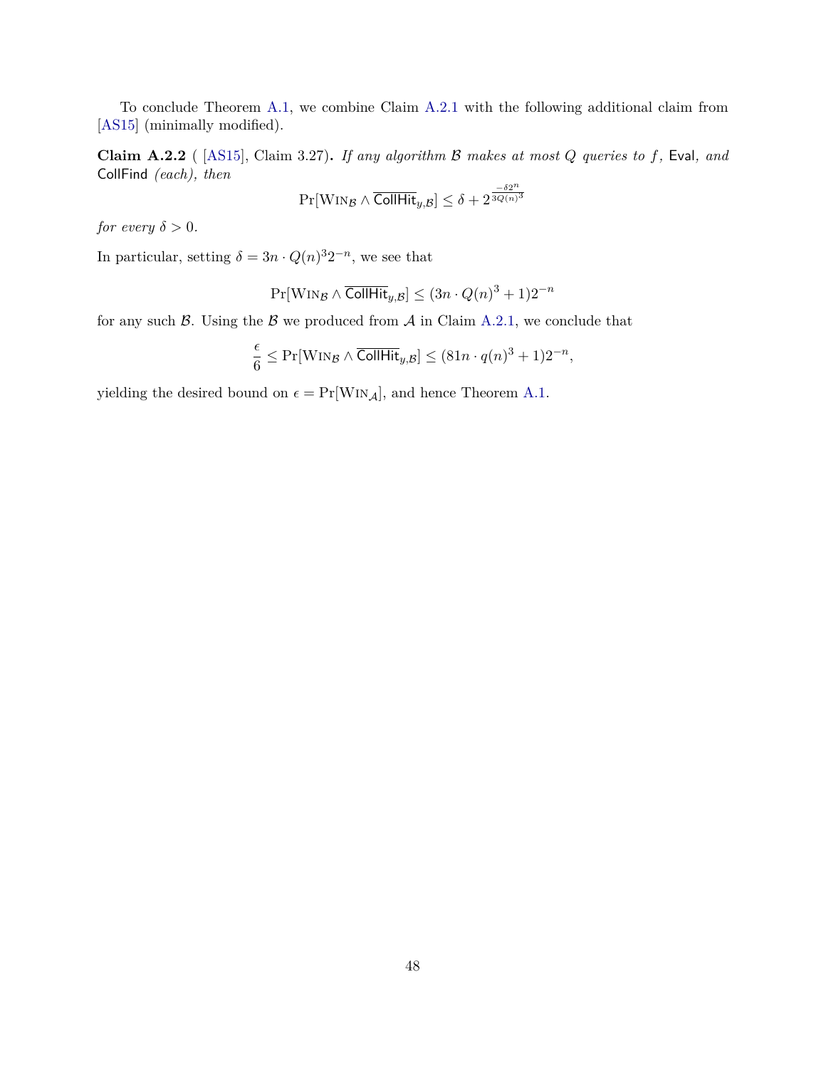To conclude Theorem A.1, we combine Claim A.2.1 with the following additional claim from [AS15] (minimally modified).

**Claim A.2.2** ( [AS15], Claim 3.27)**.** *If any algorithm $\mathcal{B}$ makes at most $Q$ queries to $f$,* $\mathsf{Eval}$*, and* $\mathsf{CollFind}$ *(each), then*

$$\Pr[\textsc{Win}_{\mathcal{B}} \wedge \overline{\mathsf{CollHit}}_{y,\mathcal{B}}] \leq \delta + 2^{\frac{-\delta 2^n}{3Q(n)^3}}$$

*for every $\delta > 0$.*

In particular, setting $\delta = 3n \cdot Q(n)^3 2^{-n}$, we see that

$$\Pr[\textsc{Win}_{\mathcal{B}} \wedge \overline{\mathsf{CollHit}}_{y,\mathcal{B}}] \leq (3n \cdot Q(n)^3 + 1)2^{-n}$$

for any such $\mathcal{B}$. Using the $\mathcal{B}$ we produced from $\mathcal{A}$ in Claim A.2.1, we conclude that

$$\frac{\epsilon}{6} \leq \Pr[\textsc{Win}_{\mathcal{B}} \wedge \overline{\mathsf{CollHit}}_{y,\mathcal{B}}] \leq (81n \cdot q(n)^3 + 1)2^{-n},$$

yielding the desired bound on $\epsilon = \Pr[\textsc{Win}_{\mathcal{A}}]$, and hence Theorem A.1.